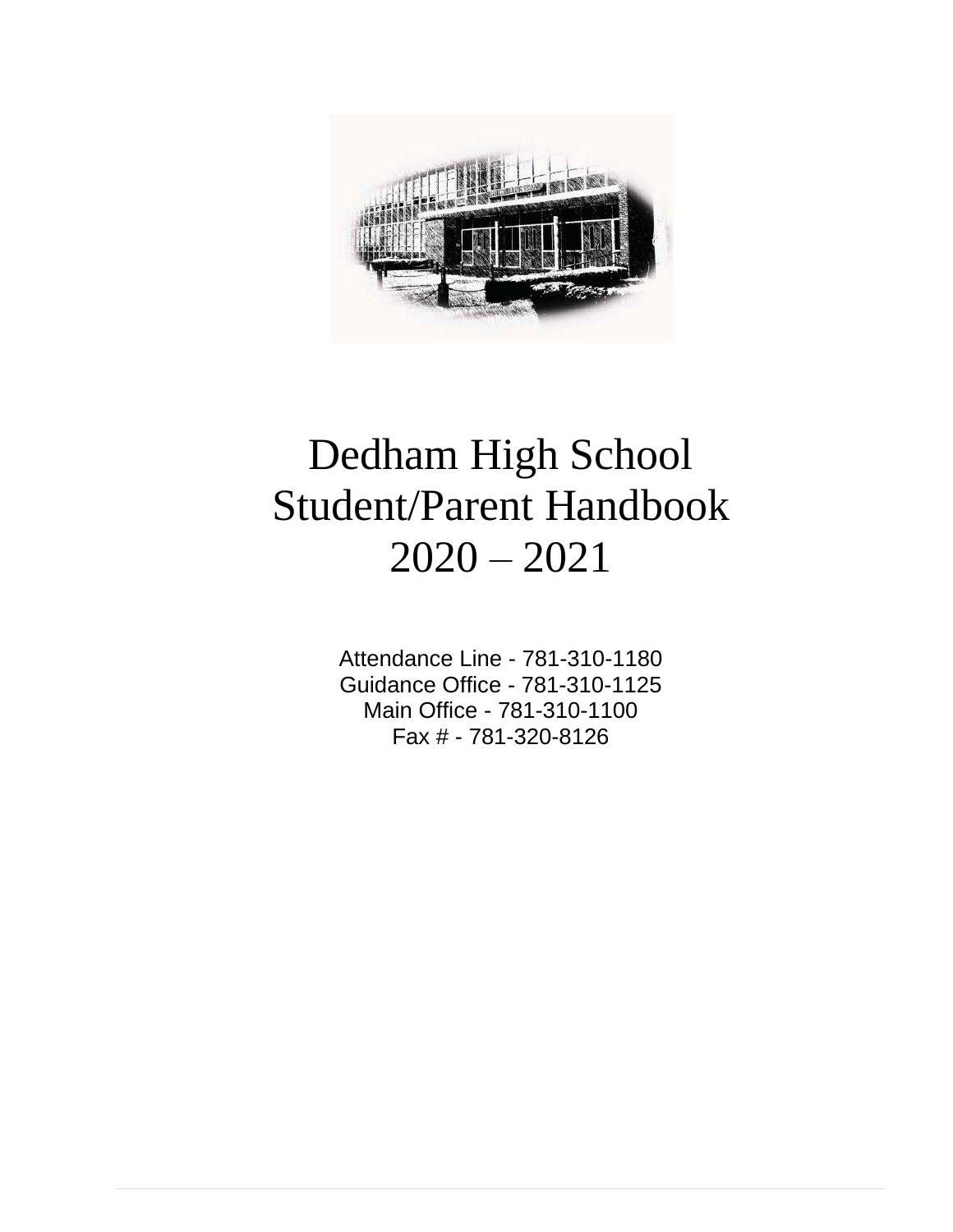# Dedham High School Student/Parent Handbook 2020 – 2021

Attendance Line - 781-310-1180
Guidance Office - 781-310-1125
Main Office - 781-310-1100
Fax # - 781-320-8126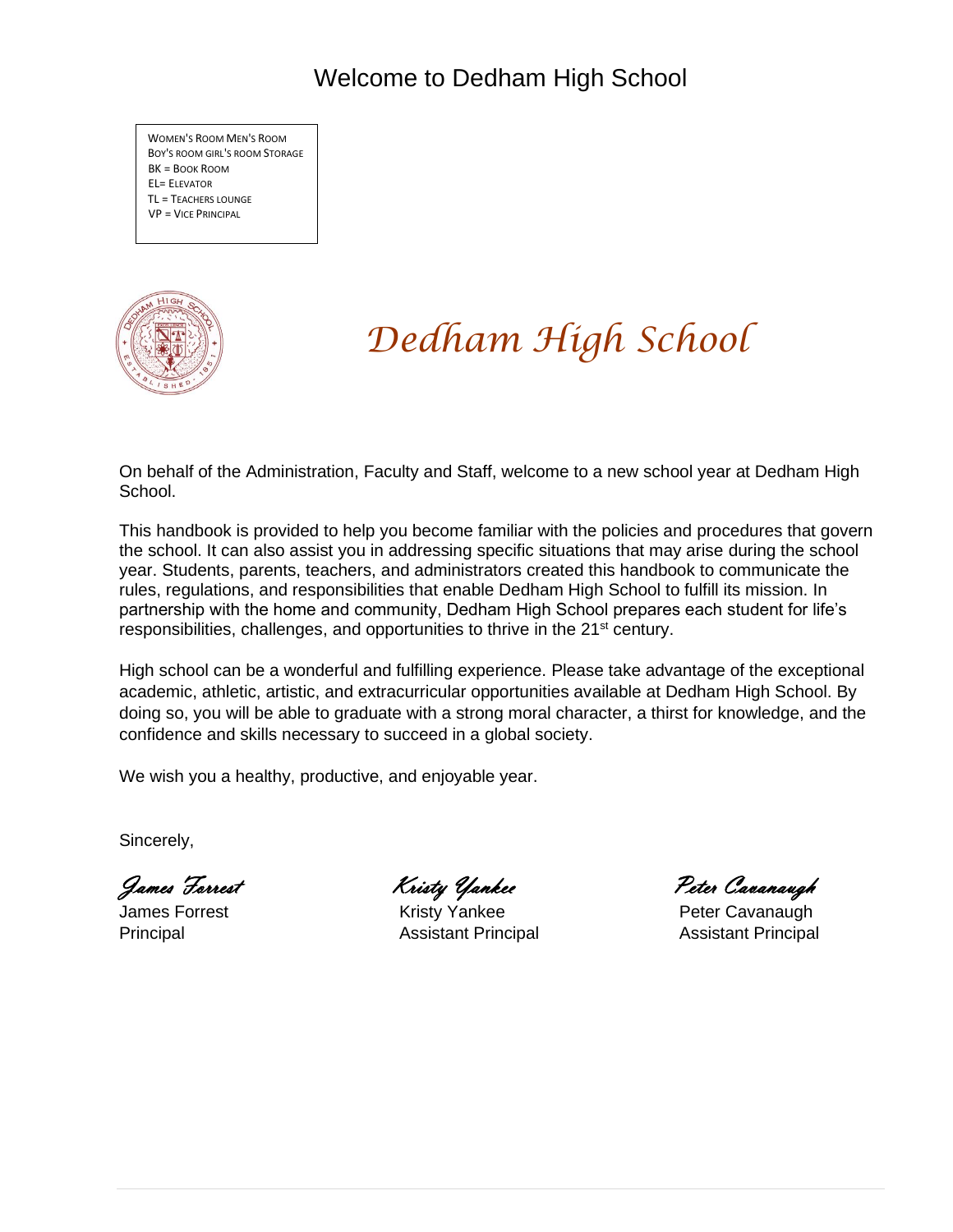# Welcome to Dedham High School

WOMEN'S ROOM MEN'S ROOM
BOY'S ROOM GIRL'S ROOM STORAGE
BK = BOOK ROOM
EL= ELEVATOR
TL = TEACHERS LOUNGE
VP = VICE PRINCIPAL

# *Dedham High School*

On behalf of the Administration, Faculty and Staff, welcome to a new school year at Dedham High School.

This handbook is provided to help you become familiar with the policies and procedures that govern the school. It can also assist you in addressing specific situations that may arise during the school year. Students, parents, teachers, and administrators created this handbook to communicate the rules, regulations, and responsibilities that enable Dedham High School to fulfill its mission. In partnership with the home and community, Dedham High School prepares each student for life's responsibilities, challenges, and opportunities to thrive in the 21st century.

High school can be a wonderful and fulfilling experience. Please take advantage of the exceptional academic, athletic, artistic, and extracurricular opportunities available at Dedham High School. By doing so, you will be able to graduate with a strong moral character, a thirst for knowledge, and the confidence and skills necessary to succeed in a global society.

We wish you a healthy, productive, and enjoyable year.

Sincerely,

*James Forrest*
James Forrest
Principal

*Kristy Yankee*
Kristy Yankee
Assistant Principal

*Peter Cavanaugh*
Peter Cavanaugh
Assistant Principal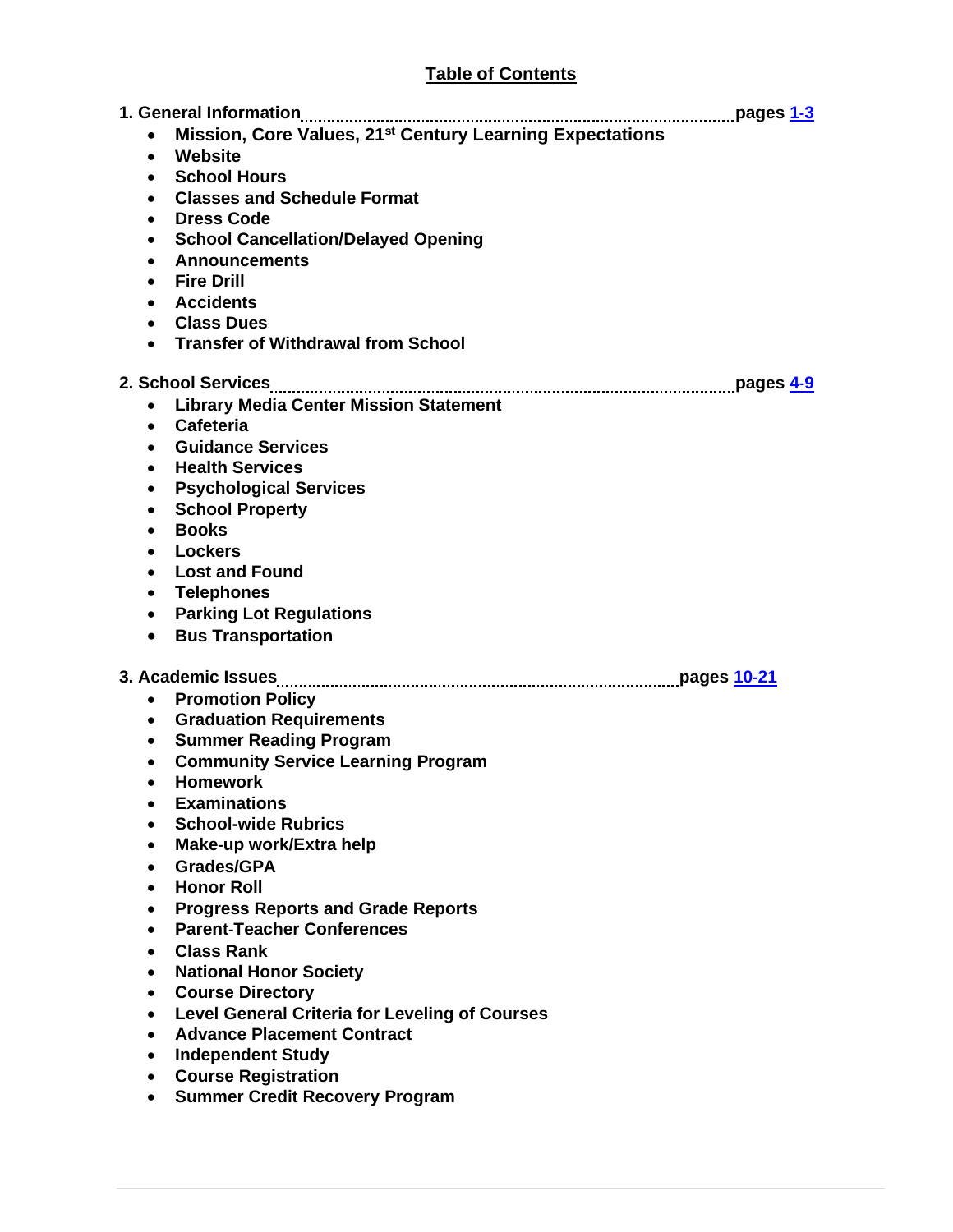## Table of Contents

**1. General Information ........................................................ pages 1-3**

- **Mission, Core Values, 21st Century Learning Expectations**
- **Website**
- **School Hours**
- **Classes and Schedule Format**
- **Dress Code**
- **School Cancellation/Delayed Opening**
- **Announcements**
- **Fire Drill**
- **Accidents**
- **Class Dues**
- **Transfer of Withdrawal from School**

**2. School Services ........................................................ pages 4-9**

- **Library Media Center Mission Statement**
- **Cafeteria**
- **Guidance Services**
- **Health Services**
- **Psychological Services**
- **School Property**
- **Books**
- **Lockers**
- **Lost and Found**
- **Telephones**
- **Parking Lot Regulations**
- **Bus Transportation**

**3. Academic Issues ........................................................ pages 10-21**

- **Promotion Policy**
- **Graduation Requirements**
- **Summer Reading Program**
- **Community Service Learning Program**
- **Homework**
- **Examinations**
- **School-wide Rubrics**
- **Make-up work/Extra help**
- **Grades/GPA**
- **Honor Roll**
- **Progress Reports and Grade Reports**
- **Parent-Teacher Conferences**
- **Class Rank**
- **National Honor Society**
- **Course Directory**
- **Level General Criteria for Leveling of Courses**
- **Advance Placement Contract**
- **Independent Study**
- **Course Registration**
- **Summer Credit Recovery Program**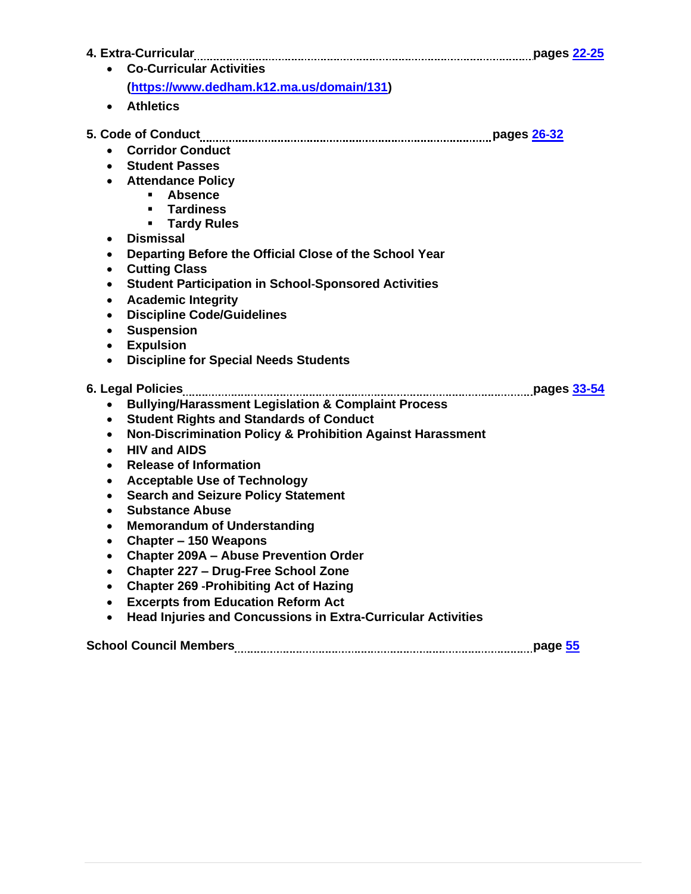**4. Extra-Curricular** ........ pages [22-25]

- **Co-Curricular Activities ([https://www.dedham.k12.ma.us/domain/131](https://www.dedham.k12.ma.us/domain/131))**
- **Athletics**

**5. Code of Conduct** ........ pages [26-32]

- **Corridor Conduct**
- **Student Passes**
- **Attendance Policy**
  - **Absence**
  - **Tardiness**
  - **Tardy Rules**
- **Dismissal**
- **Departing Before the Official Close of the School Year**
- **Cutting Class**
- **Student Participation in School-Sponsored Activities**
- **Academic Integrity**
- **Discipline Code/Guidelines**
- **Suspension**
- **Expulsion**
- **Discipline for Special Needs Students**

**6. Legal Policies** ........ pages [33-54]

- **Bullying/Harassment Legislation & Complaint Process**
- **Student Rights and Standards of Conduct**
- **Non-Discrimination Policy & Prohibition Against Harassment**
- **HIV and AIDS**
- **Release of Information**
- **Acceptable Use of Technology**
- **Search and Seizure Policy Statement**
- **Substance Abuse**
- **Memorandum of Understanding**
- **Chapter – 150 Weapons**
- **Chapter 209A – Abuse Prevention Order**
- **Chapter 227 – Drug-Free School Zone**
- **Chapter 269 -Prohibiting Act of Hazing**
- **Excerpts from Education Reform Act**
- **Head Injuries and Concussions in Extra-Curricular Activities**

**School Council Members** ........ page [55]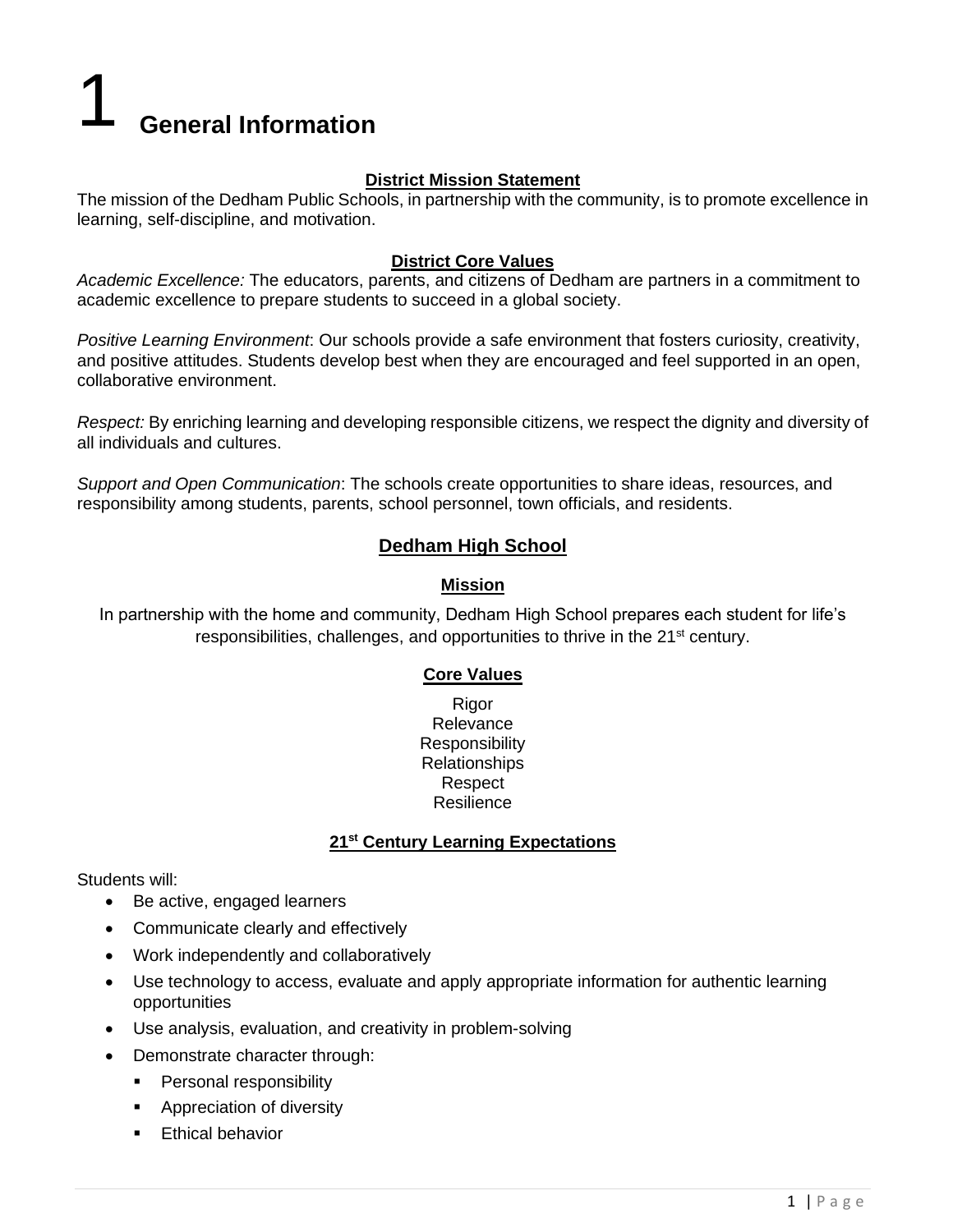# 1 General Information

### District Mission Statement

The mission of the Dedham Public Schools, in partnership with the community, is to promote excellence in learning, self-discipline, and motivation.

### District Core Values

*Academic Excellence:* The educators, parents, and citizens of Dedham are partners in a commitment to academic excellence to prepare students to succeed in a global society.

*Positive Learning Environment*: Our schools provide a safe environment that fosters curiosity, creativity, and positive attitudes. Students develop best when they are encouraged and feel supported in an open, collaborative environment.

*Respect:* By enriching learning and developing responsible citizens, we respect the dignity and diversity of all individuals and cultures.

*Support and Open Communication*: The schools create opportunities to share ideas, resources, and responsibility among students, parents, school personnel, town officials, and residents.

## Dedham High School

### Mission

In partnership with the home and community, Dedham High School prepares each student for life's responsibilities, challenges, and opportunities to thrive in the 21st century.

### Core Values

Rigor
Relevance
Responsibility
Relationships
Respect
Resilience

### 21st Century Learning Expectations

Students will:

- Be active, engaged learners
- Communicate clearly and effectively
- Work independently and collaboratively
- Use technology to access, evaluate and apply appropriate information for authentic learning opportunities
- Use analysis, evaluation, and creativity in problem-solving
- Demonstrate character through:
  - Personal responsibility
  - Appreciation of diversity
  - Ethical behavior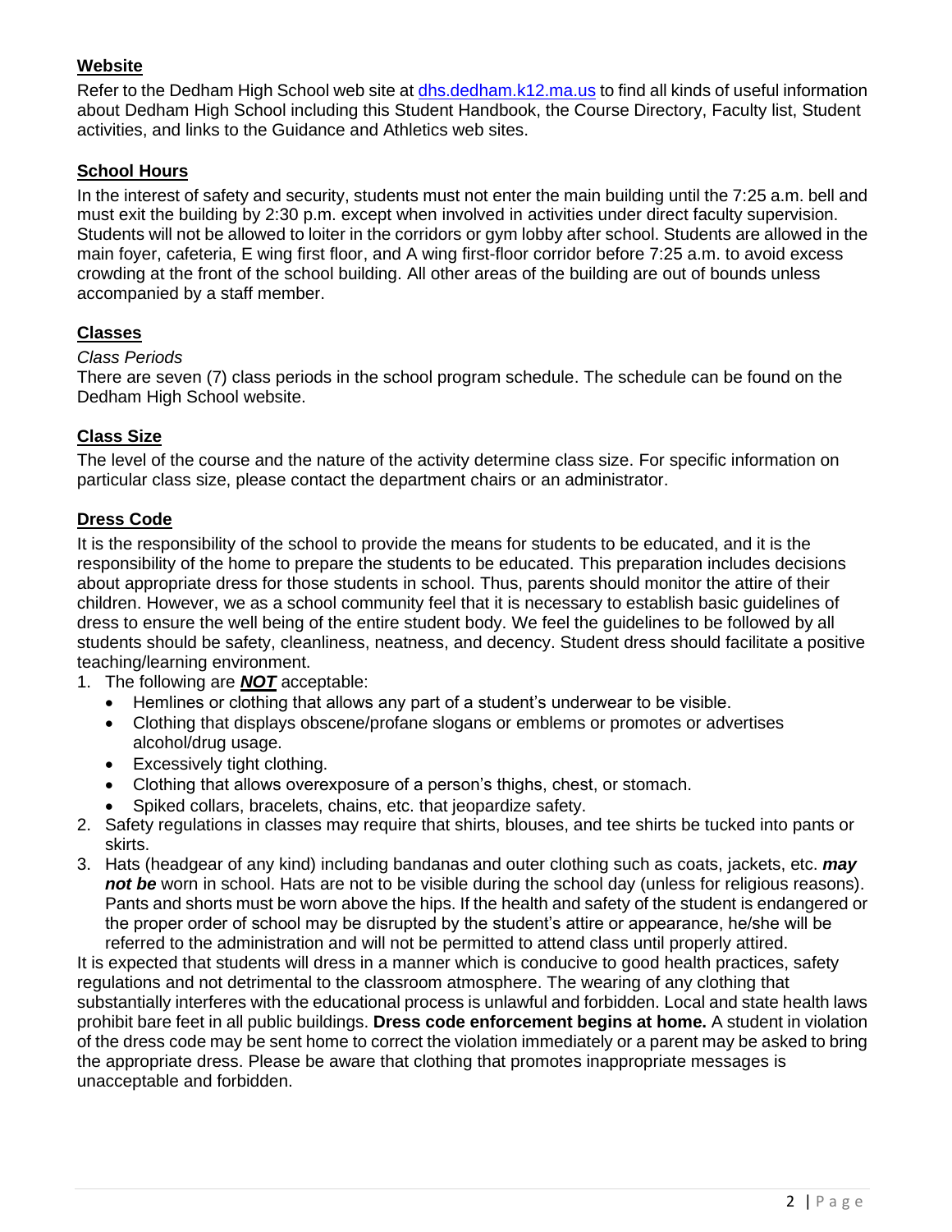## Website

Refer to the Dedham High School web site at [dhs.dedham.k12.ma.us](dhs.dedham.k12.ma.us) to find all kinds of useful information about Dedham High School including this Student Handbook, the Course Directory, Faculty list, Student activities, and links to the Guidance and Athletics web sites.

## School Hours

In the interest of safety and security, students must not enter the main building until the 7:25 a.m. bell and must exit the building by 2:30 p.m. except when involved in activities under direct faculty supervision. Students will not be allowed to loiter in the corridors or gym lobby after school. Students are allowed in the main foyer, cafeteria, E wing first floor, and A wing first-floor corridor before 7:25 a.m. to avoid excess crowding at the front of the school building. All other areas of the building are out of bounds unless accompanied by a staff member.

## Classes

*Class Periods*

There are seven (7) class periods in the school program schedule. The schedule can be found on the Dedham High School website.

## Class Size

The level of the course and the nature of the activity determine class size. For specific information on particular class size, please contact the department chairs or an administrator.

## Dress Code

It is the responsibility of the school to provide the means for students to be educated, and it is the responsibility of the home to prepare the students to be educated. This preparation includes decisions about appropriate dress for those students in school. Thus, parents should monitor the attire of their children. However, we as a school community feel that it is necessary to establish basic guidelines of dress to ensure the well being of the entire student body. We feel the guidelines to be followed by all students should be safety, cleanliness, neatness, and decency. Student dress should facilitate a positive teaching/learning environment.

1. The following are ***NOT*** acceptable:
   - Hemlines or clothing that allows any part of a student's underwear to be visible.
   - Clothing that displays obscene/profane slogans or emblems or promotes or advertises alcohol/drug usage.
   - Excessively tight clothing.
   - Clothing that allows overexposure of a person's thighs, chest, or stomach.
   - Spiked collars, bracelets, chains, etc. that jeopardize safety.
2. Safety regulations in classes may require that shirts, blouses, and tee shirts be tucked into pants or skirts.
3. Hats (headgear of any kind) including bandanas and outer clothing such as coats, jackets, etc. ***may not be*** worn in school. Hats are not to be visible during the school day (unless for religious reasons). Pants and shorts must be worn above the hips. If the health and safety of the student is endangered or the proper order of school may be disrupted by the student's attire or appearance, he/she will be referred to the administration and will not be permitted to attend class until properly attired.

It is expected that students will dress in a manner which is conducive to good health practices, safety regulations and not detrimental to the classroom atmosphere. The wearing of any clothing that substantially interferes with the educational process is unlawful and forbidden. Local and state health laws prohibit bare feet in all public buildings. **Dress code enforcement begins at home.** A student in violation of the dress code may be sent home to correct the violation immediately or a parent may be asked to bring the appropriate dress. Please be aware that clothing that promotes inappropriate messages is unacceptable and forbidden.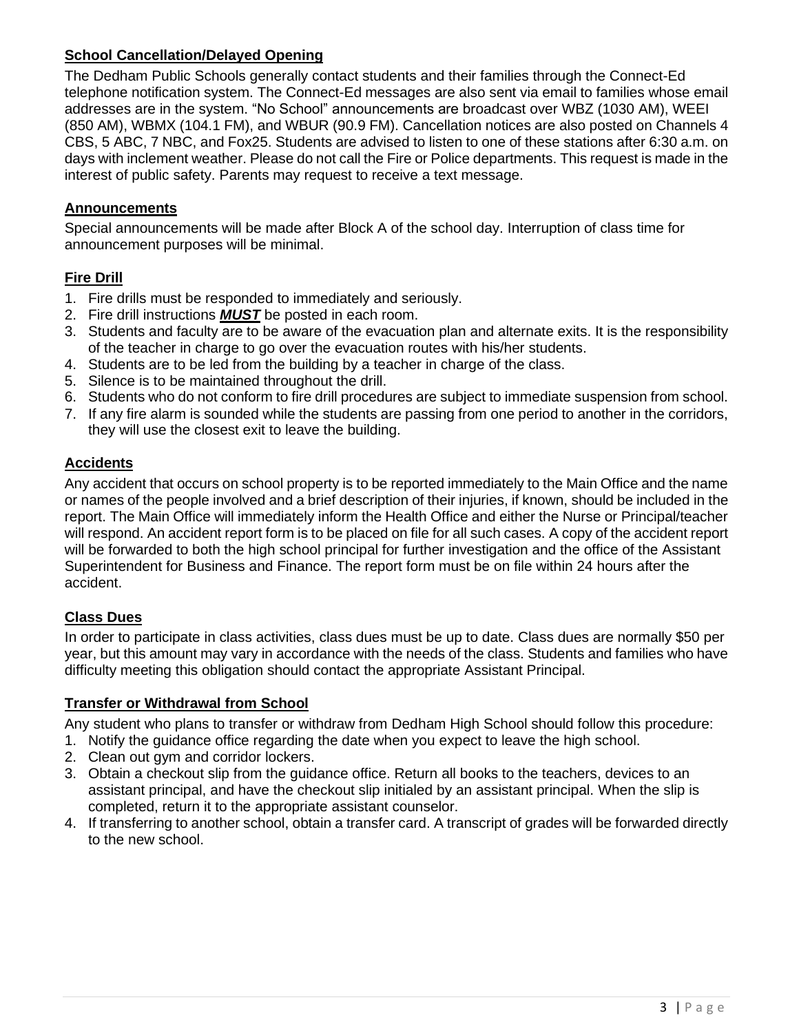## School Cancellation/Delayed Opening

The Dedham Public Schools generally contact students and their families through the Connect-Ed telephone notification system. The Connect-Ed messages are also sent via email to families whose email addresses are in the system. "No School" announcements are broadcast over WBZ (1030 AM), WEEI (850 AM), WBMX (104.1 FM), and WBUR (90.9 FM). Cancellation notices are also posted on Channels 4 CBS, 5 ABC, 7 NBC, and Fox25. Students are advised to listen to one of these stations after 6:30 a.m. on days with inclement weather. Please do not call the Fire or Police departments. This request is made in the interest of public safety. Parents may request to receive a text message.

## Announcements

Special announcements will be made after Block A of the school day. Interruption of class time for announcement purposes will be minimal.

## Fire Drill

1. Fire drills must be responded to immediately and seriously.
2. Fire drill instructions ***MUST*** be posted in each room.
3. Students and faculty are to be aware of the evacuation plan and alternate exits. It is the responsibility of the teacher in charge to go over the evacuation routes with his/her students.
4. Students are to be led from the building by a teacher in charge of the class.
5. Silence is to be maintained throughout the drill.
6. Students who do not conform to fire drill procedures are subject to immediate suspension from school.
7. If any fire alarm is sounded while the students are passing from one period to another in the corridors, they will use the closest exit to leave the building.

## Accidents

Any accident that occurs on school property is to be reported immediately to the Main Office and the name or names of the people involved and a brief description of their injuries, if known, should be included in the report. The Main Office will immediately inform the Health Office and either the Nurse or Principal/teacher will respond. An accident report form is to be placed on file for all such cases. A copy of the accident report will be forwarded to both the high school principal for further investigation and the office of the Assistant Superintendent for Business and Finance. The report form must be on file within 24 hours after the accident.

## Class Dues

In order to participate in class activities, class dues must be up to date. Class dues are normally $50 per year, but this amount may vary in accordance with the needs of the class. Students and families who have difficulty meeting this obligation should contact the appropriate Assistant Principal.

## Transfer or Withdrawal from School

Any student who plans to transfer or withdraw from Dedham High School should follow this procedure:

1. Notify the guidance office regarding the date when you expect to leave the high school.
2. Clean out gym and corridor lockers.
3. Obtain a checkout slip from the guidance office. Return all books to the teachers, devices to an assistant principal, and have the checkout slip initialed by an assistant principal. When the slip is completed, return it to the appropriate assistant counselor.
4. If transferring to another school, obtain a transfer card. A transcript of grades will be forwarded directly to the new school.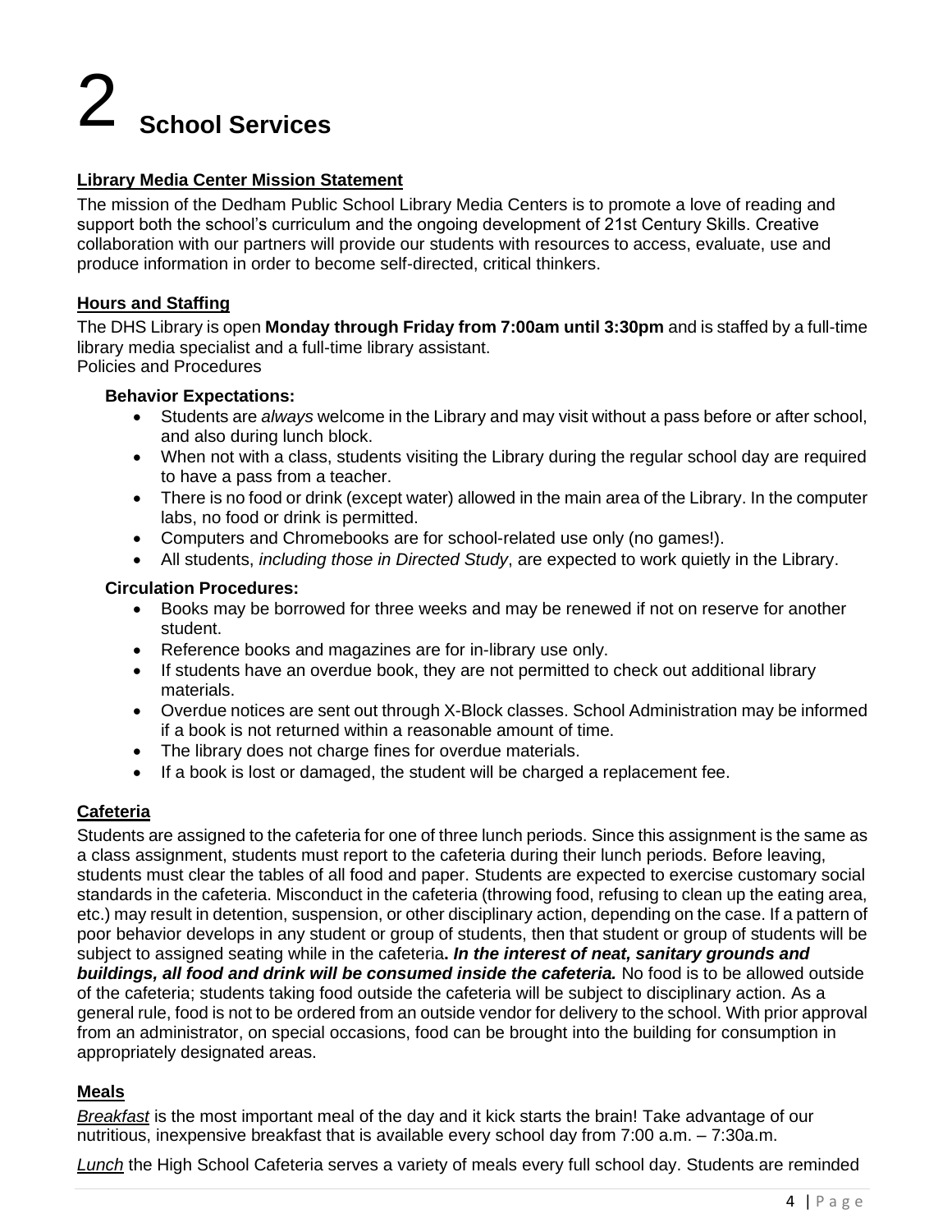# 2 School Services

## Library Media Center Mission Statement

The mission of the Dedham Public School Library Media Centers is to promote a love of reading and support both the school's curriculum and the ongoing development of 21st Century Skills. Creative collaboration with our partners will provide our students with resources to access, evaluate, use and produce information in order to become self-directed, critical thinkers.

## Hours and Staffing

The DHS Library is open **Monday through Friday from 7:00am until 3:30pm** and is staffed by a full-time library media specialist and a full-time library assistant.

Policies and Procedures

**Behavior Expectations:**

- Students are *always* welcome in the Library and may visit without a pass before or after school, and also during lunch block.
- When not with a class, students visiting the Library during the regular school day are required to have a pass from a teacher.
- There is no food or drink (except water) allowed in the main area of the Library. In the computer labs, no food or drink is permitted.
- Computers and Chromebooks are for school-related use only (no games!).
- All students, *including those in Directed Study*, are expected to work quietly in the Library.

**Circulation Procedures:**

- Books may be borrowed for three weeks and may be renewed if not on reserve for another student.
- Reference books and magazines are for in-library use only.
- If students have an overdue book, they are not permitted to check out additional library materials.
- Overdue notices are sent out through X-Block classes. School Administration may be informed if a book is not returned within a reasonable amount of time.
- The library does not charge fines for overdue materials.
- If a book is lost or damaged, the student will be charged a replacement fee.

## Cafeteria

Students are assigned to the cafeteria for one of three lunch periods. Since this assignment is the same as a class assignment, students must report to the cafeteria during their lunch periods. Before leaving, students must clear the tables of all food and paper. Students are expected to exercise customary social standards in the cafeteria. Misconduct in the cafeteria (throwing food, refusing to clean up the eating area, etc.) may result in detention, suspension, or other disciplinary action, depending on the case. If a pattern of poor behavior develops in any student or group of students, then that student or group of students will be subject to assigned seating while in the cafeteria**. *In the interest of neat, sanitary grounds and buildings, all food and drink will be consumed inside the cafeteria.*** No food is to be allowed outside of the cafeteria; students taking food outside the cafeteria will be subject to disciplinary action. As a general rule, food is not to be ordered from an outside vendor for delivery to the school. With prior approval from an administrator, on special occasions, food can be brought into the building for consumption in appropriately designated areas.

## Meals

*Breakfast* is the most important meal of the day and it kick starts the brain! Take advantage of our nutritious, inexpensive breakfast that is available every school day from 7:00 a.m. – 7:30a.m.

*Lunch* the High School Cafeteria serves a variety of meals every full school day. Students are reminded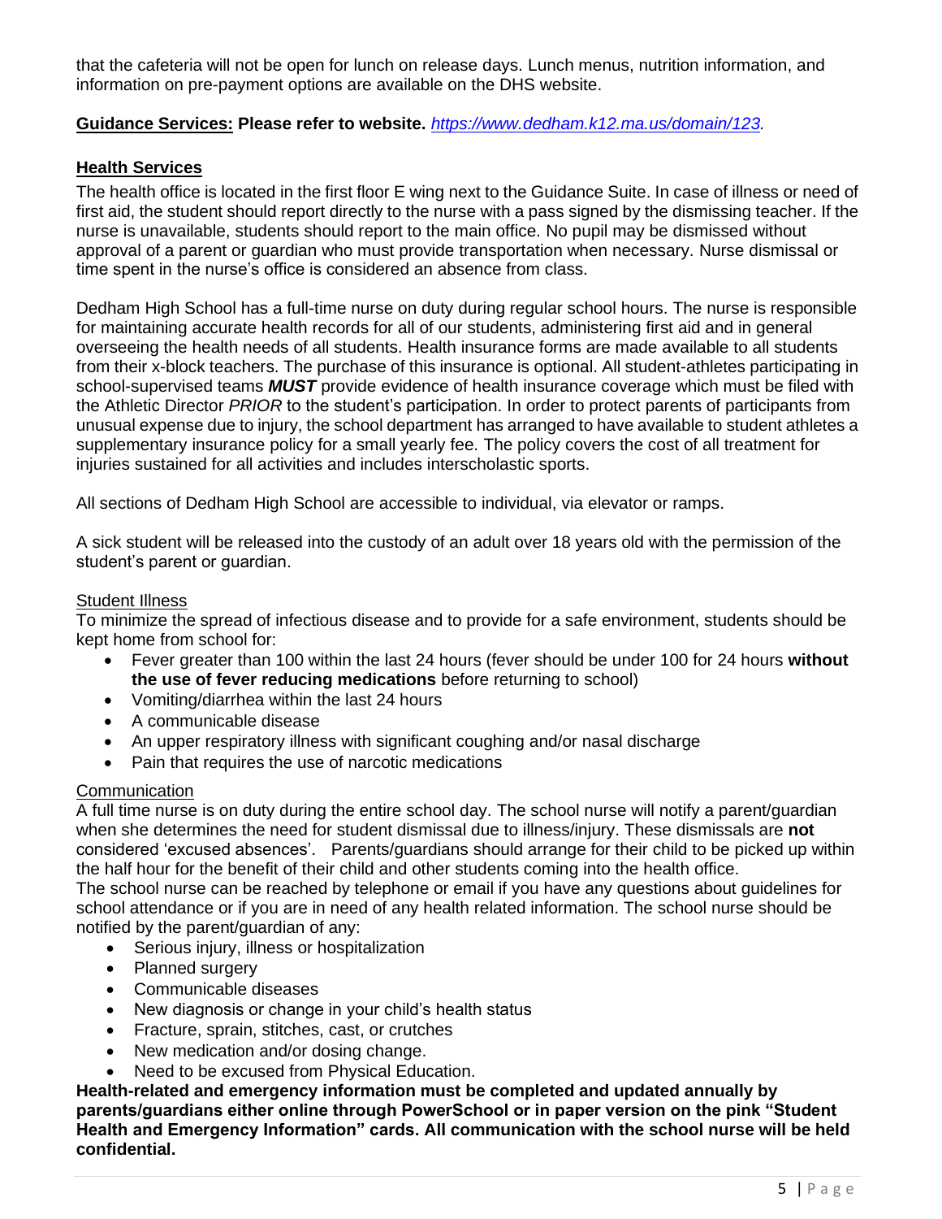that the cafeteria will not be open for lunch on release days. Lunch menus, nutrition information, and information on pre-payment options are available on the DHS website.

**Guidance Services: Please refer to website.** *https://www.dedham.k12.ma.us/domain/123.*

**Health Services**

The health office is located in the first floor E wing next to the Guidance Suite. In case of illness or need of first aid, the student should report directly to the nurse with a pass signed by the dismissing teacher. If the nurse is unavailable, students should report to the main office. No pupil may be dismissed without approval of a parent or guardian who must provide transportation when necessary. Nurse dismissal or time spent in the nurse's office is considered an absence from class.

Dedham High School has a full-time nurse on duty during regular school hours. The nurse is responsible for maintaining accurate health records for all of our students, administering first aid and in general overseeing the health needs of all students. Health insurance forms are made available to all students from their x-block teachers. The purchase of this insurance is optional. All student-athletes participating in school-supervised teams ***MUST*** provide evidence of health insurance coverage which must be filed with the Athletic Director *PRIOR* to the student's participation. In order to protect parents of participants from unusual expense due to injury, the school department has arranged to have available to student athletes a supplementary insurance policy for a small yearly fee. The policy covers the cost of all treatment for injuries sustained for all activities and includes interscholastic sports.

All sections of Dedham High School are accessible to individual, via elevator or ramps.

A sick student will be released into the custody of an adult over 18 years old with the permission of the student's parent or guardian.

Student Illness

To minimize the spread of infectious disease and to provide for a safe environment, students should be kept home from school for:

- Fever greater than 100 within the last 24 hours (fever should be under 100 for 24 hours **without the use of fever reducing medications** before returning to school)
- Vomiting/diarrhea within the last 24 hours
- A communicable disease
- An upper respiratory illness with significant coughing and/or nasal discharge
- Pain that requires the use of narcotic medications

Communication

A full time nurse is on duty during the entire school day. The school nurse will notify a parent/guardian when she determines the need for student dismissal due to illness/injury. These dismissals are **not** considered 'excused absences'. Parents/guardians should arrange for their child to be picked up within the half hour for the benefit of their child and other students coming into the health office.

The school nurse can be reached by telephone or email if you have any questions about guidelines for school attendance or if you are in need of any health related information. The school nurse should be notified by the parent/guardian of any:

- Serious injury, illness or hospitalization
- Planned surgery
- Communicable diseases
- New diagnosis or change in your child's health status
- Fracture, sprain, stitches, cast, or crutches
- New medication and/or dosing change.
- Need to be excused from Physical Education.

**Health-related and emergency information must be completed and updated annually by parents/guardians either online through PowerSchool or in paper version on the pink "Student Health and Emergency Information" cards. All communication with the school nurse will be held confidential.**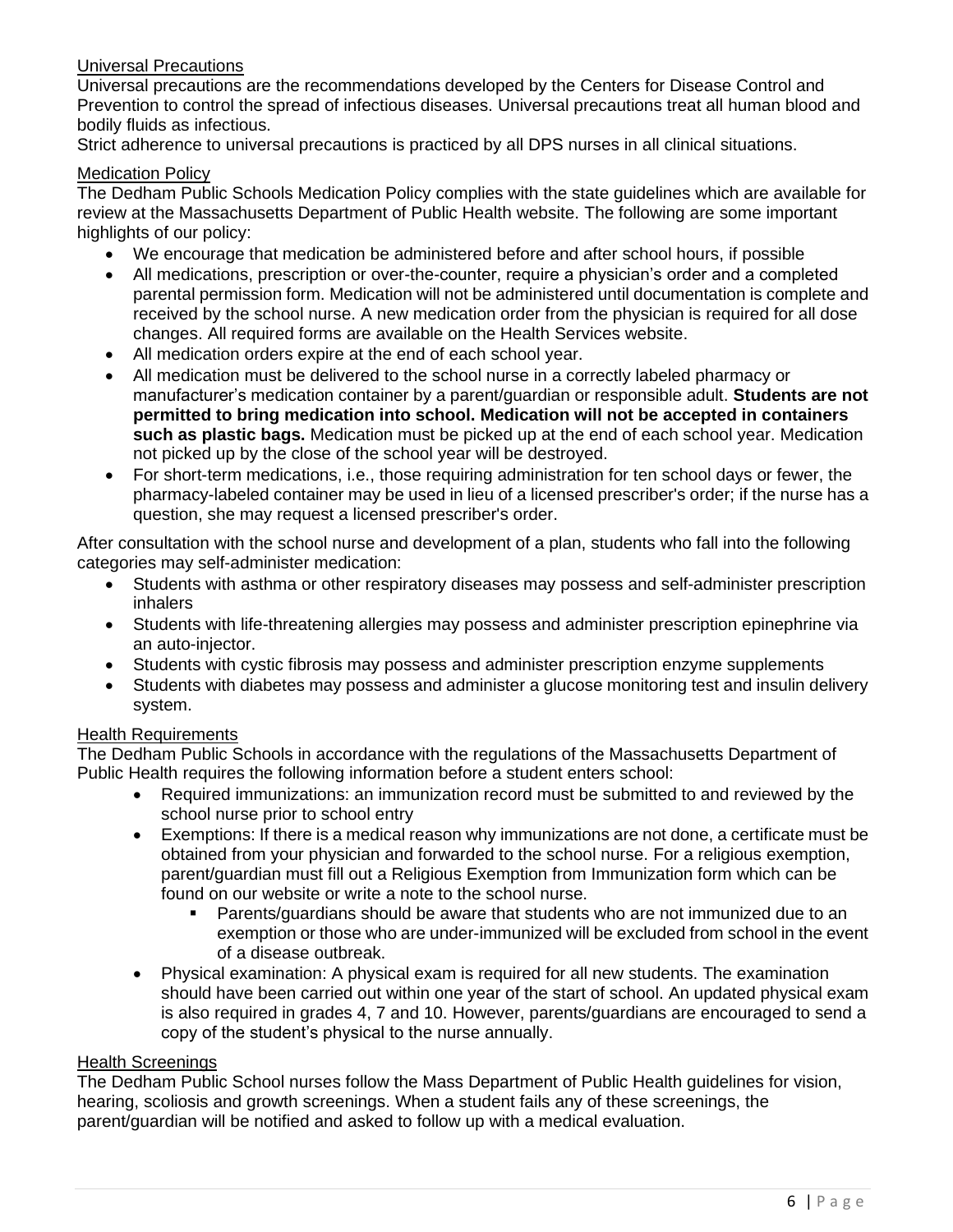### Universal Precautions

Universal precautions are the recommendations developed by the Centers for Disease Control and Prevention to control the spread of infectious diseases. Universal precautions treat all human blood and bodily fluids as infectious.

Strict adherence to universal precautions is practiced by all DPS nurses in all clinical situations.

### Medication Policy

The Dedham Public Schools Medication Policy complies with the state guidelines which are available for review at the Massachusetts Department of Public Health website. The following are some important highlights of our policy:

- We encourage that medication be administered before and after school hours, if possible
- All medications, prescription or over-the-counter, require a physician's order and a completed parental permission form. Medication will not be administered until documentation is complete and received by the school nurse. A new medication order from the physician is required for all dose changes. All required forms are available on the Health Services website.
- All medication orders expire at the end of each school year.
- All medication must be delivered to the school nurse in a correctly labeled pharmacy or manufacturer's medication container by a parent/guardian or responsible adult. **Students are not permitted to bring medication into school. Medication will not be accepted in containers such as plastic bags.** Medication must be picked up at the end of each school year. Medication not picked up by the close of the school year will be destroyed.
- For short-term medications, i.e., those requiring administration for ten school days or fewer, the pharmacy-labeled container may be used in lieu of a licensed prescriber's order; if the nurse has a question, she may request a licensed prescriber's order.

After consultation with the school nurse and development of a plan, students who fall into the following categories may self-administer medication:

- Students with asthma or other respiratory diseases may possess and self-administer prescription inhalers
- Students with life-threatening allergies may possess and administer prescription epinephrine via an auto-injector.
- Students with cystic fibrosis may possess and administer prescription enzyme supplements
- Students with diabetes may possess and administer a glucose monitoring test and insulin delivery system.

### Health Requirements

The Dedham Public Schools in accordance with the regulations of the Massachusetts Department of Public Health requires the following information before a student enters school:

- Required immunizations: an immunization record must be submitted to and reviewed by the school nurse prior to school entry
- Exemptions: If there is a medical reason why immunizations are not done, a certificate must be obtained from your physician and forwarded to the school nurse. For a religious exemption, parent/guardian must fill out a Religious Exemption from Immunization form which can be found on our website or write a note to the school nurse.
  - Parents/guardians should be aware that students who are not immunized due to an exemption or those who are under-immunized will be excluded from school in the event of a disease outbreak.
- Physical examination: A physical exam is required for all new students. The examination should have been carried out within one year of the start of school. An updated physical exam is also required in grades 4, 7 and 10. However, parents/guardians are encouraged to send a copy of the student's physical to the nurse annually.

### Health Screenings

The Dedham Public School nurses follow the Mass Department of Public Health guidelines for vision, hearing, scoliosis and growth screenings. When a student fails any of these screenings, the parent/guardian will be notified and asked to follow up with a medical evaluation.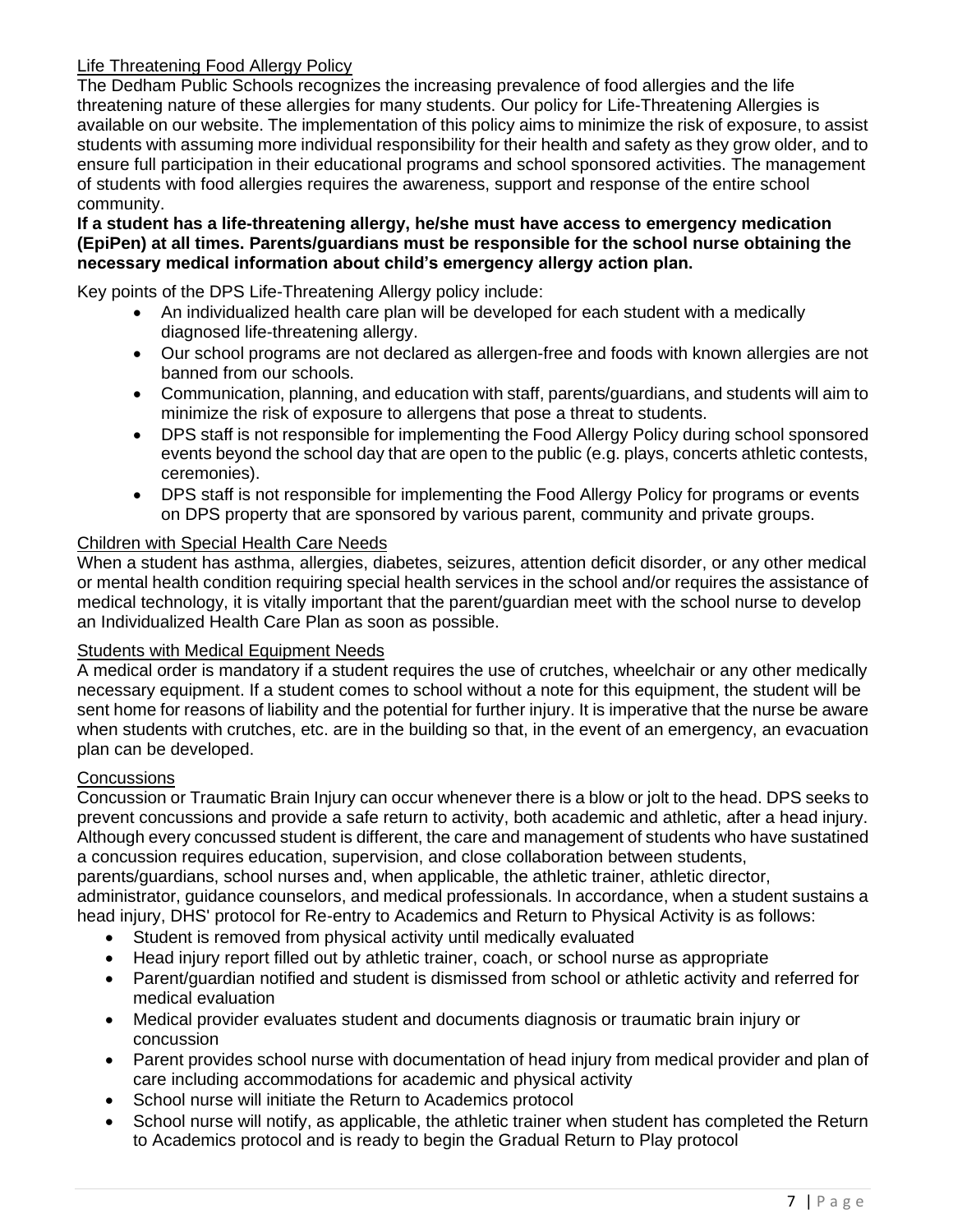## Life Threatening Food Allergy Policy

The Dedham Public Schools recognizes the increasing prevalence of food allergies and the life threatening nature of these allergies for many students. Our policy for Life-Threatening Allergies is available on our website. The implementation of this policy aims to minimize the risk of exposure, to assist students with assuming more individual responsibility for their health and safety as they grow older, and to ensure full participation in their educational programs and school sponsored activities. The management of students with food allergies requires the awareness, support and response of the entire school community.

**If a student has a life-threatening allergy, he/she must have access to emergency medication (EpiPen) at all times. Parents/guardians must be responsible for the school nurse obtaining the necessary medical information about child's emergency allergy action plan.**

Key points of the DPS Life-Threatening Allergy policy include:

- An individualized health care plan will be developed for each student with a medically diagnosed life-threatening allergy.
- Our school programs are not declared as allergen-free and foods with known allergies are not banned from our schools.
- Communication, planning, and education with staff, parents/guardians, and students will aim to minimize the risk of exposure to allergens that pose a threat to students.
- DPS staff is not responsible for implementing the Food Allergy Policy during school sponsored events beyond the school day that are open to the public (e.g. plays, concerts athletic contests, ceremonies).
- DPS staff is not responsible for implementing the Food Allergy Policy for programs or events on DPS property that are sponsored by various parent, community and private groups.

## Children with Special Health Care Needs

When a student has asthma, allergies, diabetes, seizures, attention deficit disorder, or any other medical or mental health condition requiring special health services in the school and/or requires the assistance of medical technology, it is vitally important that the parent/guardian meet with the school nurse to develop an Individualized Health Care Plan as soon as possible.

## Students with Medical Equipment Needs

A medical order is mandatory if a student requires the use of crutches, wheelchair or any other medically necessary equipment. If a student comes to school without a note for this equipment, the student will be sent home for reasons of liability and the potential for further injury. It is imperative that the nurse be aware when students with crutches, etc. are in the building so that, in the event of an emergency, an evacuation plan can be developed.

## Concussions

Concussion or Traumatic Brain Injury can occur whenever there is a blow or jolt to the head. DPS seeks to prevent concussions and provide a safe return to activity, both academic and athletic, after a head injury. Although every concussed student is different, the care and management of students who have sustained a concussion requires education, supervision, and close collaboration between students, parents/guardians, school nurses and, when applicable, the athletic trainer, athletic director, administrator, guidance counselors, and medical professionals. In accordance, when a student sustains a head injury, DHS' protocol for Re-entry to Academics and Return to Physical Activity is as follows:

- Student is removed from physical activity until medically evaluated
- Head injury report filled out by athletic trainer, coach, or school nurse as appropriate
- Parent/guardian notified and student is dismissed from school or athletic activity and referred for medical evaluation
- Medical provider evaluates student and documents diagnosis or traumatic brain injury or concussion
- Parent provides school nurse with documentation of head injury from medical provider and plan of care including accommodations for academic and physical activity
- School nurse will initiate the Return to Academics protocol
- School nurse will notify, as applicable, the athletic trainer when student has completed the Return to Academics protocol and is ready to begin the Gradual Return to Play protocol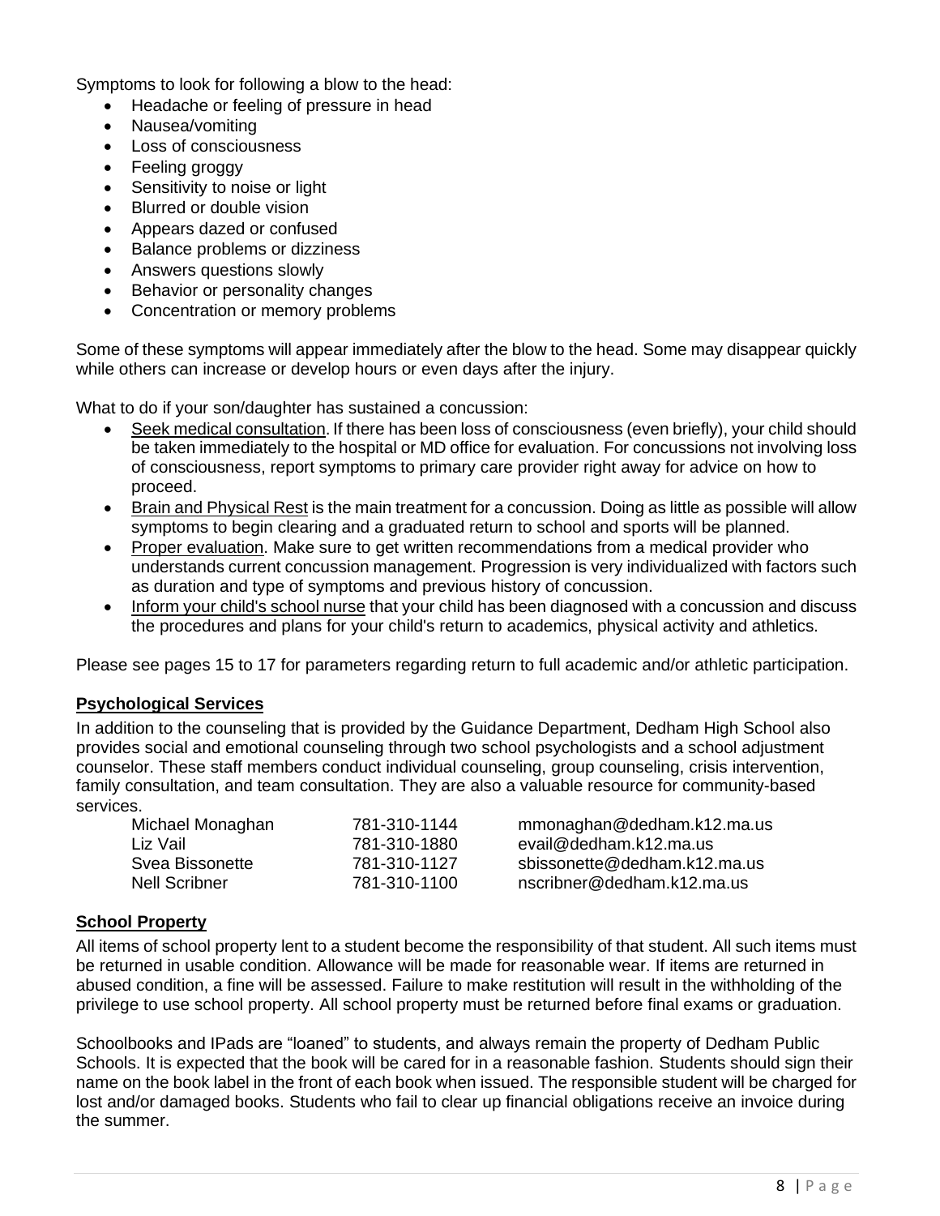Symptoms to look for following a blow to the head:

- Headache or feeling of pressure in head
- Nausea/vomiting
- Loss of consciousness
- Feeling groggy
- Sensitivity to noise or light
- Blurred or double vision
- Appears dazed or confused
- Balance problems or dizziness
- Answers questions slowly
- Behavior or personality changes
- Concentration or memory problems

Some of these symptoms will appear immediately after the blow to the head. Some may disappear quickly while others can increase or develop hours or even days after the injury.

What to do if your son/daughter has sustained a concussion:

- Seek medical consultation. If there has been loss of consciousness (even briefly), your child should be taken immediately to the hospital or MD office for evaluation. For concussions not involving loss of consciousness, report symptoms to primary care provider right away for advice on how to proceed.
- Brain and Physical Rest is the main treatment for a concussion. Doing as little as possible will allow symptoms to begin clearing and a graduated return to school and sports will be planned.
- Proper evaluation. Make sure to get written recommendations from a medical provider who understands current concussion management. Progression is very individualized with factors such as duration and type of symptoms and previous history of concussion.
- Inform your child's school nurse that your child has been diagnosed with a concussion and discuss the procedures and plans for your child's return to academics, physical activity and athletics.

Please see pages 15 to 17 for parameters regarding return to full academic and/or athletic participation.

## Psychological Services

In addition to the counseling that is provided by the Guidance Department, Dedham High School also provides social and emotional counseling through two school psychologists and a school adjustment counselor. These staff members conduct individual counseling, group counseling, crisis intervention, family consultation, and team consultation. They are also a valuable resource for community-based services.

| | | |
|---|---|---|
| Michael Monaghan | 781-310-1144 | mmonaghan@dedham.k12.ma.us |
| Liz Vail | 781-310-1880 | evail@dedham.k12.ma.us |
| Svea Bissonette | 781-310-1127 | sbissonette@dedham.k12.ma.us |
| Nell Scribner | 781-310-1100 | nscribner@dedham.k12.ma.us |

## School Property

All items of school property lent to a student become the responsibility of that student. All such items must be returned in usable condition. Allowance will be made for reasonable wear. If items are returned in abused condition, a fine will be assessed. Failure to make restitution will result in the withholding of the privilege to use school property. All school property must be returned before final exams or graduation.

Schoolbooks and IPads are "loaned" to students, and always remain the property of Dedham Public Schools. It is expected that the book will be cared for in a reasonable fashion. Students should sign their name on the book label in the front of each book when issued. The responsible student will be charged for lost and/or damaged books. Students who fail to clear up financial obligations receive an invoice during the summer.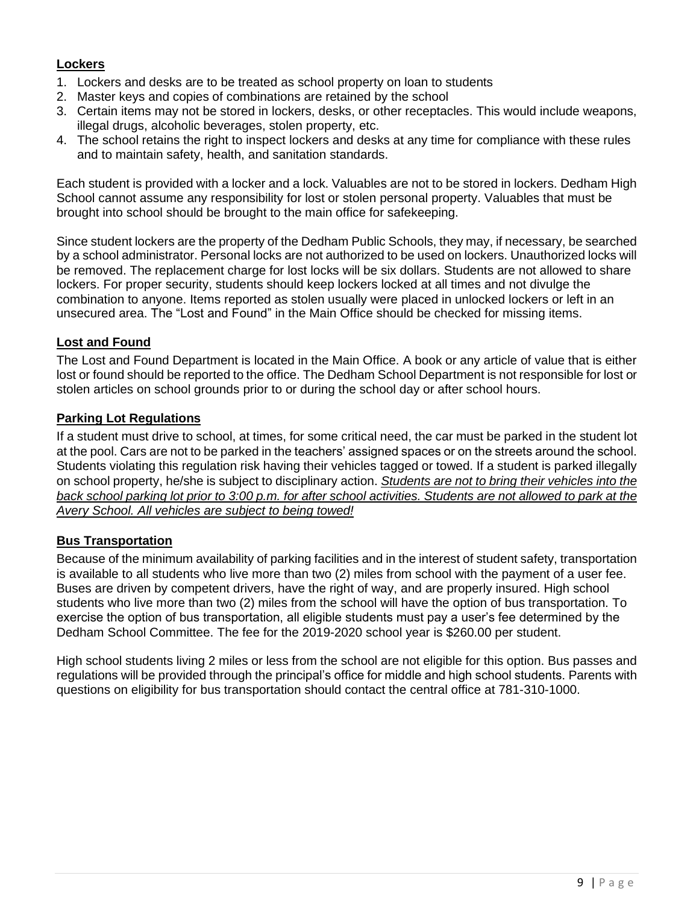## Lockers

1. Lockers and desks are to be treated as school property on loan to students
2. Master keys and copies of combinations are retained by the school
3. Certain items may not be stored in lockers, desks, or other receptacles. This would include weapons, illegal drugs, alcoholic beverages, stolen property, etc.
4. The school retains the right to inspect lockers and desks at any time for compliance with these rules and to maintain safety, health, and sanitation standards.

Each student is provided with a locker and a lock. Valuables are not to be stored in lockers. Dedham High School cannot assume any responsibility for lost or stolen personal property. Valuables that must be brought into school should be brought to the main office for safekeeping.

Since student lockers are the property of the Dedham Public Schools, they may, if necessary, be searched by a school administrator. Personal locks are not authorized to be used on lockers. Unauthorized locks will be removed. The replacement charge for lost locks will be six dollars. Students are not allowed to share lockers. For proper security, students should keep lockers locked at all times and not divulge the combination to anyone. Items reported as stolen usually were placed in unlocked lockers or left in an unsecured area. The "Lost and Found" in the Main Office should be checked for missing items.

## Lost and Found

The Lost and Found Department is located in the Main Office. A book or any article of value that is either lost or found should be reported to the office. The Dedham School Department is not responsible for lost or stolen articles on school grounds prior to or during the school day or after school hours.

## Parking Lot Regulations

If a student must drive to school, at times, for some critical need, the car must be parked in the student lot at the pool. Cars are not to be parked in the teachers' assigned spaces or on the streets around the school. Students violating this regulation risk having their vehicles tagged or towed. If a student is parked illegally on school property, he/she is subject to disciplinary action. ***Students are not to bring their vehicles into the back school parking lot prior to 3:00 p.m. for after school activities. Students are not allowed to park at the Avery School. All vehicles are subject to being towed!***

## Bus Transportation

Because of the minimum availability of parking facilities and in the interest of student safety, transportation is available to all students who live more than two (2) miles from school with the payment of a user fee. Buses are driven by competent drivers, have the right of way, and are properly insured. High school students who live more than two (2) miles from the school will have the option of bus transportation. To exercise the option of bus transportation, all eligible students must pay a user's fee determined by the Dedham School Committee. The fee for the 2019-2020 school year is $260.00 per student.

High school students living 2 miles or less from the school are not eligible for this option. Bus passes and regulations will be provided through the principal's office for middle and high school students. Parents with questions on eligibility for bus transportation should contact the central office at 781-310-1000.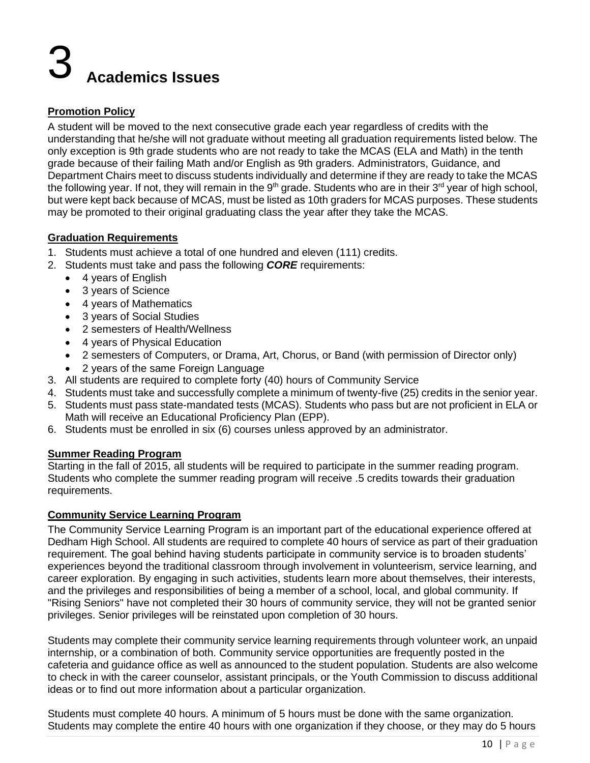# 3 Academics Issues

## Promotion Policy

A student will be moved to the next consecutive grade each year regardless of credits with the understanding that he/she will not graduate without meeting all graduation requirements listed below. The only exception is 9th grade students who are not ready to take the MCAS (ELA and Math) in the tenth grade because of their failing Math and/or English as 9th graders. Administrators, Guidance, and Department Chairs meet to discuss students individually and determine if they are ready to take the MCAS the following year. If not, they will remain in the 9th grade. Students who are in their 3rd year of high school, but were kept back because of MCAS, must be listed as 10th graders for MCAS purposes. These students may be promoted to their original graduating class the year after they take the MCAS.

## Graduation Requirements

1. Students must achieve a total of one hundred and eleven (111) credits.
2. Students must take and pass the following ***CORE*** requirements:
   - 4 years of English
   - 3 years of Science
   - 4 years of Mathematics
   - 3 years of Social Studies
   - 2 semesters of Health/Wellness
   - 4 years of Physical Education
   - 2 semesters of Computers, or Drama, Art, Chorus, or Band (with permission of Director only)
   - 2 years of the same Foreign Language
3. All students are required to complete forty (40) hours of Community Service
4. Students must take and successfully complete a minimum of twenty-five (25) credits in the senior year.
5. Students must pass state-mandated tests (MCAS). Students who pass but are not proficient in ELA or Math will receive an Educational Proficiency Plan (EPP).
6. Students must be enrolled in six (6) courses unless approved by an administrator.

## Summer Reading Program

Starting in the fall of 2015, all students will be required to participate in the summer reading program. Students who complete the summer reading program will receive .5 credits towards their graduation requirements.

## Community Service Learning Program

The Community Service Learning Program is an important part of the educational experience offered at Dedham High School. All students are required to complete 40 hours of service as part of their graduation requirement. The goal behind having students participate in community service is to broaden students' experiences beyond the traditional classroom through involvement in volunteerism, service learning, and career exploration. By engaging in such activities, students learn more about themselves, their interests, and the privileges and responsibilities of being a member of a school, local, and global community. If "Rising Seniors" have not completed their 30 hours of community service, they will not be granted senior privileges. Senior privileges will be reinstated upon completion of 30 hours.

Students may complete their community service learning requirements through volunteer work, an unpaid internship, or a combination of both. Community service opportunities are frequently posted in the cafeteria and guidance office as well as announced to the student population. Students are also welcome to check in with the career counselor, assistant principals, or the Youth Commission to discuss additional ideas or to find out more information about a particular organization.

Students must complete 40 hours. A minimum of 5 hours must be done with the same organization. Students may complete the entire 40 hours with one organization if they choose, or they may do 5 hours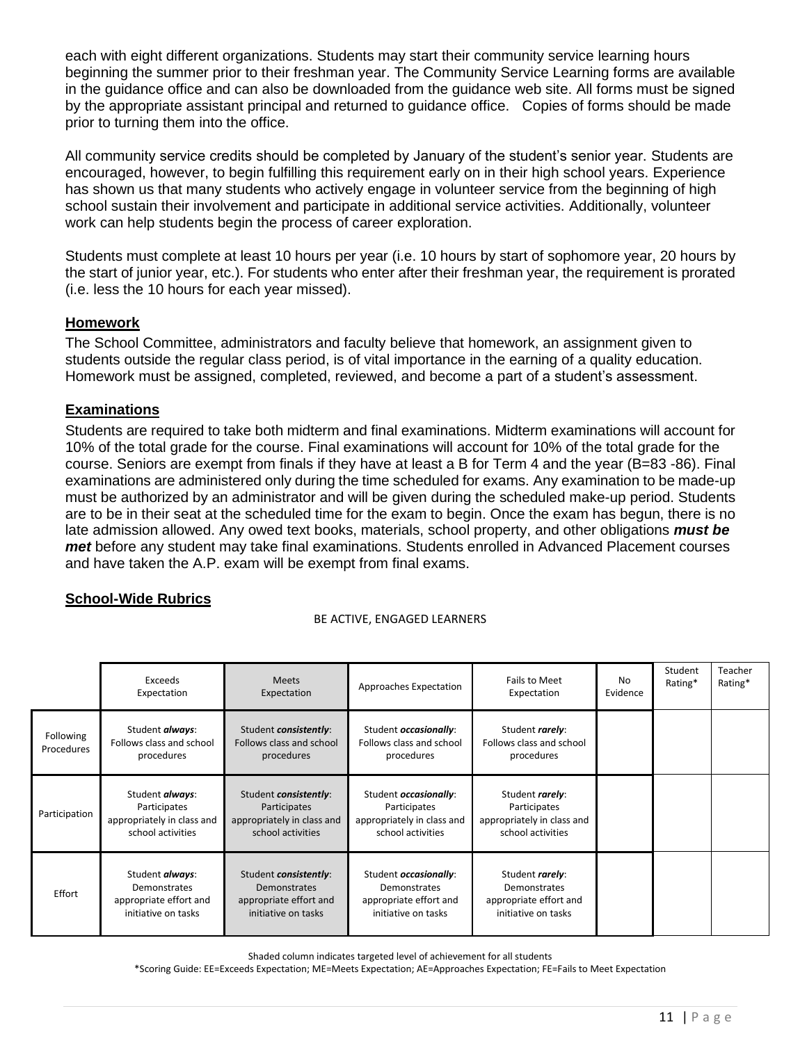each with eight different organizations. Students may start their community service learning hours beginning the summer prior to their freshman year. The Community Service Learning forms are available in the guidance office and can also be downloaded from the guidance web site. All forms must be signed by the appropriate assistant principal and returned to guidance office. Copies of forms should be made prior to turning them into the office.

All community service credits should be completed by January of the student's senior year. Students are encouraged, however, to begin fulfilling this requirement early on in their high school years. Experience has shown us that many students who actively engage in volunteer service from the beginning of high school sustain their involvement and participate in additional service activities. Additionally, volunteer work can help students begin the process of career exploration.

Students must complete at least 10 hours per year (i.e. 10 hours by start of sophomore year, 20 hours by the start of junior year, etc.). For students who enter after their freshman year, the requirement is prorated (i.e. less the 10 hours for each year missed).

## Homework

The School Committee, administrators and faculty believe that homework, an assignment given to students outside the regular class period, is of vital importance in the earning of a quality education. Homework must be assigned, completed, reviewed, and become a part of a student's assessment.

## Examinations

Students are required to take both midterm and final examinations. Midterm examinations will account for 10% of the total grade for the course. Final examinations will account for 10% of the total grade for the course. Seniors are exempt from finals if they have at least a B for Term 4 and the year (B=83 -86). Final examinations are administered only during the time scheduled for exams. Any examination to be made-up must be authorized by an administrator and will be given during the scheduled make-up period. Students are to be in their seat at the scheduled time for the exam to begin. Once the exam has begun, there is no late admission allowed. Any owed text books, materials, school property, and other obligations ***must be met*** before any student may take final examinations. Students enrolled in Advanced Placement courses and have taken the A.P. exam will be exempt from final exams.

## School-Wide Rubrics

BE ACTIVE, ENGAGED LEARNERS

| | Exceeds Expectation | Meets Expectation | Approaches Expectation | Fails to Meet Expectation | No Evidence | Student Rating* | Teacher Rating* |
|---|---|---|---|---|---|---|---|
| Following Procedures | Student ***always***: Follows class and school procedures | Student ***consistently***: Follows class and school procedures | Student ***occasionally***: Follows class and school procedures | Student ***rarely***: Follows class and school procedures | | | |
| Participation | Student ***always***: Participates appropriately in class and school activities | Student ***consistently***: Participates appropriately in class and school activities | Student ***occasionally***: Participates appropriately in class and school activities | Student ***rarely***: Participates appropriately in class and school activities | | | |
| Effort | Student ***always***: Demonstrates appropriate effort and initiative on tasks | Student ***consistently***: Demonstrates appropriate effort and initiative on tasks | Student ***occasionally***: Demonstrates appropriate effort and initiative on tasks | Student ***rarely***: Demonstrates appropriate effort and initiative on tasks | | | |

Shaded column indicates targeted level of achievement for all students

*Scoring Guide: EE=Exceeds Expectation; ME=Meets Expectation; AE=Approaches Expectation; FE=Fails to Meet Expectation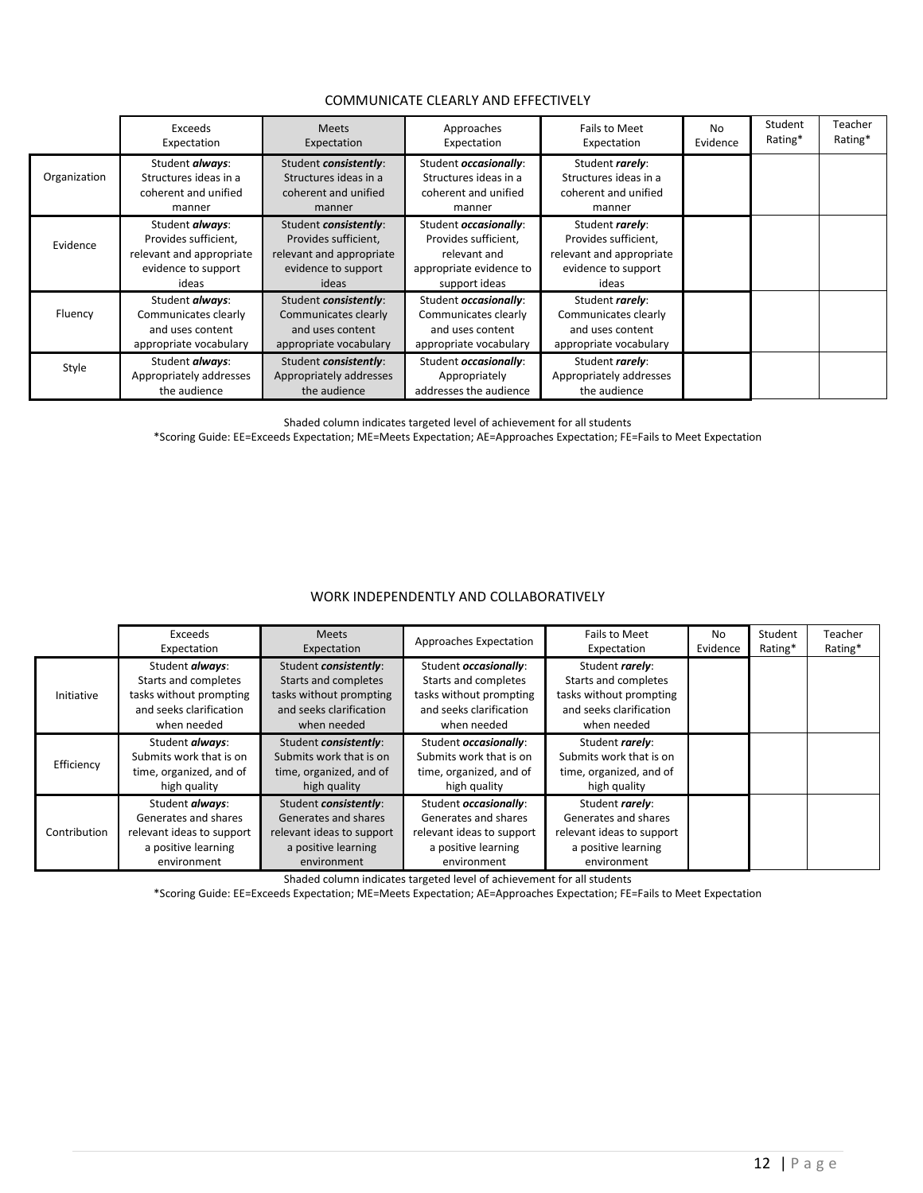## COMMUNICATE CLEARLY AND EFFECTIVELY

| | Exceeds Expectation | Meets Expectation | Approaches Expectation | Fails to Meet Expectation | No Evidence | Student Rating* | Teacher Rating* |
|---|---|---|---|---|---|---|---|
| Organization | Student ***always***: Structures ideas in a coherent and unified manner | Student ***consistently***: Structures ideas in a coherent and unified manner | Student ***occasionally***: Structures ideas in a coherent and unified manner | Student ***rarely***: Structures ideas in a coherent and unified manner | | | |
| Evidence | Student ***always***: Provides sufficient, relevant and appropriate evidence to support ideas | Student ***consistently***: Provides sufficient, relevant and appropriate evidence to support ideas | Student ***occasionally***: Provides sufficient, relevant and appropriate evidence to support ideas | Student ***rarely***: Provides sufficient, relevant and appropriate evidence to support ideas | | | |
| Fluency | Student ***always***: Communicates clearly and uses content appropriate vocabulary | Student ***consistently***: Communicates clearly and uses content appropriate vocabulary | Student ***occasionally***: Communicates clearly and uses content appropriate vocabulary | Student ***rarely***: Communicates clearly and uses content appropriate vocabulary | | | |
| Style | Student ***always***: Appropriately addresses the audience | Student ***consistently***: Appropriately addresses the audience | Student ***occasionally***: Appropriately addresses the audience | Student ***rarely***: Appropriately addresses the audience | | | |

Shaded column indicates targeted level of achievement for all students

*Scoring Guide: EE=Exceeds Expectation; ME=Meets Expectation; AE=Approaches Expectation; FE=Fails to Meet Expectation

## WORK INDEPENDENTLY AND COLLABORATIVELY

| | Exceeds Expectation | Meets Expectation | Approaches Expectation | Fails to Meet Expectation | No Evidence | Student Rating* | Teacher Rating* |
|---|---|---|---|---|---|---|---|
| Initiative | Student ***always***: Starts and completes tasks without prompting and seeks clarification when needed | Student ***consistently***: Starts and completes tasks without prompting and seeks clarification when needed | Student ***occasionally***: Starts and completes tasks without prompting and seeks clarification when needed | Student ***rarely***: Starts and completes tasks without prompting and seeks clarification when needed | | | |
| Efficiency | Student ***always***: Submits work that is on time, organized, and of high quality | Student ***consistently***: Submits work that is on time, organized, and of high quality | Student ***occasionally***: Submits work that is on time, organized, and of high quality | Student ***rarely***: Submits work that is on time, organized, and of high quality | | | |
| Contribution | Student ***always***: Generates and shares relevant ideas to support a positive learning environment | Student ***consistently***: Generates and shares relevant ideas to support a positive learning environment | Student ***occasionally***: Generates and shares relevant ideas to support a positive learning environment | Student ***rarely***: Generates and shares relevant ideas to support a positive learning environment | | | |

Shaded column indicates targeted level of achievement for all students

*Scoring Guide: EE=Exceeds Expectation; ME=Meets Expectation; AE=Approaches Expectation; FE=Fails to Meet Expectation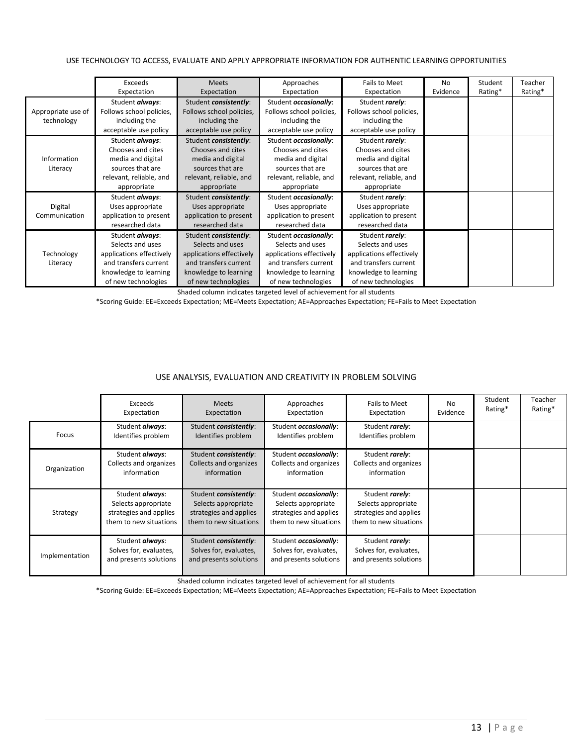USE TECHNOLOGY TO ACCESS, EVALUATE AND APPLY APPROPRIATE INFORMATION FOR AUTHENTIC LEARNING OPPORTUNITIES

| | Exceeds Expectation | Meets Expectation | Approaches Expectation | Fails to Meet Expectation | No Evidence | Student Rating* | Teacher Rating* |
|---|---|---|---|---|---|---|---|
| Appropriate use of technology | Student ***always***: Follows school policies, including the acceptable use policy | Student ***consistently***: Follows school policies, including the acceptable use policy | Student ***occasionally***: Follows school policies, including the acceptable use policy | Student ***rarely***: Follows school policies, including the acceptable use policy | | | |
| Information Literacy | Student ***always***: Chooses and cites media and digital sources that are relevant, reliable, and appropriate | Student ***consistently***: Chooses and cites media and digital sources that are relevant, reliable, and appropriate | Student ***occasionally***: Chooses and cites media and digital sources that are relevant, reliable, and appropriate | Student ***rarely***: Chooses and cites media and digital sources that are relevant, reliable, and appropriate | | | |
| Digital Communication | Student ***always***: Uses appropriate application to present researched data | Student ***consistently***: Uses appropriate application to present researched data | Student ***occasionally***: Uses appropriate application to present researched data | Student ***rarely***: Uses appropriate application to present researched data | | | |
| Technology Literacy | Student ***always***: Selects and uses applications effectively and transfers current knowledge to learning of new technologies | Student ***consistently***: Selects and uses applications effectively and transfers current knowledge to learning of new technologies | Student ***occasionally***: Selects and uses applications effectively and transfers current knowledge to learning of new technologies | Student ***rarely***: Selects and uses applications effectively and transfers current knowledge to learning of new technologies | | | |

Shaded column indicates targeted level of achievement for all students

*Scoring Guide: EE=Exceeds Expectation; ME=Meets Expectation; AE=Approaches Expectation; FE=Fails to Meet Expectation

USE ANALYSIS, EVALUATION AND CREATIVITY IN PROBLEM SOLVING

| | Exceeds Expectation | Meets Expectation | Approaches Expectation | Fails to Meet Expectation | No Evidence | Student Rating* | Teacher Rating* |
|---|---|---|---|---|---|---|---|
| Focus | Student ***always***: Identifies problem | Student ***consistently***: Identifies problem | Student ***occasionally***: Identifies problem | Student ***rarely***: Identifies problem | | | |
| Organization | Student ***always***: Collects and organizes information | Student ***consistently***: Collects and organizes information | Student ***occasionally***: Collects and organizes information | Student ***rarely***: Collects and organizes information | | | |
| Strategy | Student ***always***: Selects appropriate strategies and applies them to new situations | Student ***consistently***: Selects appropriate strategies and applies them to new situations | Student ***occasionally***: Selects appropriate strategies and applies them to new situations | Student ***rarely***: Selects appropriate strategies and applies them to new situations | | | |
| Implementation | Student ***always***: Solves for, evaluates, and presents solutions | Student ***consistently***: Solves for, evaluates, and presents solutions | Student ***occasionally***: Solves for, evaluates, and presents solutions | Student ***rarely***: Solves for, evaluates, and presents solutions | | | |

Shaded column indicates targeted level of achievement for all students

*Scoring Guide: EE=Exceeds Expectation; ME=Meets Expectation; AE=Approaches Expectation; FE=Fails to Meet Expectation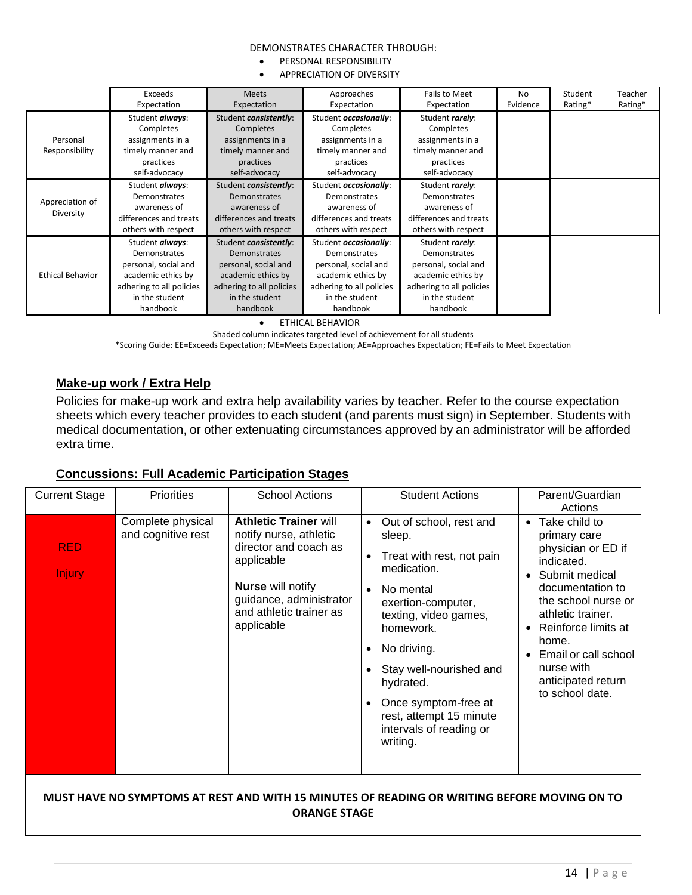DEMONSTRATES CHARACTER THROUGH:

- PERSONAL RESPONSIBILITY
- APPRECIATION OF DIVERSITY

| | Exceeds Expectation | Meets Expectation | Approaches Expectation | Fails to Meet Expectation | No Evidence | Student Rating* | Teacher Rating* |
|---|---|---|---|---|---|---|---|
| Personal Responsibility | Student ***always***: Completes assignments in a timely manner and practices self-advocacy | Student ***consistently***: Completes assignments in a timely manner and practices self-advocacy | Student ***occasionally***: Completes assignments in a timely manner and practices self-advocacy | Student ***rarely***: Completes assignments in a timely manner and practices self-advocacy | | | |
| Appreciation of Diversity | Student ***always***: Demonstrates awareness of differences and treats others with respect | Student ***consistently***: Demonstrates awareness of differences and treats others with respect | Student ***occasionally***: Demonstrates awareness of differences and treats others with respect | Student ***rarely***: Demonstrates awareness of differences and treats others with respect | | | |
| Ethical Behavior | Student ***always***: Demonstrates personal, social and academic ethics by adhering to all policies in the student handbook | Student ***consistently***: Demonstrates personal, social and academic ethics by adhering to all policies in the student handbook | Student ***occasionally***: Demonstrates personal, social and academic ethics by adhering to all policies in the student handbook | Student ***rarely***: Demonstrates personal, social and academic ethics by adhering to all policies in the student handbook | | | |

- ETHICAL BEHAVIOR

Shaded column indicates targeted level of achievement for all students

*Scoring Guide: EE=Exceeds Expectation; ME=Meets Expectation; AE=Approaches Expectation; FE=Fails to Meet Expectation

## Make-up work / Extra Help

Policies for make-up work and extra help availability varies by teacher. Refer to the course expectation sheets which every teacher provides to each student (and parents must sign) in September. Students with medical documentation, or other extenuating circumstances approved by an administrator will be afforded extra time.

## Concussions: Full Academic Participation Stages

| Current Stage | Priorities | School Actions | Student Actions | Parent/Guardian Actions |
|---|---|---|---|---|
| RED Injury | Complete physical and cognitive rest | **Athletic Trainer** will notify nurse, athletic director and coach as applicable<br><br>**Nurse** will notify guidance, administrator and athletic trainer as applicable | • Out of school, rest and sleep.<br>• Treat with rest, not pain medication.<br>• No mental exertion-computer, texting, video games, homework.<br>• No driving.<br>• Stay well-nourished and hydrated.<br>• Once symptom-free at rest, attempt 15 minute intervals of reading or writing. | • Take child to primary care physician or ED if indicated.<br>• Submit medical documentation to the school nurse or athletic trainer.<br>• Reinforce limits at home.<br>• Email or call school nurse with anticipated return to school date. |
| **MUST HAVE NO SYMPTOMS AT REST AND WITH 15 MINUTES OF READING OR WRITING BEFORE MOVING ON TO ORANGE STAGE** | | | | |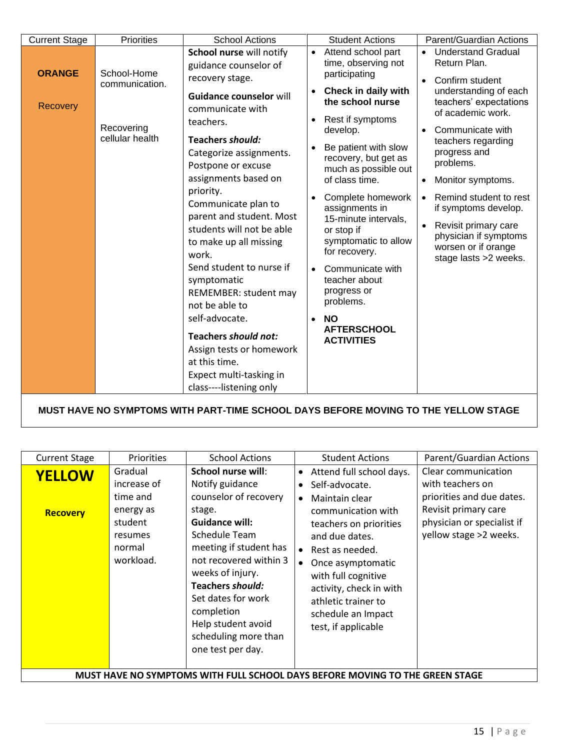| Current Stage | Priorities | School Actions | Student Actions | Parent/Guardian Actions |
|---|---|---|---|---|
| **ORANGE**<br><br>Recovery | School-Home communication.<br><br>Recovering cellular health | **School nurse** will notify guidance counselor of recovery stage.<br><br>**Guidance counselor** will communicate with teachers.<br><br>***Teachers should:***<br>Categorize assignments.<br>Postpone or excuse assignments based on priority.<br>Communicate plan to parent and student. Most students will not be able to make up all missing work.<br>Send student to nurse if symptomatic<br>REMEMBER: student may not be able to self-advocate.<br><br>***Teachers should not:***<br>Assign tests or homework at this time.<br>Expect multi-tasking in class----listening only | • Attend school part time, observing not participating<br>• **Check in daily with the school nurse**<br>• Rest if symptoms develop.<br>• Be patient with slow recovery, but get as much as possible out of class time.<br>• Complete homework assignments in 15-minute intervals, or stop if symptomatic to allow for recovery.<br>• Communicate with teacher about progress or problems.<br>• **NO AFTERSCHOOL ACTIVITIES** | • Understand Gradual Return Plan.<br>• Confirm student understanding of each teachers' expectations of academic work.<br>• Communicate with teachers regarding progress and problems.<br>• Monitor symptoms.<br>• Remind student to rest if symptoms develop.<br>• Revisit primary care physician if symptoms worsen or if orange stage lasts >2 weeks. |
| **MUST HAVE NO SYMPTOMS WITH PART-TIME SCHOOL DAYS BEFORE MOVING TO THE YELLOW STAGE** | | | | |

| Current Stage | Priorities | School Actions | Student Actions | Parent/Guardian Actions |
|---|---|---|---|---|
| **YELLOW**<br><br>**Recovery** | Gradual increase of time and energy as student resumes normal workload. | **School nurse will**:<br>Notify guidance counselor of recovery stage.<br>**Guidance will:**<br>Schedule Team meeting if student has not recovered within 3 weeks of injury.<br>***Teachers should:***<br>Set dates for work completion<br>Help student avoid scheduling more than one test per day. | • Attend full school days.<br>• Self-advocate.<br>• Maintain clear communication with teachers on priorities and due dates.<br>• Rest as needed.<br>• Once asymptomatic with full cognitive activity, check in with athletic trainer to schedule an Impact test, if applicable | Clear communication with teachers on priorities and due dates.<br>Revisit primary care physician or specialist if yellow stage >2 weeks. |
| **MUST HAVE NO SYMPTOMS WITH FULL SCHOOL DAYS BEFORE MOVING TO THE GREEN STAGE** | | | | |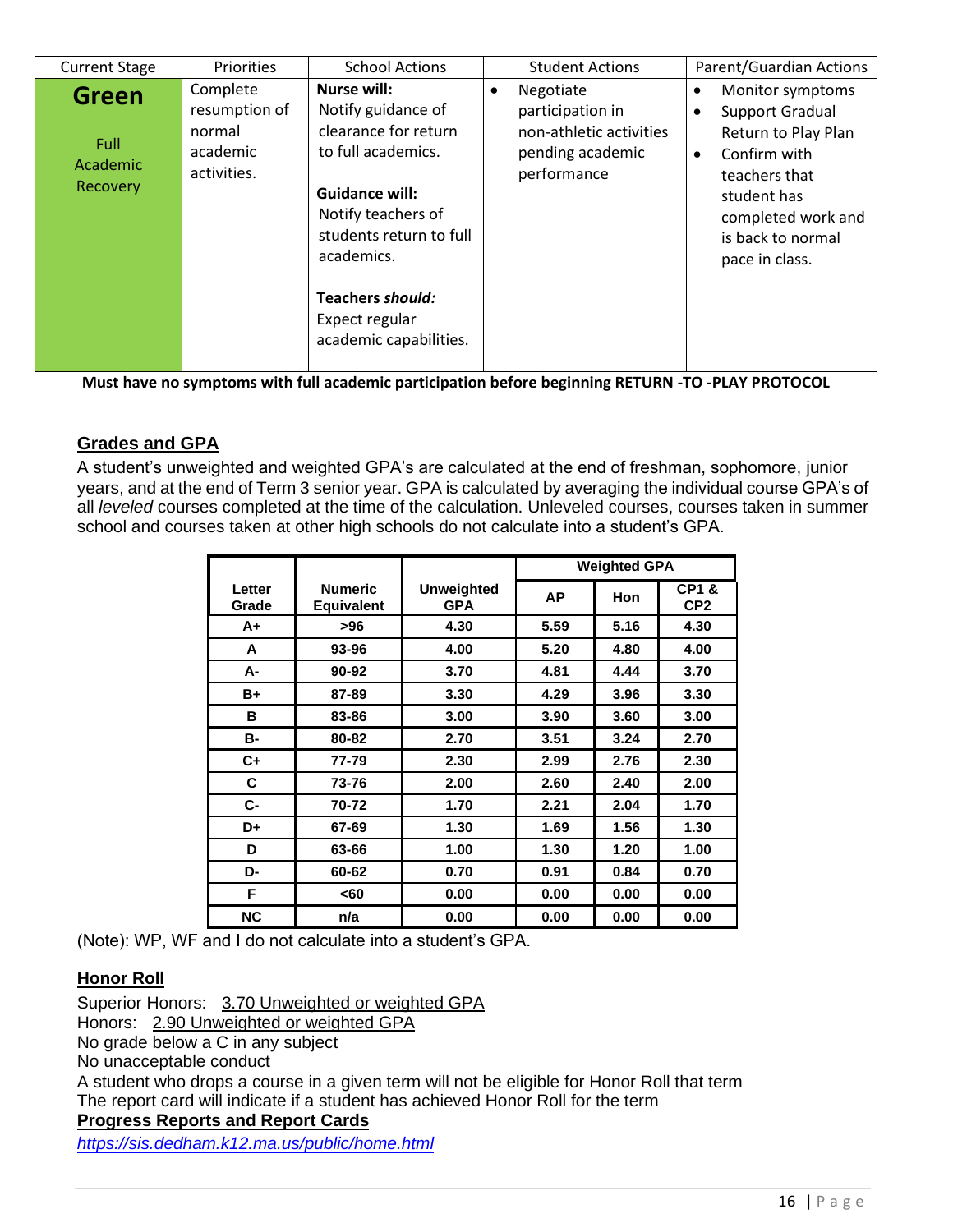| Current Stage | Priorities | School Actions | Student Actions | Parent/Guardian Actions |
|---|---|---|---|---|
| **Green** Full Academic Recovery | Complete resumption of normal academic activities. | **Nurse will:** Notify guidance of clearance for return to full academics. **Guidance will:** Notify teachers of students return to full academics. **Teachers *should:*** Expect regular academic capabilities. | • Negotiate participation in non-athletic activities pending academic performance | • Monitor symptoms • Support Gradual Return to Play Plan • Confirm with teachers that student has completed work and is back to normal pace in class. |
| **Must have no symptoms with full academic participation before beginning RETURN -TO -PLAY PROTOCOL** | | | | |

## Grades and GPA

A student's unweighted and weighted GPA's are calculated at the end of freshman, sophomore, junior years, and at the end of Term 3 senior year. GPA is calculated by averaging the individual course GPA's of all *leveled* courses completed at the time of the calculation. Unleveled courses, courses taken in summer school and courses taken at other high schools do not calculate into a student's GPA.

| | | | Weighted GPA | | |
|---|---|---|---|---|---|
| **Letter Grade** | **Numeric Equivalent** | **Unweighted GPA** | **AP** | **Hon** | **CP1 & CP2** |
| A+ | >96 | 4.30 | 5.59 | 5.16 | 4.30 |
| A | 93-96 | 4.00 | 5.20 | 4.80 | 4.00 |
| A- | 90-92 | 3.70 | 4.81 | 4.44 | 3.70 |
| B+ | 87-89 | 3.30 | 4.29 | 3.96 | 3.30 |
| B | 83-86 | 3.00 | 3.90 | 3.60 | 3.00 |
| B- | 80-82 | 2.70 | 3.51 | 3.24 | 2.70 |
| C+ | 77-79 | 2.30 | 2.99 | 2.76 | 2.30 |
| C | 73-76 | 2.00 | 2.60 | 2.40 | 2.00 |
| C- | 70-72 | 1.70 | 2.21 | 2.04 | 1.70 |
| D+ | 67-69 | 1.30 | 1.69 | 1.56 | 1.30 |
| D | 63-66 | 1.00 | 1.30 | 1.20 | 1.00 |
| D- | 60-62 | 0.70 | 0.91 | 0.84 | 0.70 |
| F | <60 | 0.00 | 0.00 | 0.00 | 0.00 |
| NC | n/a | 0.00 | 0.00 | 0.00 | 0.00 |

(Note): WP, WF and I do not calculate into a student's GPA.

## Honor Roll

Superior Honors: 3.70 Unweighted or weighted GPA
Honors: 2.90 Unweighted or weighted GPA
No grade below a C in any subject
No unacceptable conduct
A student who drops a course in a given term will not be eligible for Honor Roll that term
The report card will indicate if a student has achieved Honor Roll for the term

## Progress Reports and Report Cards

*https://sis.dedham.k12.ma.us/public/home.html*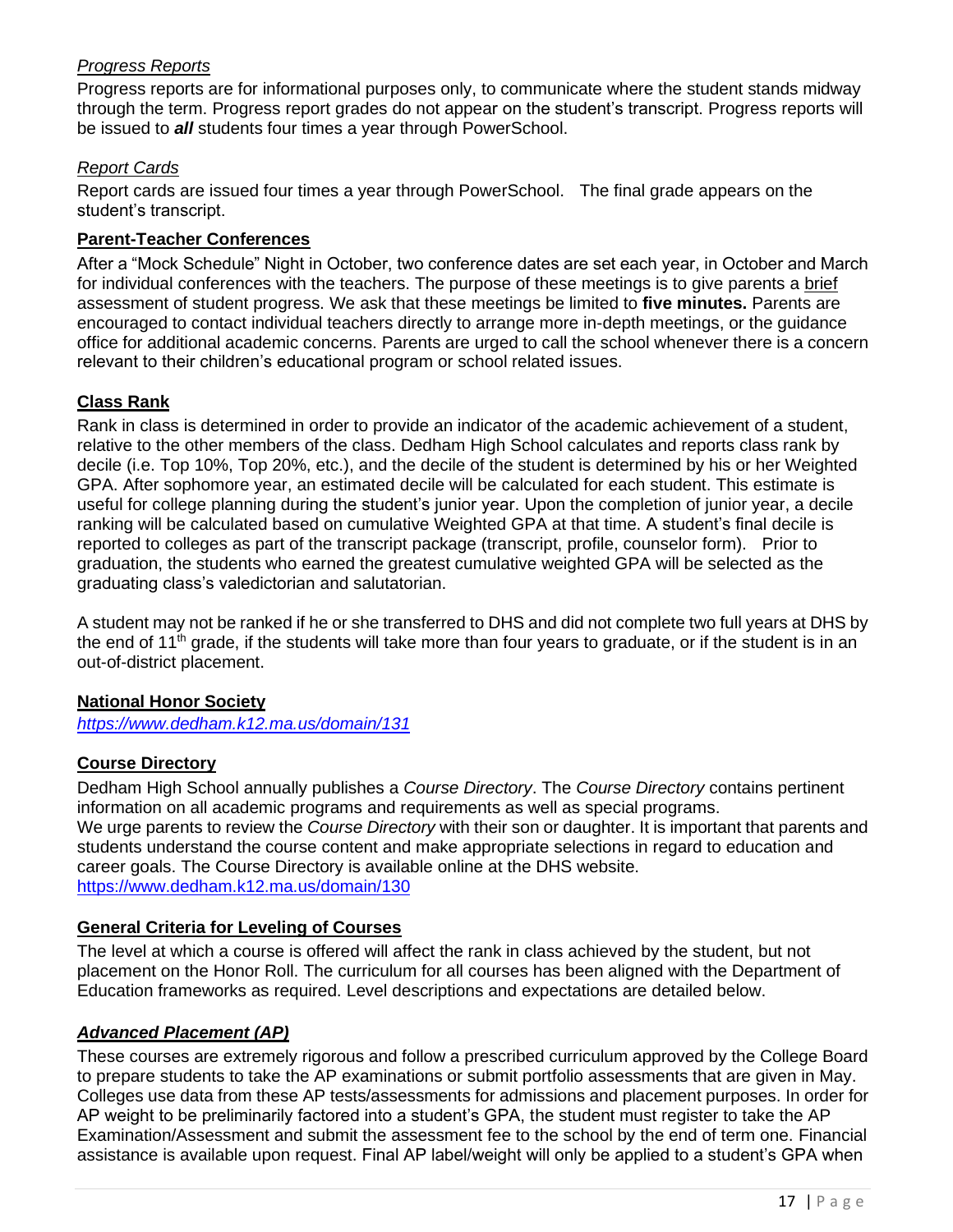*Progress Reports*

Progress reports are for informational purposes only, to communicate where the student stands midway through the term. Progress report grades do not appear on the student's transcript. Progress reports will be issued to ***all*** students four times a year through PowerSchool.

*Report Cards*

Report cards are issued four times a year through PowerSchool. The final grade appears on the student's transcript.

**Parent-Teacher Conferences**

After a "Mock Schedule" Night in October, two conference dates are set each year, in October and March for individual conferences with the teachers. The purpose of these meetings is to give parents a brief assessment of student progress. We ask that these meetings be limited to **five minutes.** Parents are encouraged to contact individual teachers directly to arrange more in-depth meetings, or the guidance office for additional academic concerns. Parents are urged to call the school whenever there is a concern relevant to their children's educational program or school related issues.

**Class Rank**

Rank in class is determined in order to provide an indicator of the academic achievement of a student, relative to the other members of the class. Dedham High School calculates and reports class rank by decile (i.e. Top 10%, Top 20%, etc.), and the decile of the student is determined by his or her Weighted GPA. After sophomore year, an estimated decile will be calculated for each student. This estimate is useful for college planning during the student's junior year. Upon the completion of junior year, a decile ranking will be calculated based on cumulative Weighted GPA at that time. A student's final decile is reported to colleges as part of the transcript package (transcript, profile, counselor form). Prior to graduation, the students who earned the greatest cumulative weighted GPA will be selected as the graduating class's valedictorian and salutatorian.

A student may not be ranked if he or she transferred to DHS and did not complete two full years at DHS by the end of 11th grade, if the students will take more than four years to graduate, or if the student is in an out-of-district placement.

**National Honor Society**

*https://www.dedham.k12.ma.us/domain/131*

**Course Directory**

Dedham High School annually publishes a *Course Directory*. The *Course Directory* contains pertinent information on all academic programs and requirements as well as special programs.
We urge parents to review the *Course Directory* with their son or daughter. It is important that parents and students understand the course content and make appropriate selections in regard to education and career goals. The Course Directory is available online at the DHS website.
https://www.dedham.k12.ma.us/domain/130

**General Criteria for Leveling of Courses**

The level at which a course is offered will affect the rank in class achieved by the student, but not placement on the Honor Roll. The curriculum for all courses has been aligned with the Department of Education frameworks as required. Level descriptions and expectations are detailed below.

***Advanced Placement (AP)***

These courses are extremely rigorous and follow a prescribed curriculum approved by the College Board to prepare students to take the AP examinations or submit portfolio assessments that are given in May. Colleges use data from these AP tests/assessments for admissions and placement purposes. In order for AP weight to be preliminarily factored into a student's GPA, the student must register to take the AP Examination/Assessment and submit the assessment fee to the school by the end of term one. Financial assistance is available upon request. Final AP label/weight will only be applied to a student's GPA when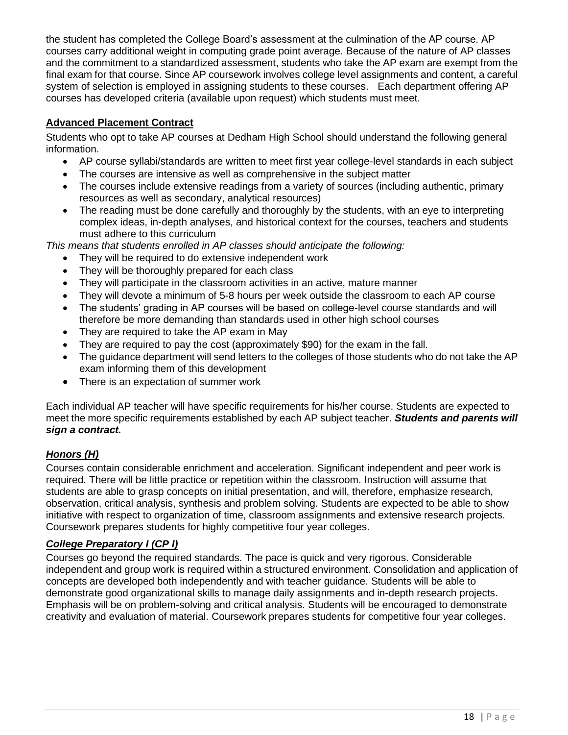the student has completed the College Board's assessment at the culmination of the AP course. AP courses carry additional weight in computing grade point average. Because of the nature of AP classes and the commitment to a standardized assessment, students who take the AP exam are exempt from the final exam for that course. Since AP coursework involves college level assignments and content, a careful system of selection is employed in assigning students to these courses. Each department offering AP courses has developed criteria (available upon request) which students must meet.

**Advanced Placement Contract**

Students who opt to take AP courses at Dedham High School should understand the following general information.

- AP course syllabi/standards are written to meet first year college-level standards in each subject
- The courses are intensive as well as comprehensive in the subject matter
- The courses include extensive readings from a variety of sources (including authentic, primary resources as well as secondary, analytical resources)
- The reading must be done carefully and thoroughly by the students, with an eye to interpreting complex ideas, in-depth analyses, and historical context for the courses, teachers and students must adhere to this curriculum

*This means that students enrolled in AP classes should anticipate the following:*

- They will be required to do extensive independent work
- They will be thoroughly prepared for each class
- They will participate in the classroom activities in an active, mature manner
- They will devote a minimum of 5-8 hours per week outside the classroom to each AP course
- The students' grading in AP courses will be based on college-level course standards and will therefore be more demanding than standards used in other high school courses
- They are required to take the AP exam in May
- They are required to pay the cost (approximately $90) for the exam in the fall.
- The guidance department will send letters to the colleges of those students who do not take the AP exam informing them of this development
- There is an expectation of summer work

Each individual AP teacher will have specific requirements for his/her course. Students are expected to meet the more specific requirements established by each AP subject teacher. ***Students and parents will sign a contract.***

***Honors (H)***

Courses contain considerable enrichment and acceleration. Significant independent and peer work is required. There will be little practice or repetition within the classroom. Instruction will assume that students are able to grasp concepts on initial presentation, and will, therefore, emphasize research, observation, critical analysis, synthesis and problem solving. Students are expected to be able to show initiative with respect to organization of time, classroom assignments and extensive research projects. Coursework prepares students for highly competitive four year colleges.

***College Preparatory I (CP I)***

Courses go beyond the required standards. The pace is quick and very rigorous. Considerable independent and group work is required within a structured environment. Consolidation and application of concepts are developed both independently and with teacher guidance. Students will be able to demonstrate good organizational skills to manage daily assignments and in-depth research projects. Emphasis will be on problem-solving and critical analysis. Students will be encouraged to demonstrate creativity and evaluation of material. Coursework prepares students for competitive four year colleges.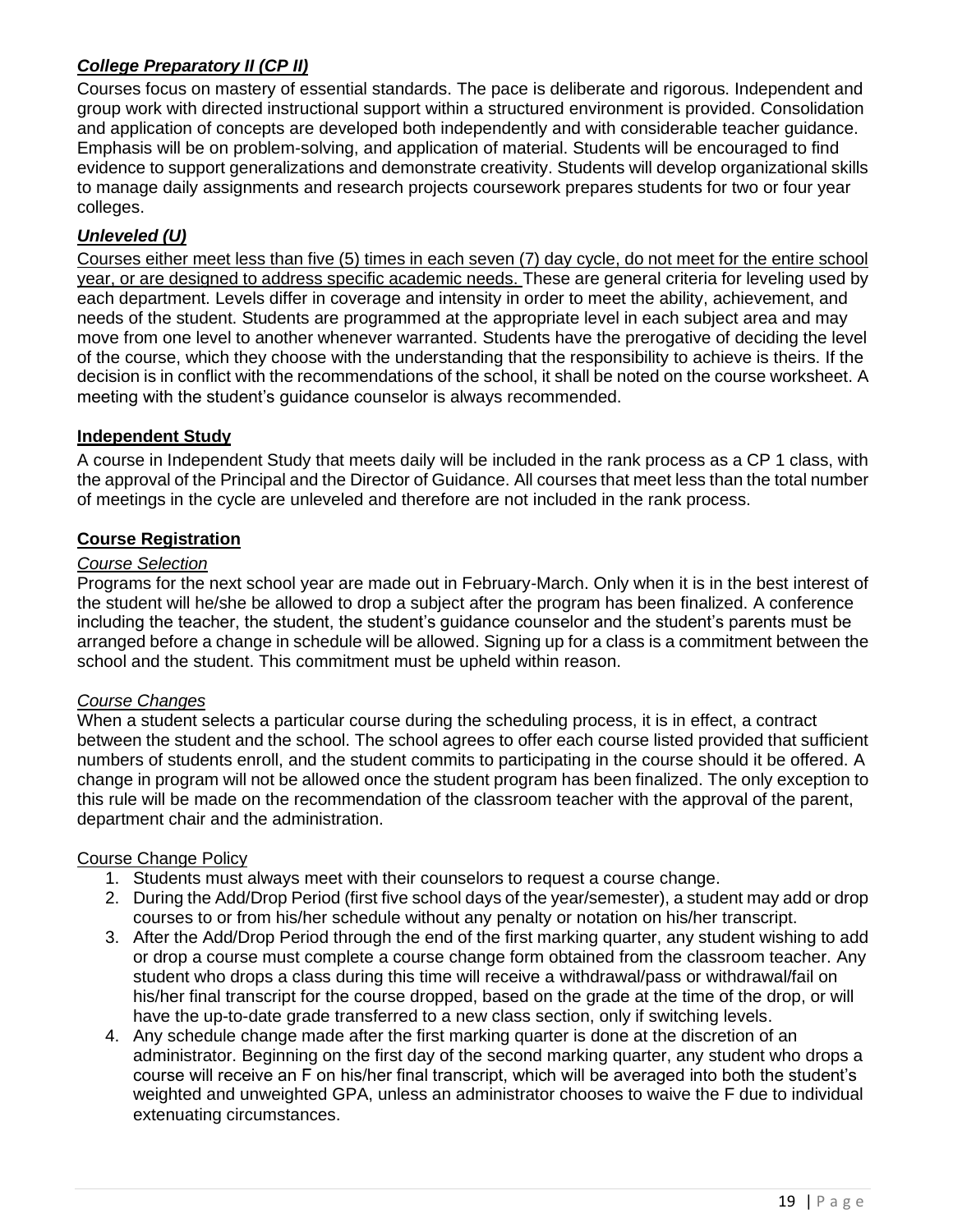### ***College Preparatory II (CP II)***

Courses focus on mastery of essential standards. The pace is deliberate and rigorous. Independent and group work with directed instructional support within a structured environment is provided. Consolidation and application of concepts are developed both independently and with considerable teacher guidance. Emphasis will be on problem-solving, and application of material. Students will be encouraged to find evidence to support generalizations and demonstrate creativity. Students will develop organizational skills to manage daily assignments and research projects coursework prepares students for two or four year colleges.

### ***Unleveled (U)***

Courses either meet less than five (5) times in each seven (7) day cycle, do not meet for the entire school year, or are designed to address specific academic needs. These are general criteria for leveling used by each department. Levels differ in coverage and intensity in order to meet the ability, achievement, and needs of the student. Students are programmed at the appropriate level in each subject area and may move from one level to another whenever warranted. Students have the prerogative of deciding the level of the course, which they choose with the understanding that the responsibility to achieve is theirs. If the decision is in conflict with the recommendations of the school, it shall be noted on the course worksheet. A meeting with the student's guidance counselor is always recommended.

## **Independent Study**

A course in Independent Study that meets daily will be included in the rank process as a CP 1 class, with the approval of the Principal and the Director of Guidance. All courses that meet less than the total number of meetings in the cycle are unleveled and therefore are not included in the rank process.

## **Course Registration**

### *Course Selection*

Programs for the next school year are made out in February-March. Only when it is in the best interest of the student will he/she be allowed to drop a subject after the program has been finalized. A conference including the teacher, the student, the student's guidance counselor and the student's parents must be arranged before a change in schedule will be allowed. Signing up for a class is a commitment between the school and the student. This commitment must be upheld within reason.

### *Course Changes*

When a student selects a particular course during the scheduling process, it is in effect, a contract between the student and the school. The school agrees to offer each course listed provided that sufficient numbers of students enroll, and the student commits to participating in the course should it be offered. A change in program will not be allowed once the student program has been finalized. The only exception to this rule will be made on the recommendation of the classroom teacher with the approval of the parent, department chair and the administration.

### Course Change Policy

1. Students must always meet with their counselors to request a course change.
2. During the Add/Drop Period (first five school days of the year/semester), a student may add or drop courses to or from his/her schedule without any penalty or notation on his/her transcript.
3. After the Add/Drop Period through the end of the first marking quarter, any student wishing to add or drop a course must complete a course change form obtained from the classroom teacher. Any student who drops a class during this time will receive a withdrawal/pass or withdrawal/fail on his/her final transcript for the course dropped, based on the grade at the time of the drop, or will have the up-to-date grade transferred to a new class section, only if switching levels.
4. Any schedule change made after the first marking quarter is done at the discretion of an administrator. Beginning on the first day of the second marking quarter, any student who drops a course will receive an F on his/her final transcript, which will be averaged into both the student's weighted and unweighted GPA, unless an administrator chooses to waive the F due to individual extenuating circumstances.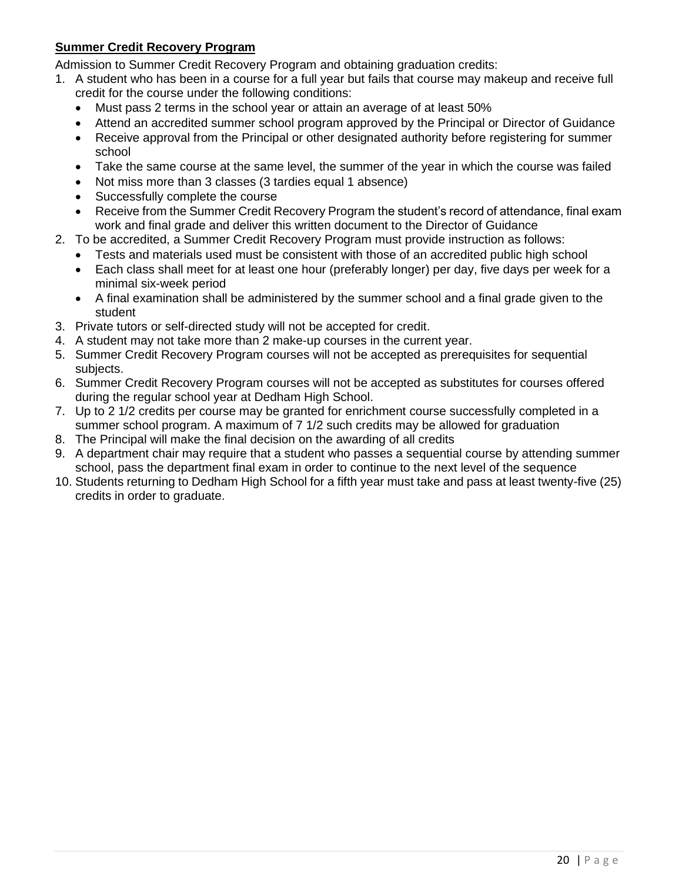**Summer Credit Recovery Program**

Admission to Summer Credit Recovery Program and obtaining graduation credits:

1. A student who has been in a course for a full year but fails that course may makeup and receive full credit for the course under the following conditions:
   - Must pass 2 terms in the school year or attain an average of at least 50%
   - Attend an accredited summer school program approved by the Principal or Director of Guidance
   - Receive approval from the Principal or other designated authority before registering for summer school
   - Take the same course at the same level, the summer of the year in which the course was failed
   - Not miss more than 3 classes (3 tardies equal 1 absence)
   - Successfully complete the course
   - Receive from the Summer Credit Recovery Program the student's record of attendance, final exam work and final grade and deliver this written document to the Director of Guidance
2. To be accredited, a Summer Credit Recovery Program must provide instruction as follows:
   - Tests and materials used must be consistent with those of an accredited public high school
   - Each class shall meet for at least one hour (preferably longer) per day, five days per week for a minimal six-week period
   - A final examination shall be administered by the summer school and a final grade given to the student
3. Private tutors or self-directed study will not be accepted for credit.
4. A student may not take more than 2 make-up courses in the current year.
5. Summer Credit Recovery Program courses will not be accepted as prerequisites for sequential subjects.
6. Summer Credit Recovery Program courses will not be accepted as substitutes for courses offered during the regular school year at Dedham High School.
7. Up to 2 1/2 credits per course may be granted for enrichment course successfully completed in a summer school program. A maximum of 7 1/2 such credits may be allowed for graduation
8. The Principal will make the final decision on the awarding of all credits
9. A department chair may require that a student who passes a sequential course by attending summer school, pass the department final exam in order to continue to the next level of the sequence
10. Students returning to Dedham High School for a fifth year must take and pass at least twenty-five (25) credits in order to graduate.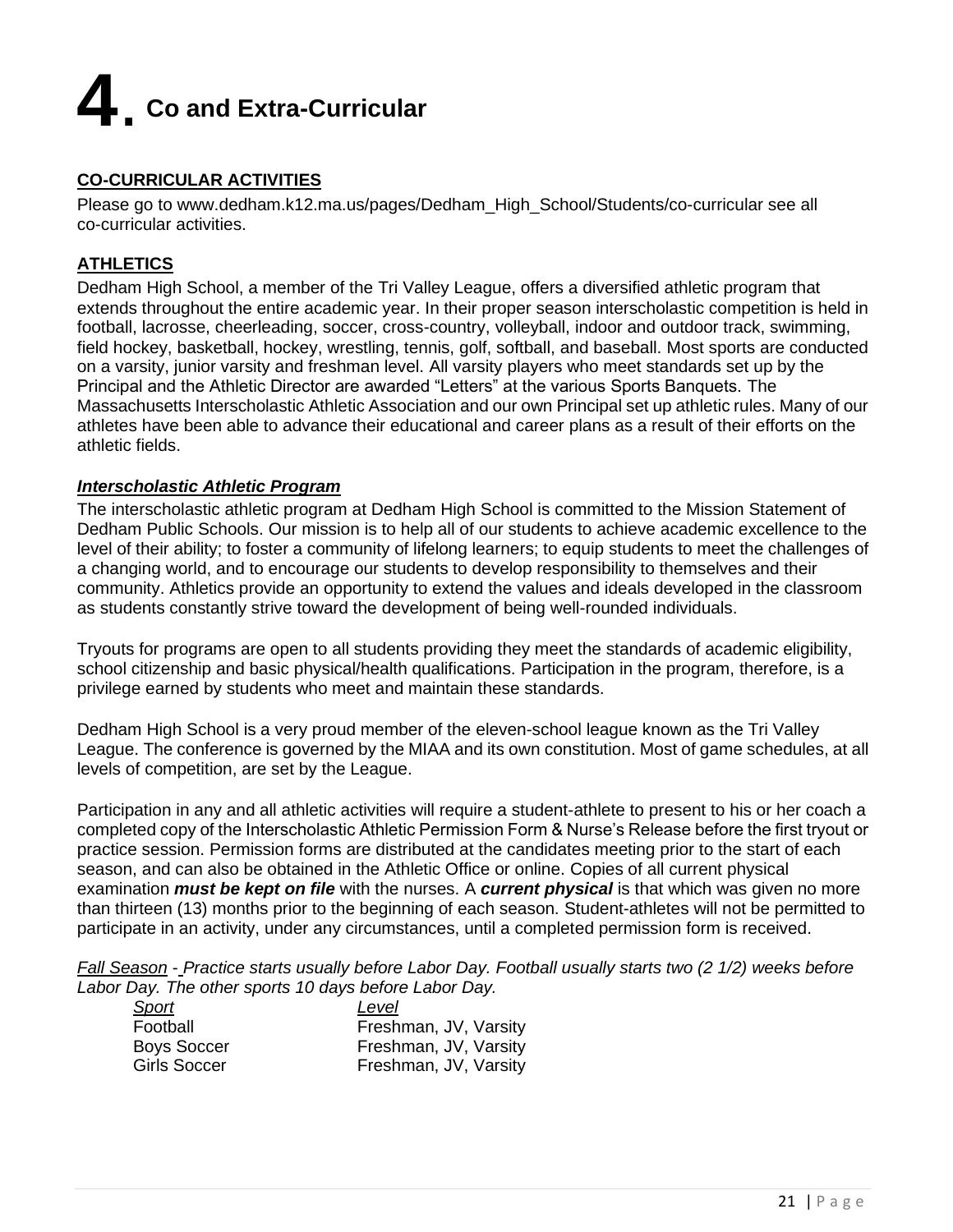# 4. Co and Extra-Curricular

## CO-CURRICULAR ACTIVITIES

Please go to www.dedham.k12.ma.us/pages/Dedham_High_School/Students/co-curricular see all co-curricular activities.

## ATHLETICS

Dedham High School, a member of the Tri Valley League, offers a diversified athletic program that extends throughout the entire academic year. In their proper season interscholastic competition is held in football, lacrosse, cheerleading, soccer, cross-country, volleyball, indoor and outdoor track, swimming, field hockey, basketball, hockey, wrestling, tennis, golf, softball, and baseball. Most sports are conducted on a varsity, junior varsity and freshman level. All varsity players who meet standards set up by the Principal and the Athletic Director are awarded "Letters" at the various Sports Banquets. The Massachusetts Interscholastic Athletic Association and our own Principal set up athletic rules. Many of our athletes have been able to advance their educational and career plans as a result of their efforts on the athletic fields.

### *Interscholastic Athletic Program*

The interscholastic athletic program at Dedham High School is committed to the Mission Statement of Dedham Public Schools. Our mission is to help all of our students to achieve academic excellence to the level of their ability; to foster a community of lifelong learners; to equip students to meet the challenges of a changing world, and to encourage our students to develop responsibility to themselves and their community. Athletics provide an opportunity to extend the values and ideals developed in the classroom as students constantly strive toward the development of being well-rounded individuals.

Tryouts for programs are open to all students providing they meet the standards of academic eligibility, school citizenship and basic physical/health qualifications. Participation in the program, therefore, is a privilege earned by students who meet and maintain these standards.

Dedham High School is a very proud member of the eleven-school league known as the Tri Valley League. The conference is governed by the MIAA and its own constitution. Most of game schedules, at all levels of competition, are set by the League.

Participation in any and all athletic activities will require a student-athlete to present to his or her coach a completed copy of the Interscholastic Athletic Permission Form & Nurse's Release before the first tryout or practice session. Permission forms are distributed at the candidates meeting prior to the start of each season, and can also be obtained in the Athletic Office or online. Copies of all current physical examination ***must be kept on file*** with the nurses. A ***current physical*** is that which was given no more than thirteen (13) months prior to the beginning of each season. Student-athletes will not be permitted to participate in an activity, under any circumstances, until a completed permission form is received.

*Fall Season - Practice starts usually before Labor Day. Football usually starts two (2 1/2) weeks before Labor Day. The other sports 10 days before Labor Day.*

| *Sport* | *Level* |
|---|---|
| Football | Freshman, JV, Varsity |
| Boys Soccer | Freshman, JV, Varsity |
| Girls Soccer | Freshman, JV, Varsity |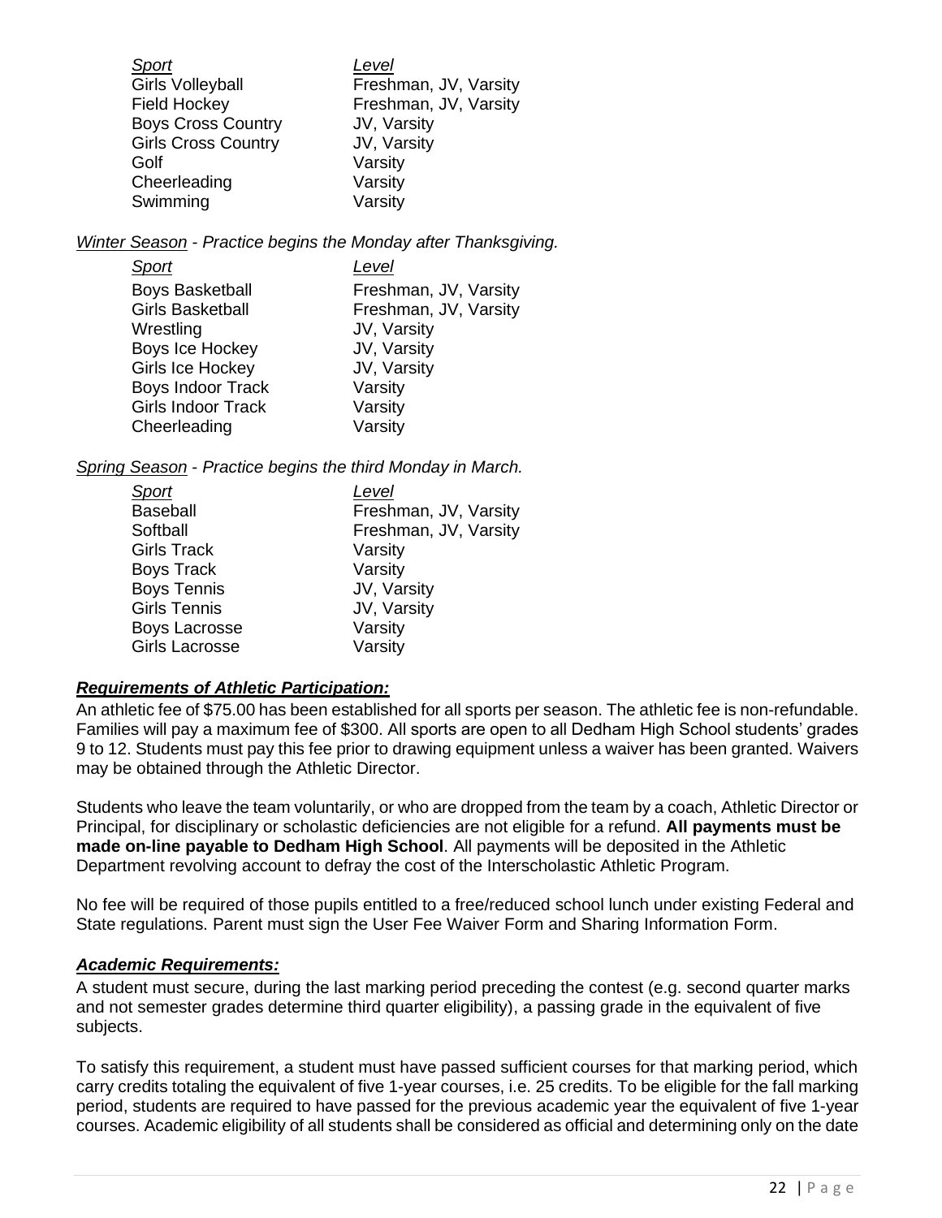| *Sport* | *Level* |
|---|---|
| Girls Volleyball | Freshman, JV, Varsity |
| Field Hockey | Freshman, JV, Varsity |
| Boys Cross Country | JV, Varsity |
| Girls Cross Country | JV, Varsity |
| Golf | Varsity |
| Cheerleading | Varsity |
| Swimming | Varsity |

*Winter Season - Practice begins the Monday after Thanksgiving.*

| *Sport* | *Level* |
|---|---|
| Boys Basketball | Freshman, JV, Varsity |
| Girls Basketball | Freshman, JV, Varsity |
| Wrestling | JV, Varsity |
| Boys Ice Hockey | JV, Varsity |
| Girls Ice Hockey | JV, Varsity |
| Boys Indoor Track | Varsity |
| Girls Indoor Track | Varsity |
| Cheerleading | Varsity |

*Spring Season - Practice begins the third Monday in March.*

| *Sport* | *Level* |
|---|---|
| Baseball | Freshman, JV, Varsity |
| Softball | Freshman, JV, Varsity |
| Girls Track | Varsity |
| Boys Track | Varsity |
| Boys Tennis | JV, Varsity |
| Girls Tennis | JV, Varsity |
| Boys Lacrosse | Varsity |
| Girls Lacrosse | Varsity |

### ***Requirements of Athletic Participation:***

An athletic fee of $75.00 has been established for all sports per season. The athletic fee is non-refundable. Families will pay a maximum fee of $300. All sports are open to all Dedham High School students' grades 9 to 12. Students must pay this fee prior to drawing equipment unless a waiver has been granted. Waivers may be obtained through the Athletic Director.

Students who leave the team voluntarily, or who are dropped from the team by a coach, Athletic Director or Principal, for disciplinary or scholastic deficiencies are not eligible for a refund. **All payments must be made on-line payable to Dedham High School**. All payments will be deposited in the Athletic Department revolving account to defray the cost of the Interscholastic Athletic Program.

No fee will be required of those pupils entitled to a free/reduced school lunch under existing Federal and State regulations. Parent must sign the User Fee Waiver Form and Sharing Information Form.

### ***Academic Requirements:***

A student must secure, during the last marking period preceding the contest (e.g. second quarter marks and not semester grades determine third quarter eligibility), a passing grade in the equivalent of five subjects.

To satisfy this requirement, a student must have passed sufficient courses for that marking period, which carry credits totaling the equivalent of five 1-year courses, i.e. 25 credits. To be eligible for the fall marking period, students are required to have passed for the previous academic year the equivalent of five 1-year courses. Academic eligibility of all students shall be considered as official and determining only on the date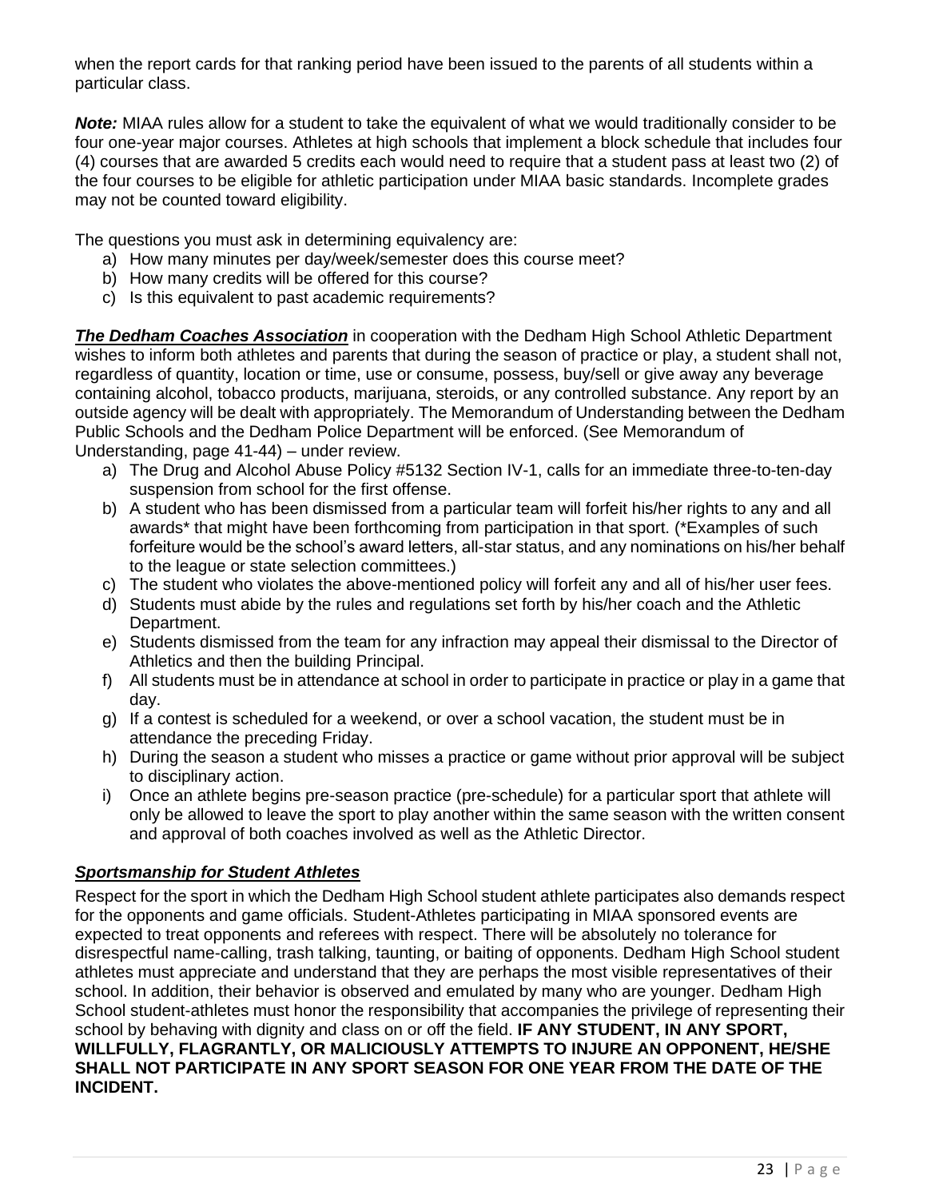when the report cards for that ranking period have been issued to the parents of all students within a particular class.

***Note:*** MIAA rules allow for a student to take the equivalent of what we would traditionally consider to be four one-year major courses. Athletes at high schools that implement a block schedule that includes four (4) courses that are awarded 5 credits each would need to require that a student pass at least two (2) of the four courses to be eligible for athletic participation under MIAA basic standards. Incomplete grades may not be counted toward eligibility.

The questions you must ask in determining equivalency are:

a) How many minutes per day/week/semester does this course meet?
b) How many credits will be offered for this course?
c) Is this equivalent to past academic requirements?

***The Dedham Coaches Association*** in cooperation with the Dedham High School Athletic Department wishes to inform both athletes and parents that during the season of practice or play, a student shall not, regardless of quantity, location or time, use or consume, possess, buy/sell or give away any beverage containing alcohol, tobacco products, marijuana, steroids, or any controlled substance. Any report by an outside agency will be dealt with appropriately. The Memorandum of Understanding between the Dedham Public Schools and the Dedham Police Department will be enforced. (See Memorandum of Understanding, page 41-44) – under review.

a) The Drug and Alcohol Abuse Policy #5132 Section IV-1, calls for an immediate three-to-ten-day suspension from school for the first offense.
b) A student who has been dismissed from a particular team will forfeit his/her rights to any and all awards* that might have been forthcoming from participation in that sport. (*Examples of such forfeiture would be the school's award letters, all-star status, and any nominations on his/her behalf to the league or state selection committees.)
c) The student who violates the above-mentioned policy will forfeit any and all of his/her user fees.
d) Students must abide by the rules and regulations set forth by his/her coach and the Athletic Department.
e) Students dismissed from the team for any infraction may appeal their dismissal to the Director of Athletics and then the building Principal.
f) All students must be in attendance at school in order to participate in practice or play in a game that day.
g) If a contest is scheduled for a weekend, or over a school vacation, the student must be in attendance the preceding Friday.
h) During the season a student who misses a practice or game without prior approval will be subject to disciplinary action.
i) Once an athlete begins pre-season practice (pre-schedule) for a particular sport that athlete will only be allowed to leave the sport to play another within the same season with the written consent and approval of both coaches involved as well as the Athletic Director.

### ***Sportsmanship for Student Athletes***

Respect for the sport in which the Dedham High School student athlete participates also demands respect for the opponents and game officials. Student-Athletes participating in MIAA sponsored events are expected to treat opponents and referees with respect. There will be absolutely no tolerance for disrespectful name-calling, trash talking, taunting, or baiting of opponents. Dedham High School student athletes must appreciate and understand that they are perhaps the most visible representatives of their school. In addition, their behavior is observed and emulated by many who are younger. Dedham High School student-athletes must honor the responsibility that accompanies the privilege of representing their school by behaving with dignity and class on or off the field. **IF ANY STUDENT, IN ANY SPORT, WILLFULLY, FLAGRANTLY, OR MALICIOUSLY ATTEMPTS TO INJURE AN OPPONENT, HE/SHE SHALL NOT PARTICIPATE IN ANY SPORT SEASON FOR ONE YEAR FROM THE DATE OF THE INCIDENT.**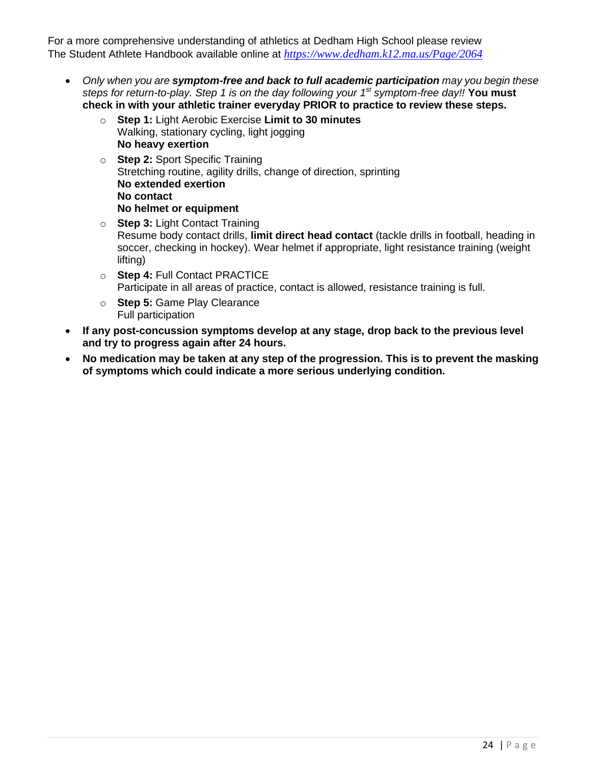For a more comprehensive understanding of athletics at Dedham High School please review The Student Athlete Handbook available online at *https://www.dedham.k12.ma.us/Page/2064*

- *Only when you are **symptom-free and back to full academic participation** may you begin these steps for return-to-play. Step 1 is on the day following your 1st symptom-free day!!* **You must check in with your athletic trainer everyday PRIOR to practice to review these steps.**
  - **Step 1:** Light Aerobic Exercise **Limit to 30 minutes**  
    Walking, stationary cycling, light jogging  
    **No heavy exertion**
  - **Step 2:** Sport Specific Training  
    Stretching routine, agility drills, change of direction, sprinting  
    **No extended exertion**  
    **No contact**  
    **No helmet or equipment**
  - **Step 3:** Light Contact Training  
    Resume body contact drills, **limit direct head contact** (tackle drills in football, heading in soccer, checking in hockey). Wear helmet if appropriate, light resistance training (weight lifting)
  - **Step 4:** Full Contact PRACTICE  
    Participate in all areas of practice, contact is allowed, resistance training is full.
  - **Step 5:** Game Play Clearance  
    Full participation
- **If any post-concussion symptoms develop at any stage, drop back to the previous level and try to progress again after 24 hours.**
- **No medication may be taken at any step of the progression. This is to prevent the masking of symptoms which could indicate a more serious underlying condition.**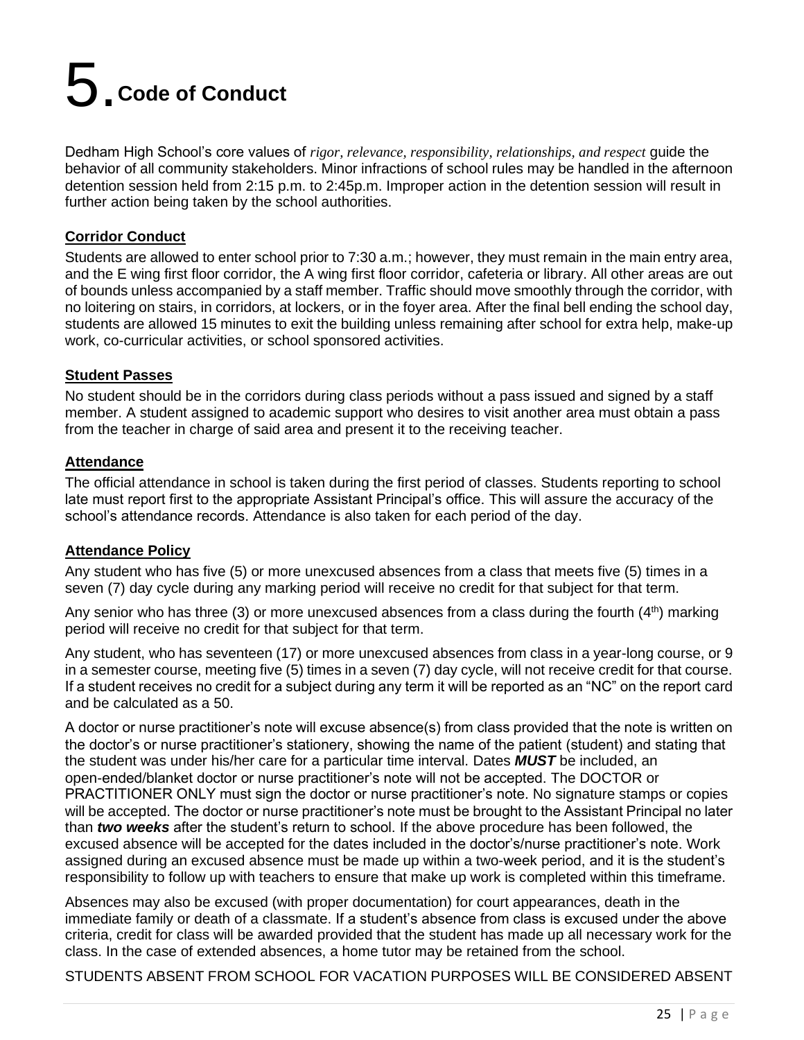# 5. Code of Conduct

Dedham High School's core values of *rigor, relevance, responsibility, relationships, and respect* guide the behavior of all community stakeholders. Minor infractions of school rules may be handled in the afternoon detention session held from 2:15 p.m. to 2:45p.m. Improper action in the detention session will result in further action being taken by the school authorities.

## Corridor Conduct

Students are allowed to enter school prior to 7:30 a.m.; however, they must remain in the main entry area, and the E wing first floor corridor, the A wing first floor corridor, cafeteria or library. All other areas are out of bounds unless accompanied by a staff member. Traffic should move smoothly through the corridor, with no loitering on stairs, in corridors, at lockers, or in the foyer area. After the final bell ending the school day, students are allowed 15 minutes to exit the building unless remaining after school for extra help, make-up work, co-curricular activities, or school sponsored activities.

## Student Passes

No student should be in the corridors during class periods without a pass issued and signed by a staff member. A student assigned to academic support who desires to visit another area must obtain a pass from the teacher in charge of said area and present it to the receiving teacher.

## Attendance

The official attendance in school is taken during the first period of classes. Students reporting to school late must report first to the appropriate Assistant Principal's office. This will assure the accuracy of the school's attendance records. Attendance is also taken for each period of the day.

## Attendance Policy

Any student who has five (5) or more unexcused absences from a class that meets five (5) times in a seven (7) day cycle during any marking period will receive no credit for that subject for that term.

Any senior who has three (3) or more unexcused absences from a class during the fourth (4th) marking period will receive no credit for that subject for that term.

Any student, who has seventeen (17) or more unexcused absences from class in a year-long course, or 9 in a semester course, meeting five (5) times in a seven (7) day cycle, will not receive credit for that course. If a student receives no credit for a subject during any term it will be reported as an "NC" on the report card and be calculated as a 50.

A doctor or nurse practitioner's note will excuse absence(s) from class provided that the note is written on the doctor's or nurse practitioner's stationery, showing the name of the patient (student) and stating that the student was under his/her care for a particular time interval. Dates ***MUST*** be included, an open-ended/blanket doctor or nurse practitioner's note will not be accepted. The DOCTOR or PRACTITIONER ONLY must sign the doctor or nurse practitioner's note. No signature stamps or copies will be accepted. The doctor or nurse practitioner's note must be brought to the Assistant Principal no later than ***two weeks*** after the student's return to school. If the above procedure has been followed, the excused absence will be accepted for the dates included in the doctor's/nurse practitioner's note. Work assigned during an excused absence must be made up within a two-week period, and it is the student's responsibility to follow up with teachers to ensure that make up work is completed within this timeframe.

Absences may also be excused (with proper documentation) for court appearances, death in the immediate family or death of a classmate. If a student's absence from class is excused under the above criteria, credit for class will be awarded provided that the student has made up all necessary work for the class. In the case of extended absences, a home tutor may be retained from the school.

STUDENTS ABSENT FROM SCHOOL FOR VACATION PURPOSES WILL BE CONSIDERED ABSENT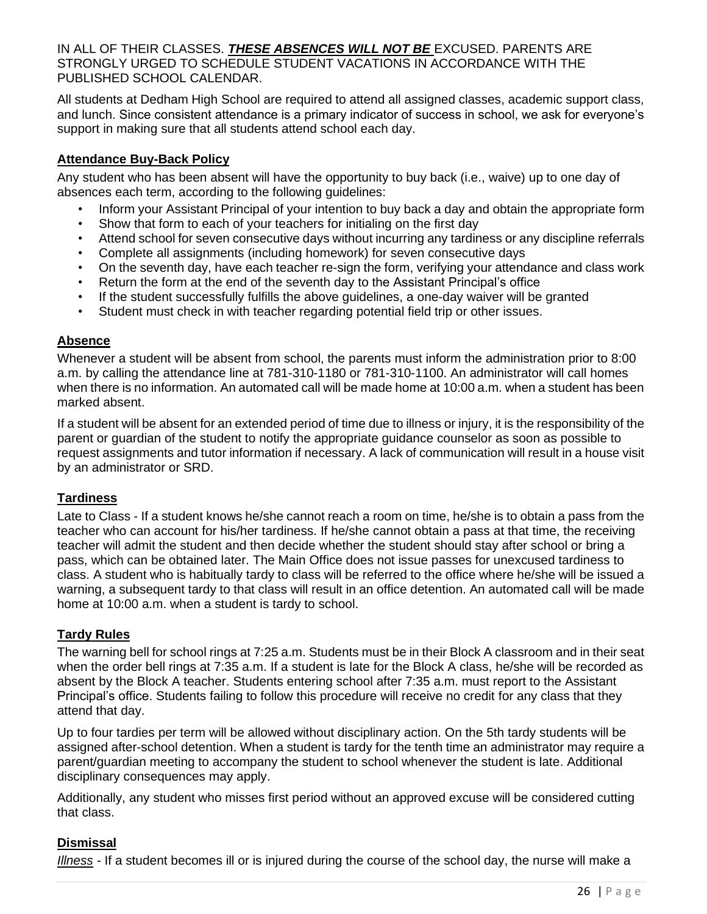IN ALL OF THEIR CLASSES. ***THESE ABSENCES WILL NOT BE*** EXCUSED. PARENTS ARE STRONGLY URGED TO SCHEDULE STUDENT VACATIONS IN ACCORDANCE WITH THE PUBLISHED SCHOOL CALENDAR.

All students at Dedham High School are required to attend all assigned classes, academic support class, and lunch. Since consistent attendance is a primary indicator of success in school, we ask for everyone's support in making sure that all students attend school each day.

## Attendance Buy-Back Policy

Any student who has been absent will have the opportunity to buy back (i.e., waive) up to one day of absences each term, according to the following guidelines:

- Inform your Assistant Principal of your intention to buy back a day and obtain the appropriate form
- Show that form to each of your teachers for initialing on the first day
- Attend school for seven consecutive days without incurring any tardiness or any discipline referrals
- Complete all assignments (including homework) for seven consecutive days
- On the seventh day, have each teacher re-sign the form, verifying your attendance and class work
- Return the form at the end of the seventh day to the Assistant Principal's office
- If the student successfully fulfills the above guidelines, a one-day waiver will be granted
- Student must check in with teacher regarding potential field trip or other issues.

## Absence

Whenever a student will be absent from school, the parents must inform the administration prior to 8:00 a.m. by calling the attendance line at 781-310-1180 or 781-310-1100. An administrator will call homes when there is no information. An automated call will be made home at 10:00 a.m. when a student has been marked absent.

If a student will be absent for an extended period of time due to illness or injury, it is the responsibility of the parent or guardian of the student to notify the appropriate guidance counselor as soon as possible to request assignments and tutor information if necessary. A lack of communication will result in a house visit by an administrator or SRD.

## Tardiness

Late to Class - If a student knows he/she cannot reach a room on time, he/she is to obtain a pass from the teacher who can account for his/her tardiness. If he/she cannot obtain a pass at that time, the receiving teacher will admit the student and then decide whether the student should stay after school or bring a pass, which can be obtained later. The Main Office does not issue passes for unexcused tardiness to class. A student who is habitually tardy to class will be referred to the office where he/she will be issued a warning, a subsequent tardy to that class will result in an office detention. An automated call will be made home at 10:00 a.m. when a student is tardy to school.

## Tardy Rules

The warning bell for school rings at 7:25 a.m. Students must be in their Block A classroom and in their seat when the order bell rings at 7:35 a.m. If a student is late for the Block A class, he/she will be recorded as absent by the Block A teacher. Students entering school after 7:35 a.m. must report to the Assistant Principal's office. Students failing to follow this procedure will receive no credit for any class that they attend that day.

Up to four tardies per term will be allowed without disciplinary action. On the 5th tardy students will be assigned after-school detention. When a student is tardy for the tenth time an administrator may require a parent/guardian meeting to accompany the student to school whenever the student is late. Additional disciplinary consequences may apply.

Additionally, any student who misses first period without an approved excuse will be considered cutting that class.

## Dismissal

*Illness* - If a student becomes ill or is injured during the course of the school day, the nurse will make a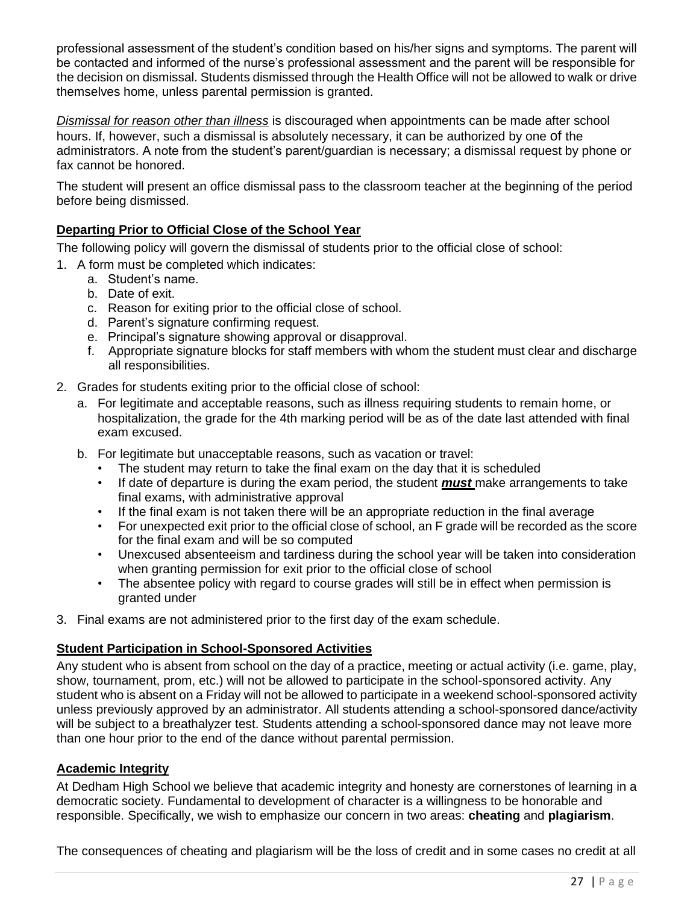professional assessment of the student's condition based on his/her signs and symptoms. The parent will be contacted and informed of the nurse's professional assessment and the parent will be responsible for the decision on dismissal. Students dismissed through the Health Office will not be allowed to walk or drive themselves home, unless parental permission is granted.

*Dismissal for reason other than illness* is discouraged when appointments can be made after school hours. If, however, such a dismissal is absolutely necessary, it can be authorized by one of the administrators. A note from the student's parent/guardian is necessary; a dismissal request by phone or fax cannot be honored.

The student will present an office dismissal pass to the classroom teacher at the beginning of the period before being dismissed.

## Departing Prior to Official Close of the School Year

The following policy will govern the dismissal of students prior to the official close of school:

1. A form must be completed which indicates:
   a. Student's name.
   b. Date of exit.
   c. Reason for exiting prior to the official close of school.
   d. Parent's signature confirming request.
   e. Principal's signature showing approval or disapproval.
   f. Appropriate signature blocks for staff members with whom the student must clear and discharge all responsibilities.
2. Grades for students exiting prior to the official close of school:
   a. For legitimate and acceptable reasons, such as illness requiring students to remain home, or hospitalization, the grade for the 4th marking period will be as of the date last attended with final exam excused.
   b. For legitimate but unacceptable reasons, such as vacation or travel:
      - The student may return to take the final exam on the day that it is scheduled
      - If date of departure is during the exam period, the student ***must*** make arrangements to take final exams, with administrative approval
      - If the final exam is not taken there will be an appropriate reduction in the final average
      - For unexpected exit prior to the official close of school, an F grade will be recorded as the score for the final exam and will be so computed
      - Unexcused absenteeism and tardiness during the school year will be taken into consideration when granting permission for exit prior to the official close of school
      - The absentee policy with regard to course grades will still be in effect when permission is granted under
3. Final exams are not administered prior to the first day of the exam schedule.

## Student Participation in School-Sponsored Activities

Any student who is absent from school on the day of a practice, meeting or actual activity (i.e. game, play, show, tournament, prom, etc.) will not be allowed to participate in the school-sponsored activity. Any student who is absent on a Friday will not be allowed to participate in a weekend school-sponsored activity unless previously approved by an administrator. All students attending a school-sponsored dance/activity will be subject to a breathalyzer test. Students attending a school-sponsored dance may not leave more than one hour prior to the end of the dance without parental permission.

## Academic Integrity

At Dedham High School we believe that academic integrity and honesty are cornerstones of learning in a democratic society. Fundamental to development of character is a willingness to be honorable and responsible. Specifically, we wish to emphasize our concern in two areas: **cheating** and **plagiarism**.

The consequences of cheating and plagiarism will be the loss of credit and in some cases no credit at all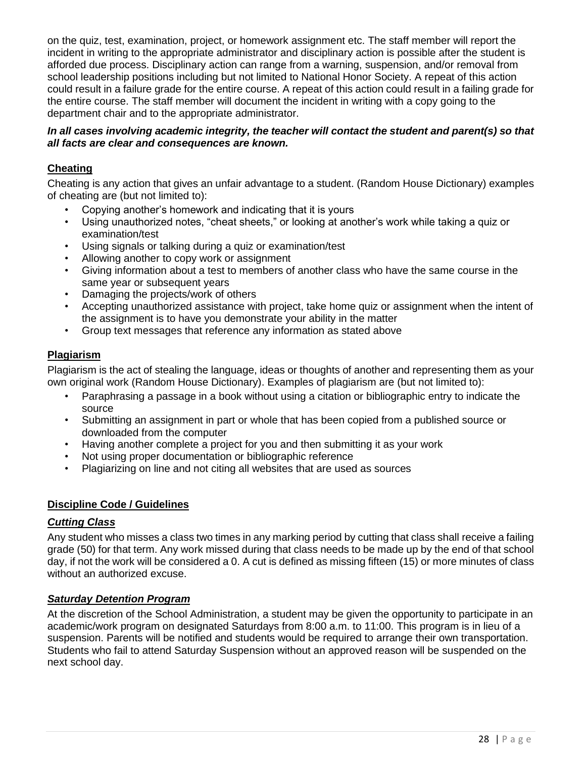on the quiz, test, examination, project, or homework assignment etc. The staff member will report the incident in writing to the appropriate administrator and disciplinary action is possible after the student is afforded due process. Disciplinary action can range from a warning, suspension, and/or removal from school leadership positions including but not limited to National Honor Society. A repeat of this action could result in a failure grade for the entire course. A repeat of this action could result in a failing grade for the entire course. The staff member will document the incident in writing with a copy going to the department chair and to the appropriate administrator.

***In all cases involving academic integrity, the teacher will contact the student and parent(s) so that all facts are clear and consequences are known.***

## Cheating

Cheating is any action that gives an unfair advantage to a student. (Random House Dictionary) examples of cheating are (but not limited to):

- Copying another's homework and indicating that it is yours
- Using unauthorized notes, "cheat sheets," or looking at another's work while taking a quiz or examination/test
- Using signals or talking during a quiz or examination/test
- Allowing another to copy work or assignment
- Giving information about a test to members of another class who have the same course in the same year or subsequent years
- Damaging the projects/work of others
- Accepting unauthorized assistance with project, take home quiz or assignment when the intent of the assignment is to have you demonstrate your ability in the matter
- Group text messages that reference any information as stated above

## Plagiarism

Plagiarism is the act of stealing the language, ideas or thoughts of another and representing them as your own original work (Random House Dictionary). Examples of plagiarism are (but not limited to):

- Paraphrasing a passage in a book without using a citation or bibliographic entry to indicate the source
- Submitting an assignment in part or whole that has been copied from a published source or downloaded from the computer
- Having another complete a project for you and then submitting it as your work
- Not using proper documentation or bibliographic reference
- Plagiarizing on line and not citing all websites that are used as sources

## Discipline Code / Guidelines

### *Cutting Class*

Any student who misses a class two times in any marking period by cutting that class shall receive a failing grade (50) for that term. Any work missed during that class needs to be made up by the end of that school day, if not the work will be considered a 0. A cut is defined as missing fifteen (15) or more minutes of class without an authorized excuse.

### *Saturday Detention Program*

At the discretion of the School Administration, a student may be given the opportunity to participate in an academic/work program on designated Saturdays from 8:00 a.m. to 11:00. This program is in lieu of a suspension. Parents will be notified and students would be required to arrange their own transportation. Students who fail to attend Saturday Suspension without an approved reason will be suspended on the next school day.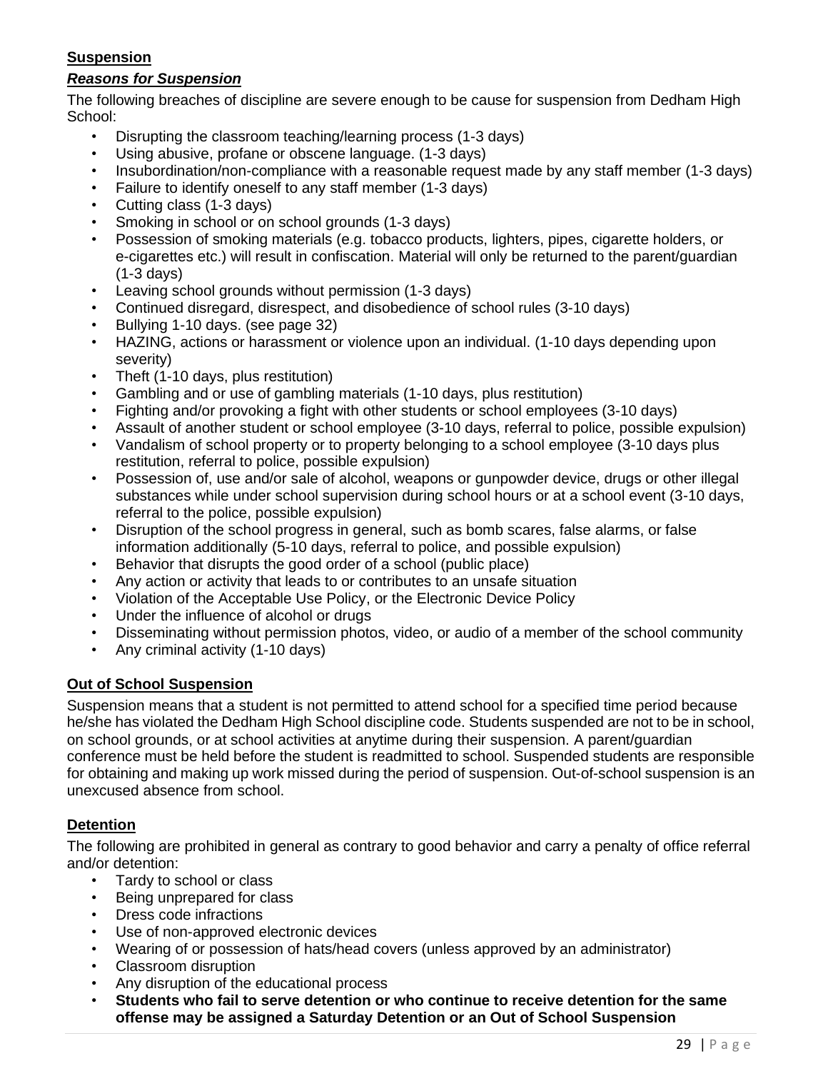## Suspension

### ***Reasons for Suspension***

The following breaches of discipline are severe enough to be cause for suspension from Dedham High School:

- Disrupting the classroom teaching/learning process (1-3 days)
- Using abusive, profane or obscene language. (1-3 days)
- Insubordination/non-compliance with a reasonable request made by any staff member (1-3 days)
- Failure to identify oneself to any staff member (1-3 days)
- Cutting class (1-3 days)
- Smoking in school or on school grounds (1-3 days)
- Possession of smoking materials (e.g. tobacco products, lighters, pipes, cigarette holders, or e-cigarettes etc.) will result in confiscation. Material will only be returned to the parent/guardian (1-3 days)
- Leaving school grounds without permission (1-3 days)
- Continued disregard, disrespect, and disobedience of school rules (3-10 days)
- Bullying 1-10 days. (see page 32)
- HAZING, actions or harassment or violence upon an individual. (1-10 days depending upon severity)
- Theft (1-10 days, plus restitution)
- Gambling and or use of gambling materials (1-10 days, plus restitution)
- Fighting and/or provoking a fight with other students or school employees (3-10 days)
- Assault of another student or school employee (3-10 days, referral to police, possible expulsion)
- Vandalism of school property or to property belonging to a school employee (3-10 days plus restitution, referral to police, possible expulsion)
- Possession of, use and/or sale of alcohol, weapons or gunpowder device, drugs or other illegal substances while under school supervision during school hours or at a school event (3-10 days, referral to the police, possible expulsion)
- Disruption of the school progress in general, such as bomb scares, false alarms, or false information additionally (5-10 days, referral to police, and possible expulsion)
- Behavior that disrupts the good order of a school (public place)
- Any action or activity that leads to or contributes to an unsafe situation
- Violation of the Acceptable Use Policy, or the Electronic Device Policy
- Under the influence of alcohol or drugs
- Disseminating without permission photos, video, or audio of a member of the school community
- Any criminal activity (1-10 days)

## Out of School Suspension

Suspension means that a student is not permitted to attend school for a specified time period because he/she has violated the Dedham High School discipline code. Students suspended are not to be in school, on school grounds, or at school activities at anytime during their suspension. A parent/guardian conference must be held before the student is readmitted to school. Suspended students are responsible for obtaining and making up work missed during the period of suspension. Out-of-school suspension is an unexcused absence from school.

## Detention

The following are prohibited in general as contrary to good behavior and carry a penalty of office referral and/or detention:

- Tardy to school or class
- Being unprepared for class
- Dress code infractions
- Use of non-approved electronic devices
- Wearing of or possession of hats/head covers (unless approved by an administrator)
- Classroom disruption
- Any disruption of the educational process
- **Students who fail to serve detention or who continue to receive detention for the same offense may be assigned a Saturday Detention or an Out of School Suspension**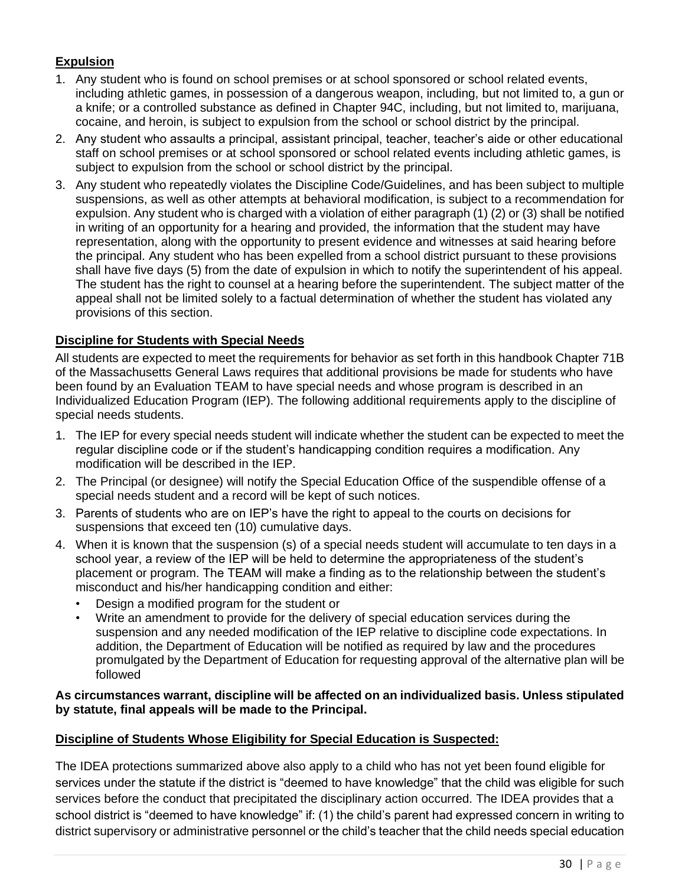## **Expulsion**

1. Any student who is found on school premises or at school sponsored or school related events, including athletic games, in possession of a dangerous weapon, including, but not limited to, a gun or a knife; or a controlled substance as defined in Chapter 94C, including, but not limited to, marijuana, cocaine, and heroin, is subject to expulsion from the school or school district by the principal.
2. Any student who assaults a principal, assistant principal, teacher, teacher's aide or other educational staff on school premises or at school sponsored or school related events including athletic games, is subject to expulsion from the school or school district by the principal.
3. Any student who repeatedly violates the Discipline Code/Guidelines, and has been subject to multiple suspensions, as well as other attempts at behavioral modification, is subject to a recommendation for expulsion. Any student who is charged with a violation of either paragraph (1) (2) or (3) shall be notified in writing of an opportunity for a hearing and provided, the information that the student may have representation, along with the opportunity to present evidence and witnesses at said hearing before the principal. Any student who has been expelled from a school district pursuant to these provisions shall have five days (5) from the date of expulsion in which to notify the superintendent of his appeal. The student has the right to counsel at a hearing before the superintendent. The subject matter of the appeal shall not be limited solely to a factual determination of whether the student has violated any provisions of this section.

## **Discipline for Students with Special Needs**

All students are expected to meet the requirements for behavior as set forth in this handbook Chapter 71B of the Massachusetts General Laws requires that additional provisions be made for students who have been found by an Evaluation TEAM to have special needs and whose program is described in an Individualized Education Program (IEP). The following additional requirements apply to the discipline of special needs students.

1. The IEP for every special needs student will indicate whether the student can be expected to meet the regular discipline code or if the student's handicapping condition requires a modification. Any modification will be described in the IEP.
2. The Principal (or designee) will notify the Special Education Office of the suspendible offense of a special needs student and a record will be kept of such notices.
3. Parents of students who are on IEP's have the right to appeal to the courts on decisions for suspensions that exceed ten (10) cumulative days.
4. When it is known that the suspension (s) of a special needs student will accumulate to ten days in a school year, a review of the IEP will be held to determine the appropriateness of the student's placement or program. The TEAM will make a finding as to the relationship between the student's misconduct and his/her handicapping condition and either:
   - Design a modified program for the student or
   - Write an amendment to provide for the delivery of special education services during the suspension and any needed modification of the IEP relative to discipline code expectations. In addition, the Department of Education will be notified as required by law and the procedures promulgated by the Department of Education for requesting approval of the alternative plan will be followed

**As circumstances warrant, discipline will be affected on an individualized basis. Unless stipulated by statute, final appeals will be made to the Principal.**

## **Discipline of Students Whose Eligibility for Special Education is Suspected:**

The IDEA protections summarized above also apply to a child who has not yet been found eligible for services under the statute if the district is "deemed to have knowledge" that the child was eligible for such services before the conduct that precipitated the disciplinary action occurred. The IDEA provides that a school district is "deemed to have knowledge" if: (1) the child's parent had expressed concern in writing to district supervisory or administrative personnel or the child's teacher that the child needs special education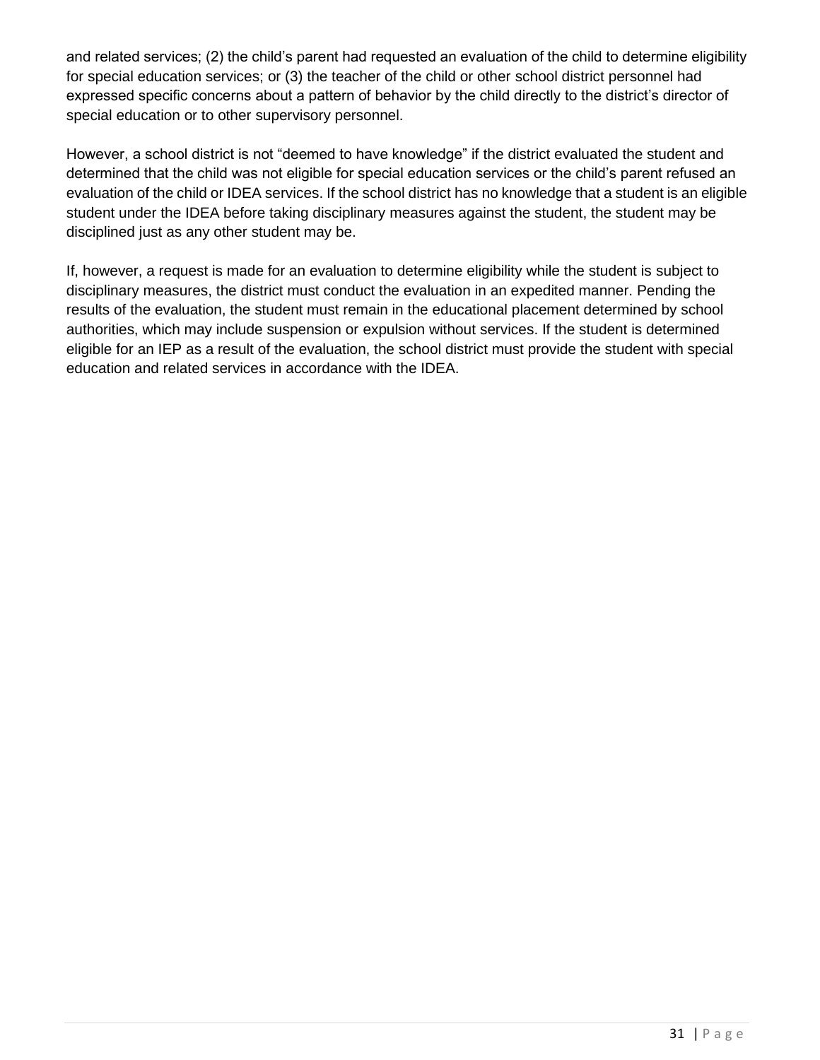and related services; (2) the child's parent had requested an evaluation of the child to determine eligibility for special education services; or (3) the teacher of the child or other school district personnel had expressed specific concerns about a pattern of behavior by the child directly to the district's director of special education or to other supervisory personnel.

However, a school district is not "deemed to have knowledge" if the district evaluated the student and determined that the child was not eligible for special education services or the child's parent refused an evaluation of the child or IDEA services. If the school district has no knowledge that a student is an eligible student under the IDEA before taking disciplinary measures against the student, the student may be disciplined just as any other student may be.

If, however, a request is made for an evaluation to determine eligibility while the student is subject to disciplinary measures, the district must conduct the evaluation in an expedited manner. Pending the results of the evaluation, the student must remain in the educational placement determined by school authorities, which may include suspension or expulsion without services. If the student is determined eligible for an IEP as a result of the evaluation, the school district must provide the student with special education and related services in accordance with the IDEA.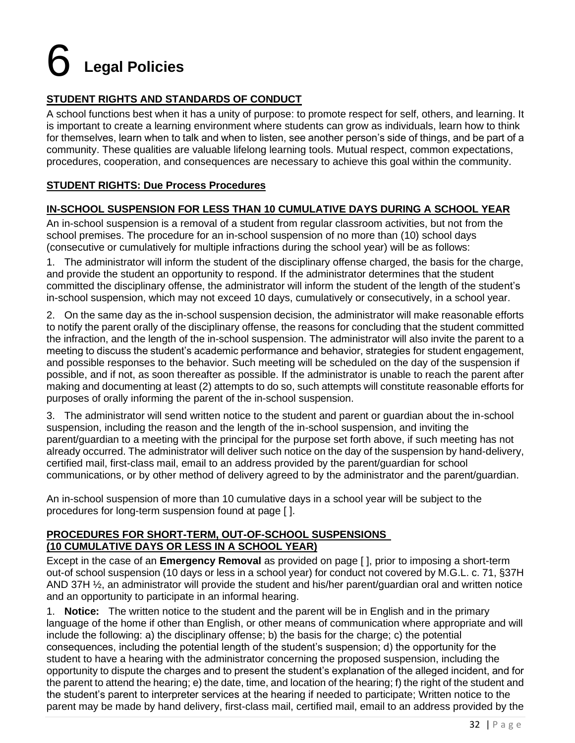# 6 Legal Policies

## STUDENT RIGHTS AND STANDARDS OF CONDUCT

A school functions best when it has a unity of purpose: to promote respect for self, others, and learning. It is important to create a learning environment where students can grow as individuals, learn how to think for themselves, learn when to talk and when to listen, see another person's side of things, and be part of a community. These qualities are valuable lifelong learning tools. Mutual respect, common expectations, procedures, cooperation, and consequences are necessary to achieve this goal within the community.

### STUDENT RIGHTS: Due Process Procedures

### IN-SCHOOL SUSPENSION FOR LESS THAN 10 CUMULATIVE DAYS DURING A SCHOOL YEAR

An in-school suspension is a removal of a student from regular classroom activities, but not from the school premises. The procedure for an in-school suspension of no more than (10) school days (consecutive or cumulatively for multiple infractions during the school year) will be as follows:

1. The administrator will inform the student of the disciplinary offense charged, the basis for the charge, and provide the student an opportunity to respond. If the administrator determines that the student committed the disciplinary offense, the administrator will inform the student of the length of the student's in-school suspension, which may not exceed 10 days, cumulatively or consecutively, in a school year.

2. On the same day as the in-school suspension decision, the administrator will make reasonable efforts to notify the parent orally of the disciplinary offense, the reasons for concluding that the student committed the infraction, and the length of the in-school suspension. The administrator will also invite the parent to a meeting to discuss the student's academic performance and behavior, strategies for student engagement, and possible responses to the behavior. Such meeting will be scheduled on the day of the suspension if possible, and if not, as soon thereafter as possible. If the administrator is unable to reach the parent after making and documenting at least (2) attempts to do so, such attempts will constitute reasonable efforts for purposes of orally informing the parent of the in-school suspension.

3. The administrator will send written notice to the student and parent or guardian about the in-school suspension, including the reason and the length of the in-school suspension, and inviting the parent/guardian to a meeting with the principal for the purpose set forth above, if such meeting has not already occurred. The administrator will deliver such notice on the day of the suspension by hand-delivery, certified mail, first-class mail, email to an address provided by the parent/guardian for school communications, or by other method of delivery agreed to by the administrator and the parent/guardian.

An in-school suspension of more than 10 cumulative days in a school year will be subject to the procedures for long-term suspension found at page [ ].

### PROCEDURES FOR SHORT-TERM, OUT-OF-SCHOOL SUSPENSIONS (10 CUMULATIVE DAYS OR LESS IN A SCHOOL YEAR)

Except in the case of an **Emergency Removal** as provided on page [ ], prior to imposing a short-term out-of school suspension (10 days or less in a school year) for conduct not covered by M.G.L. c. 71, §37H AND 37H ½, an administrator will provide the student and his/her parent/guardian oral and written notice and an opportunity to participate in an informal hearing.

1. **Notice:** The written notice to the student and the parent will be in English and in the primary language of the home if other than English, or other means of communication where appropriate and will include the following: a) the disciplinary offense; b) the basis for the charge; c) the potential consequences, including the potential length of the student's suspension; d) the opportunity for the student to have a hearing with the administrator concerning the proposed suspension, including the opportunity to dispute the charges and to present the student's explanation of the alleged incident, and for the parent to attend the hearing; e) the date, time, and location of the hearing; f) the right of the student and the student's parent to interpreter services at the hearing if needed to participate; Written notice to the parent may be made by hand delivery, first-class mail, certified mail, email to an address provided by the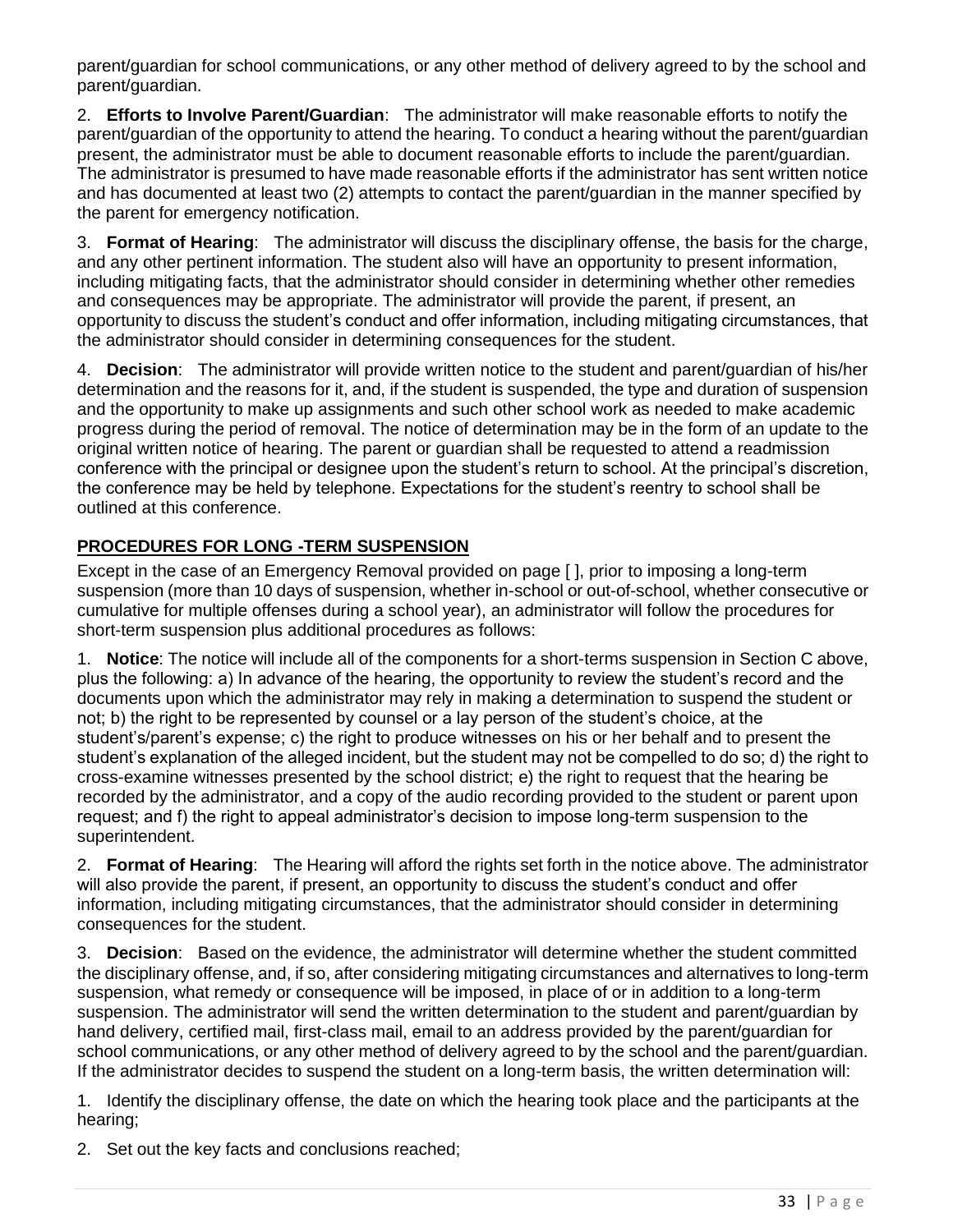parent/guardian for school communications, or any other method of delivery agreed to by the school and parent/guardian.

2. **Efforts to Involve Parent/Guardian**: The administrator will make reasonable efforts to notify the parent/guardian of the opportunity to attend the hearing. To conduct a hearing without the parent/guardian present, the administrator must be able to document reasonable efforts to include the parent/guardian. The administrator is presumed to have made reasonable efforts if the administrator has sent written notice and has documented at least two (2) attempts to contact the parent/guardian in the manner specified by the parent for emergency notification.

3. **Format of Hearing**: The administrator will discuss the disciplinary offense, the basis for the charge, and any other pertinent information. The student also will have an opportunity to present information, including mitigating facts, that the administrator should consider in determining whether other remedies and consequences may be appropriate. The administrator will provide the parent, if present, an opportunity to discuss the student's conduct and offer information, including mitigating circumstances, that the administrator should consider in determining consequences for the student.

4. **Decision**: The administrator will provide written notice to the student and parent/guardian of his/her determination and the reasons for it, and, if the student is suspended, the type and duration of suspension and the opportunity to make up assignments and such other school work as needed to make academic progress during the period of removal. The notice of determination may be in the form of an update to the original written notice of hearing. The parent or guardian shall be requested to attend a readmission conference with the principal or designee upon the student's return to school. At the principal's discretion, the conference may be held by telephone. Expectations for the student's reentry to school shall be outlined at this conference.

## PROCEDURES FOR LONG -TERM SUSPENSION

Except in the case of an Emergency Removal provided on page [ ], prior to imposing a long-term suspension (more than 10 days of suspension, whether in-school or out-of-school, whether consecutive or cumulative for multiple offenses during a school year), an administrator will follow the procedures for short-term suspension plus additional procedures as follows:

1. **Notice**: The notice will include all of the components for a short-terms suspension in Section C above, plus the following: a) In advance of the hearing, the opportunity to review the student's record and the documents upon which the administrator may rely in making a determination to suspend the student or not; b) the right to be represented by counsel or a lay person of the student's choice, at the student's/parent's expense; c) the right to produce witnesses on his or her behalf and to present the student's explanation of the alleged incident, but the student may not be compelled to do so; d) the right to cross-examine witnesses presented by the school district; e) the right to request that the hearing be recorded by the administrator, and a copy of the audio recording provided to the student or parent upon request; and f) the right to appeal administrator's decision to impose long-term suspension to the superintendent.

2. **Format of Hearing**: The Hearing will afford the rights set forth in the notice above. The administrator will also provide the parent, if present, an opportunity to discuss the student's conduct and offer information, including mitigating circumstances, that the administrator should consider in determining consequences for the student.

3. **Decision**: Based on the evidence, the administrator will determine whether the student committed the disciplinary offense, and, if so, after considering mitigating circumstances and alternatives to long-term suspension, what remedy or consequence will be imposed, in place of or in addition to a long-term suspension. The administrator will send the written determination to the student and parent/guardian by hand delivery, certified mail, first-class mail, email to an address provided by the parent/guardian for school communications, or any other method of delivery agreed to by the school and the parent/guardian. If the administrator decides to suspend the student on a long-term basis, the written determination will:

1. Identify the disciplinary offense, the date on which the hearing took place and the participants at the hearing;

2. Set out the key facts and conclusions reached;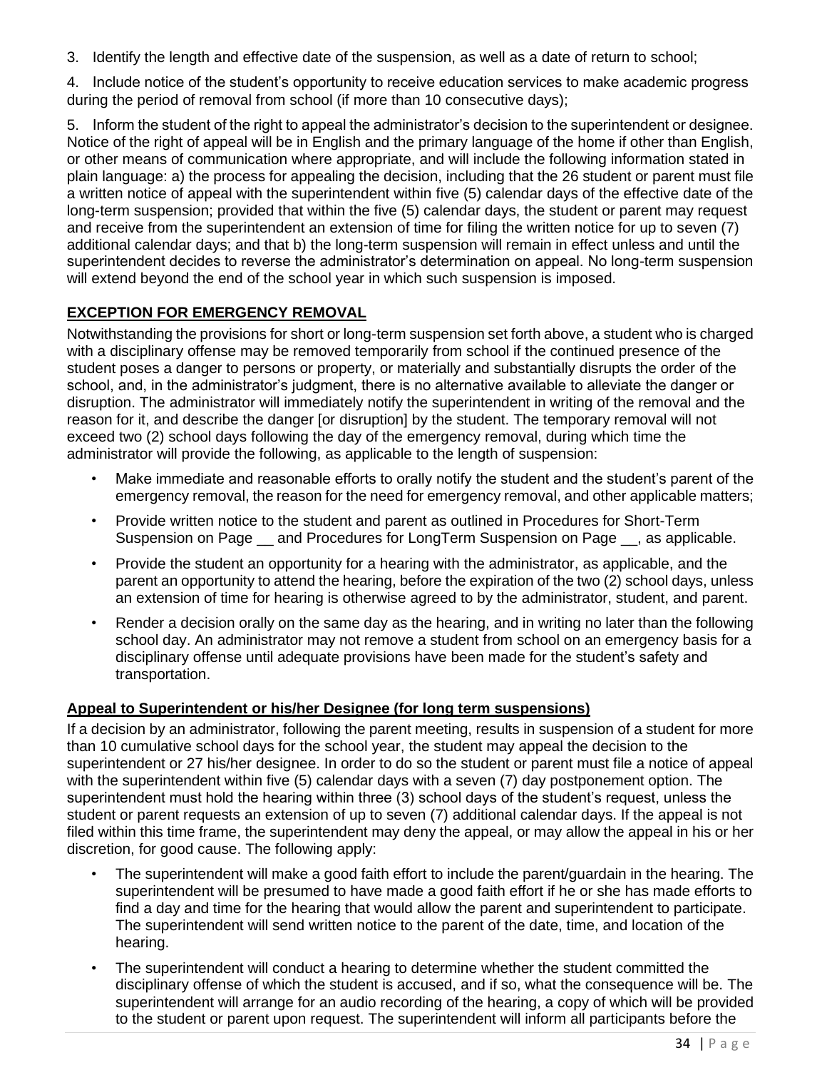3. Identify the length and effective date of the suspension, as well as a date of return to school;

4. Include notice of the student's opportunity to receive education services to make academic progress during the period of removal from school (if more than 10 consecutive days);

5. Inform the student of the right to appeal the administrator's decision to the superintendent or designee. Notice of the right of appeal will be in English and the primary language of the home if other than English, or other means of communication where appropriate, and will include the following information stated in plain language: a) the process for appealing the decision, including that the 26 student or parent must file a written notice of appeal with the superintendent within five (5) calendar days of the effective date of the long-term suspension; provided that within the five (5) calendar days, the student or parent may request and receive from the superintendent an extension of time for filing the written notice for up to seven (7) additional calendar days; and that b) the long-term suspension will remain in effect unless and until the superintendent decides to reverse the administrator's determination on appeal. No long-term suspension will extend beyond the end of the school year in which such suspension is imposed.

## EXCEPTION FOR EMERGENCY REMOVAL

Notwithstanding the provisions for short or long-term suspension set forth above, a student who is charged with a disciplinary offense may be removed temporarily from school if the continued presence of the student poses a danger to persons or property, or materially and substantially disrupts the order of the school, and, in the administrator's judgment, there is no alternative available to alleviate the danger or disruption. The administrator will immediately notify the superintendent in writing of the removal and the reason for it, and describe the danger [or disruption] by the student. The temporary removal will not exceed two (2) school days following the day of the emergency removal, during which time the administrator will provide the following, as applicable to the length of suspension:

- Make immediate and reasonable efforts to orally notify the student and the student's parent of the emergency removal, the reason for the need for emergency removal, and other applicable matters;
- Provide written notice to the student and parent as outlined in Procedures for Short-Term Suspension on Page __ and Procedures for LongTerm Suspension on Page __, as applicable.
- Provide the student an opportunity for a hearing with the administrator, as applicable, and the parent an opportunity to attend the hearing, before the expiration of the two (2) school days, unless an extension of time for hearing is otherwise agreed to by the administrator, student, and parent.
- Render a decision orally on the same day as the hearing, and in writing no later than the following school day. An administrator may not remove a student from school on an emergency basis for a disciplinary offense until adequate provisions have been made for the student's safety and transportation.

## Appeal to Superintendent or his/her Designee (for long term suspensions)

If a decision by an administrator, following the parent meeting, results in suspension of a student for more than 10 cumulative school days for the school year, the student may appeal the decision to the superintendent or 27 his/her designee. In order to do so the student or parent must file a notice of appeal with the superintendent within five (5) calendar days with a seven (7) day postponement option. The superintendent must hold the hearing within three (3) school days of the student's request, unless the student or parent requests an extension of up to seven (7) additional calendar days. If the appeal is not filed within this time frame, the superintendent may deny the appeal, or may allow the appeal in his or her discretion, for good cause. The following apply:

- The superintendent will make a good faith effort to include the parent/guardain in the hearing. The superintendent will be presumed to have made a good faith effort if he or she has made efforts to find a day and time for the hearing that would allow the parent and superintendent to participate. The superintendent will send written notice to the parent of the date, time, and location of the hearing.
- The superintendent will conduct a hearing to determine whether the student committed the disciplinary offense of which the student is accused, and if so, what the consequence will be. The superintendent will arrange for an audio recording of the hearing, a copy of which will be provided to the student or parent upon request. The superintendent will inform all participants before the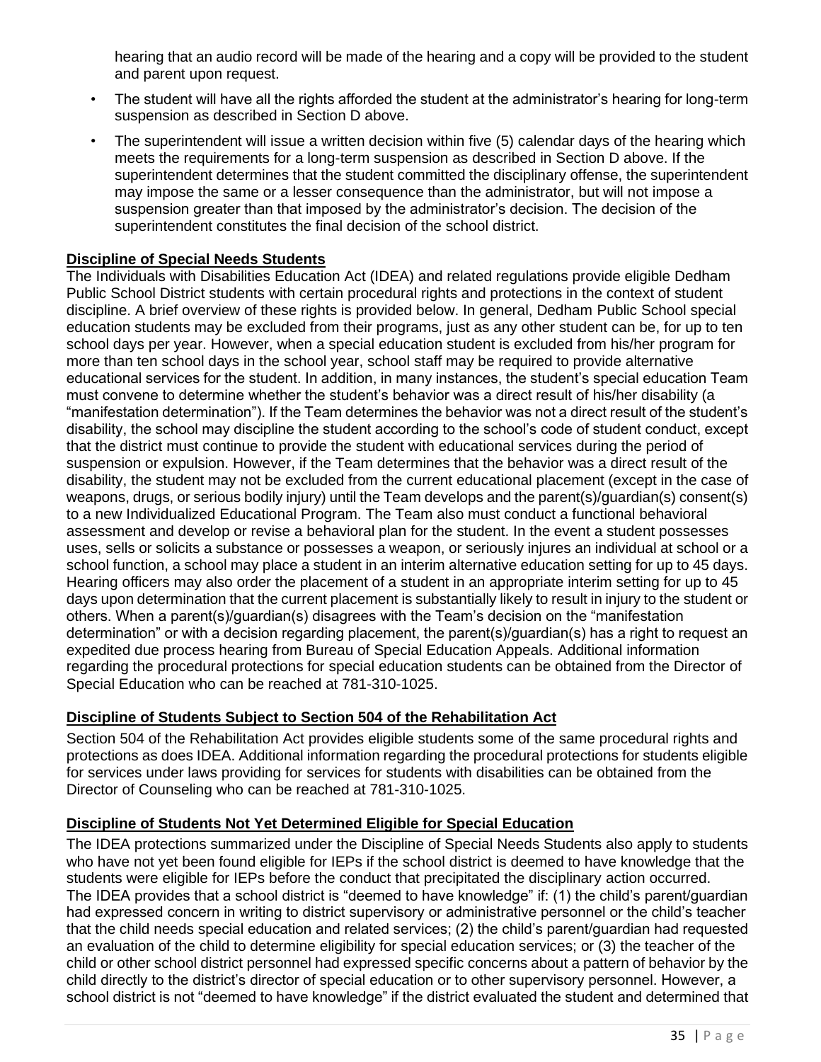hearing that an audio record will be made of the hearing and a copy will be provided to the student and parent upon request.

- The student will have all the rights afforded the student at the administrator's hearing for long-term suspension as described in Section D above.
- The superintendent will issue a written decision within five (5) calendar days of the hearing which meets the requirements for a long-term suspension as described in Section D above. If the superintendent determines that the student committed the disciplinary offense, the superintendent may impose the same or a lesser consequence than the administrator, but will not impose a suspension greater than that imposed by the administrator's decision. The decision of the superintendent constitutes the final decision of the school district.

## Discipline of Special Needs Students

The Individuals with Disabilities Education Act (IDEA) and related regulations provide eligible Dedham Public School District students with certain procedural rights and protections in the context of student discipline. A brief overview of these rights is provided below. In general, Dedham Public School special education students may be excluded from their programs, just as any other student can be, for up to ten school days per year. However, when a special education student is excluded from his/her program for more than ten school days in the school year, school staff may be required to provide alternative educational services for the student. In addition, in many instances, the student's special education Team must convene to determine whether the student's behavior was a direct result of his/her disability (a "manifestation determination"). If the Team determines the behavior was not a direct result of the student's disability, the school may discipline the student according to the school's code of student conduct, except that the district must continue to provide the student with educational services during the period of suspension or expulsion. However, if the Team determines that the behavior was a direct result of the disability, the student may not be excluded from the current educational placement (except in the case of weapons, drugs, or serious bodily injury) until the Team develops and the parent(s)/guardian(s) consent(s) to a new Individualized Educational Program. The Team also must conduct a functional behavioral assessment and develop or revise a behavioral plan for the student. In the event a student possesses uses, sells or solicits a substance or possesses a weapon, or seriously injures an individual at school or a school function, a school may place a student in an interim alternative education setting for up to 45 days. Hearing officers may also order the placement of a student in an appropriate interim setting for up to 45 days upon determination that the current placement is substantially likely to result in injury to the student or others. When a parent(s)/guardian(s) disagrees with the Team's decision on the "manifestation determination" or with a decision regarding placement, the parent(s)/guardian(s) has a right to request an expedited due process hearing from Bureau of Special Education Appeals. Additional information regarding the procedural protections for special education students can be obtained from the Director of Special Education who can be reached at 781-310-1025.

## Discipline of Students Subject to Section 504 of the Rehabilitation Act

Section 504 of the Rehabilitation Act provides eligible students some of the same procedural rights and protections as does IDEA. Additional information regarding the procedural protections for students eligible for services under laws providing for services for students with disabilities can be obtained from the Director of Counseling who can be reached at 781-310-1025.

## Discipline of Students Not Yet Determined Eligible for Special Education

The IDEA protections summarized under the Discipline of Special Needs Students also apply to students who have not yet been found eligible for IEPs if the school district is deemed to have knowledge that the students were eligible for IEPs before the conduct that precipitated the disciplinary action occurred. The IDEA provides that a school district is "deemed to have knowledge" if: (1) the child's parent/guardian had expressed concern in writing to district supervisory or administrative personnel or the child's teacher that the child needs special education and related services; (2) the child's parent/guardian had requested an evaluation of the child to determine eligibility for special education services; or (3) the teacher of the child or other school district personnel had expressed specific concerns about a pattern of behavior by the child directly to the district's director of special education or to other supervisory personnel. However, a school district is not "deemed to have knowledge" if the district evaluated the student and determined that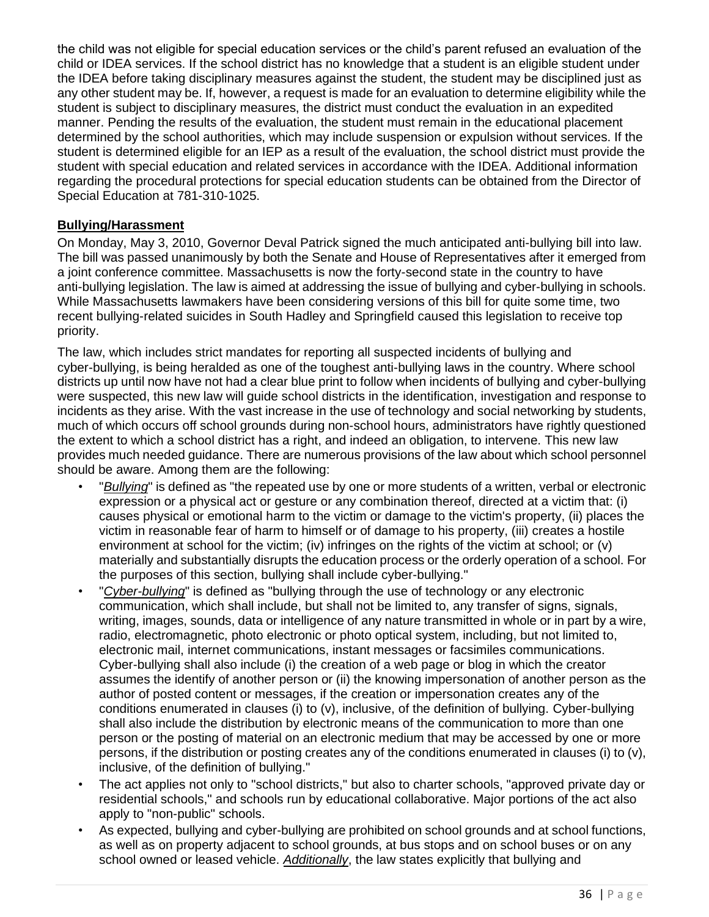the child was not eligible for special education services or the child's parent refused an evaluation of the child or IDEA services. If the school district has no knowledge that a student is an eligible student under the IDEA before taking disciplinary measures against the student, the student may be disciplined just as any other student may be. If, however, a request is made for an evaluation to determine eligibility while the student is subject to disciplinary measures, the district must conduct the evaluation in an expedited manner. Pending the results of the evaluation, the student must remain in the educational placement determined by the school authorities, which may include suspension or expulsion without services. If the student is determined eligible for an IEP as a result of the evaluation, the school district must provide the student with special education and related services in accordance with the IDEA. Additional information regarding the procedural protections for special education students can be obtained from the Director of Special Education at 781-310-1025.

**Bullying/Harassment**

On Monday, May 3, 2010, Governor Deval Patrick signed the much anticipated anti-bullying bill into law. The bill was passed unanimously by both the Senate and House of Representatives after it emerged from a joint conference committee. Massachusetts is now the forty-second state in the country to have anti-bullying legislation. The law is aimed at addressing the issue of bullying and cyber-bullying in schools. While Massachusetts lawmakers have been considering versions of this bill for quite some time, two recent bullying-related suicides in South Hadley and Springfield caused this legislation to receive top priority.

The law, which includes strict mandates for reporting all suspected incidents of bullying and cyber-bullying, is being heralded as one of the toughest anti-bullying laws in the country. Where school districts up until now have not had a clear blue print to follow when incidents of bullying and cyber-bullying were suspected, this new law will guide school districts in the identification, investigation and response to incidents as they arise. With the vast increase in the use of technology and social networking by students, much of which occurs off school grounds during non-school hours, administrators have rightly questioned the extent to which a school district has a right, and indeed an obligation, to intervene. This new law provides much needed guidance. There are numerous provisions of the law about which school personnel should be aware. Among them are the following:

- "*Bullying*" is defined as "the repeated use by one or more students of a written, verbal or electronic expression or a physical act or gesture or any combination thereof, directed at a victim that: (i) causes physical or emotional harm to the victim or damage to the victim's property, (ii) places the victim in reasonable fear of harm to himself or of damage to his property, (iii) creates a hostile environment at school for the victim; (iv) infringes on the rights of the victim at school; or (v) materially and substantially disrupts the education process or the orderly operation of a school. For the purposes of this section, bullying shall include cyber-bullying."
- "*Cyber-bullying*" is defined as "bullying through the use of technology or any electronic communication, which shall include, but shall not be limited to, any transfer of signs, signals, writing, images, sounds, data or intelligence of any nature transmitted in whole or in part by a wire, radio, electromagnetic, photo electronic or photo optical system, including, but not limited to, electronic mail, internet communications, instant messages or facsimiles communications. Cyber-bullying shall also include (i) the creation of a web page or blog in which the creator assumes the identify of another person or (ii) the knowing impersonation of another person as the author of posted content or messages, if the creation or impersonation creates any of the conditions enumerated in clauses (i) to (v), inclusive, of the definition of bullying. Cyber-bullying shall also include the distribution by electronic means of the communication to more than one person or the posting of material on an electronic medium that may be accessed by one or more persons, if the distribution or posting creates any of the conditions enumerated in clauses (i) to (v), inclusive, of the definition of bullying."
- The act applies not only to "school districts," but also to charter schools, "approved private day or residential schools," and schools run by educational collaborative. Major portions of the act also apply to "non-public" schools.
- As expected, bullying and cyber-bullying are prohibited on school grounds and at school functions, as well as on property adjacent to school grounds, at bus stops and on school buses or on any school owned or leased vehicle. *Additionally*, the law states explicitly that bullying and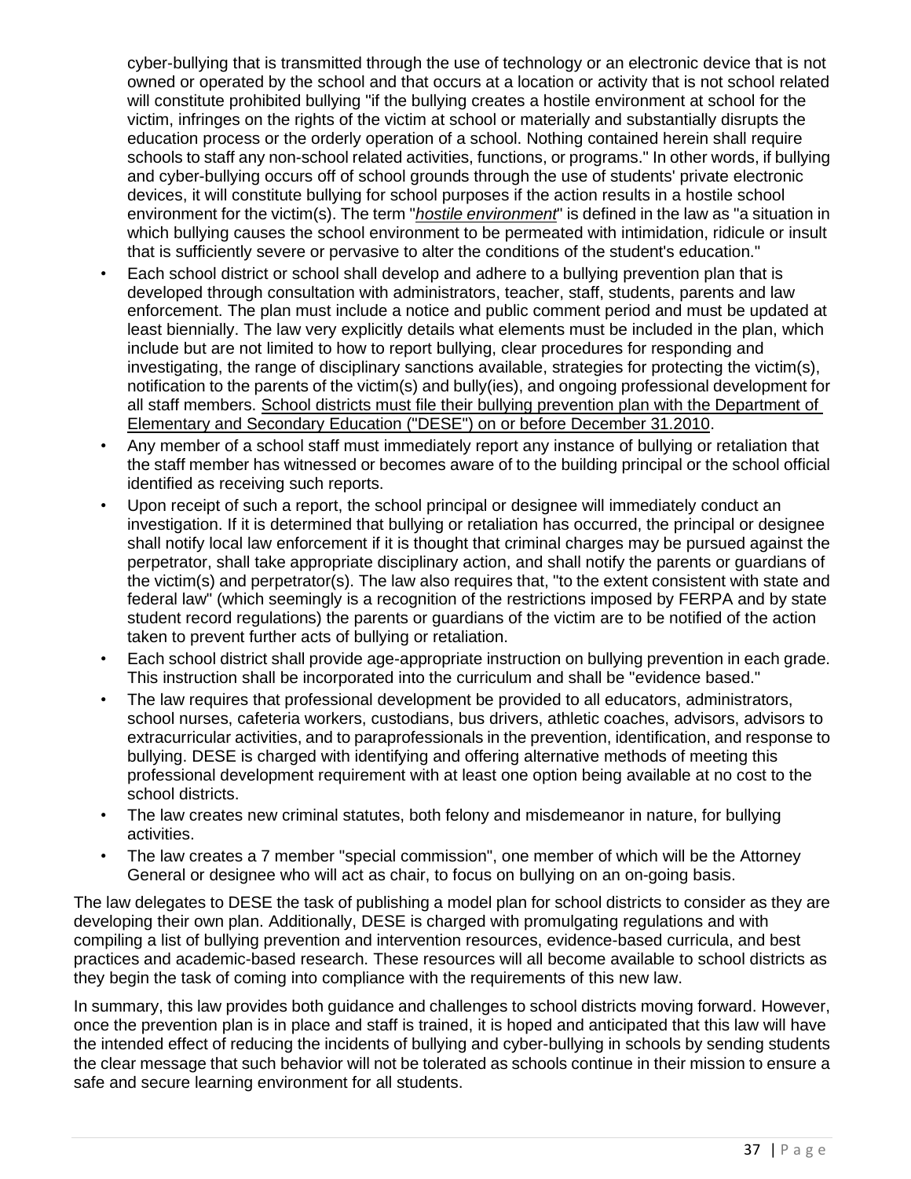cyber-bullying that is transmitted through the use of technology or an electronic device that is not owned or operated by the school and that occurs at a location or activity that is not school related will constitute prohibited bullying "if the bullying creates a hostile environment at school for the victim, infringes on the rights of the victim at school or materially and substantially disrupts the education process or the orderly operation of a school. Nothing contained herein shall require schools to staff any non-school related activities, functions, or programs." In other words, if bullying and cyber-bullying occurs off of school grounds through the use of students' private electronic devices, it will constitute bullying for school purposes if the action results in a hostile school environment for the victim(s). The term "*hostile environment*" is defined in the law as "a situation in which bullying causes the school environment to be permeated with intimidation, ridicule or insult that is sufficiently severe or pervasive to alter the conditions of the student's education."

- Each school district or school shall develop and adhere to a bullying prevention plan that is developed through consultation with administrators, teacher, staff, students, parents and law enforcement. The plan must include a notice and public comment period and must be updated at least biennially. The law very explicitly details what elements must be included in the plan, which include but are not limited to how to report bullying, clear procedures for responding and investigating, the range of disciplinary sanctions available, strategies for protecting the victim(s), notification to the parents of the victim(s) and bully(ies), and ongoing professional development for all staff members. School districts must file their bullying prevention plan with the Department of Elementary and Secondary Education ("DESE") on or before December 31.2010.
- Any member of a school staff must immediately report any instance of bullying or retaliation that the staff member has witnessed or becomes aware of to the building principal or the school official identified as receiving such reports.
- Upon receipt of such a report, the school principal or designee will immediately conduct an investigation. If it is determined that bullying or retaliation has occurred, the principal or designee shall notify local law enforcement if it is thought that criminal charges may be pursued against the perpetrator, shall take appropriate disciplinary action, and shall notify the parents or guardians of the victim(s) and perpetrator(s). The law also requires that, "to the extent consistent with state and federal law" (which seemingly is a recognition of the restrictions imposed by FERPA and by state student record regulations) the parents or guardians of the victim are to be notified of the action taken to prevent further acts of bullying or retaliation.
- Each school district shall provide age-appropriate instruction on bullying prevention in each grade. This instruction shall be incorporated into the curriculum and shall be "evidence based."
- The law requires that professional development be provided to all educators, administrators, school nurses, cafeteria workers, custodians, bus drivers, athletic coaches, advisors, advisors to extracurricular activities, and to paraprofessionals in the prevention, identification, and response to bullying. DESE is charged with identifying and offering alternative methods of meeting this professional development requirement with at least one option being available at no cost to the school districts.
- The law creates new criminal statutes, both felony and misdemeanor in nature, for bullying activities.
- The law creates a 7 member "special commission", one member of which will be the Attorney General or designee who will act as chair, to focus on bullying on an on-going basis.

The law delegates to DESE the task of publishing a model plan for school districts to consider as they are developing their own plan. Additionally, DESE is charged with promulgating regulations and with compiling a list of bullying prevention and intervention resources, evidence-based curricula, and best practices and academic-based research. These resources will all become available to school districts as they begin the task of coming into compliance with the requirements of this new law.

In summary, this law provides both guidance and challenges to school districts moving forward. However, once the prevention plan is in place and staff is trained, it is hoped and anticipated that this law will have the intended effect of reducing the incidents of bullying and cyber-bullying in schools by sending students the clear message that such behavior will not be tolerated as schools continue in their mission to ensure a safe and secure learning environment for all students.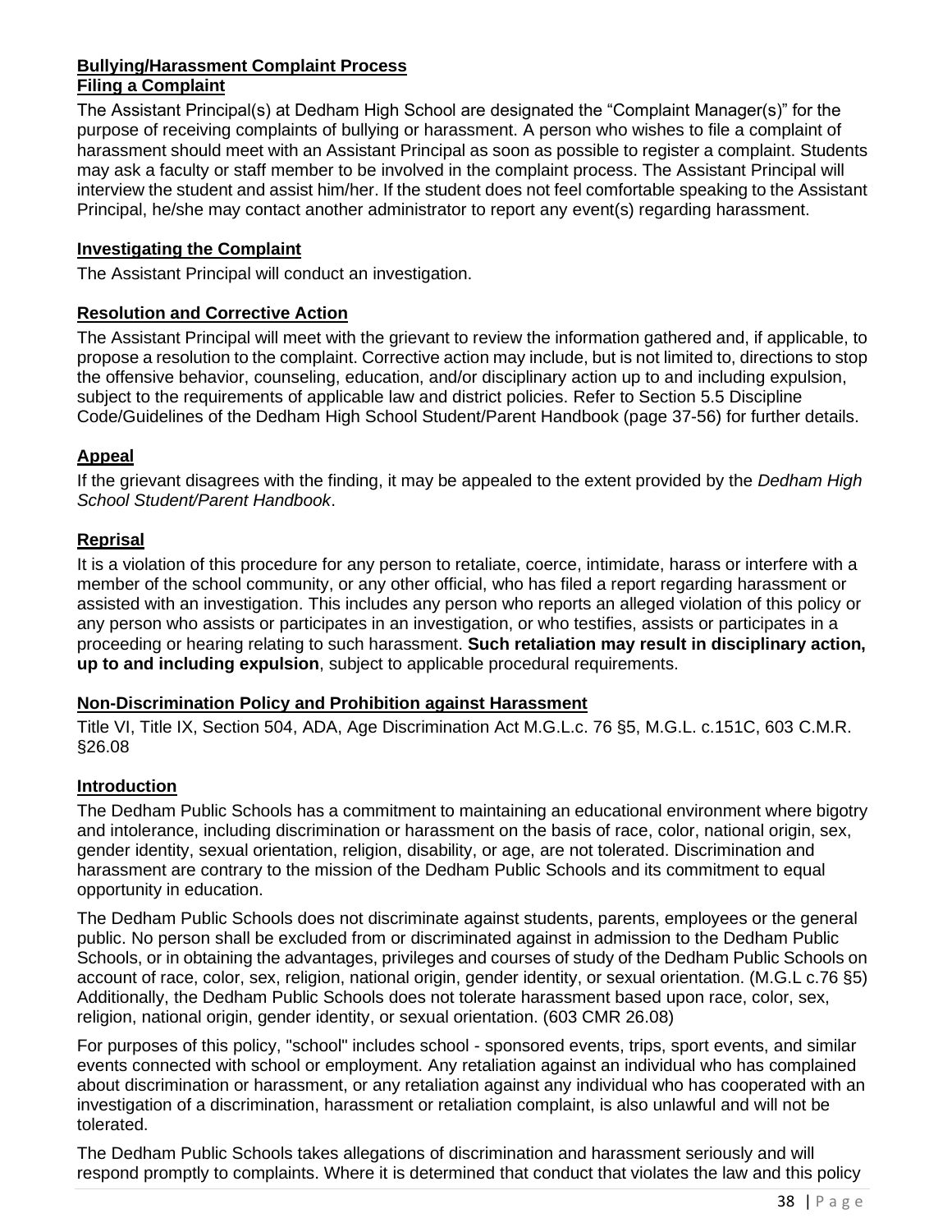## Bullying/Harassment Complaint Process

### Filing a Complaint

The Assistant Principal(s) at Dedham High School are designated the "Complaint Manager(s)" for the purpose of receiving complaints of bullying or harassment. A person who wishes to file a complaint of harassment should meet with an Assistant Principal as soon as possible to register a complaint. Students may ask a faculty or staff member to be involved in the complaint process. The Assistant Principal will interview the student and assist him/her. If the student does not feel comfortable speaking to the Assistant Principal, he/she may contact another administrator to report any event(s) regarding harassment.

### Investigating the Complaint

The Assistant Principal will conduct an investigation.

### Resolution and Corrective Action

The Assistant Principal will meet with the grievant to review the information gathered and, if applicable, to propose a resolution to the complaint. Corrective action may include, but is not limited to, directions to stop the offensive behavior, counseling, education, and/or disciplinary action up to and including expulsion, subject to the requirements of applicable law and district policies. Refer to Section 5.5 Discipline Code/Guidelines of the Dedham High School Student/Parent Handbook (page 37-56) for further details.

### Appeal

If the grievant disagrees with the finding, it may be appealed to the extent provided by the *Dedham High School Student/Parent Handbook*.

### Reprisal

It is a violation of this procedure for any person to retaliate, coerce, intimidate, harass or interfere with a member of the school community, or any other official, who has filed a report regarding harassment or assisted with an investigation. This includes any person who reports an alleged violation of this policy or any person who assists or participates in an investigation, or who testifies, assists or participates in a proceeding or hearing relating to such harassment. **Such retaliation may result in disciplinary action, up to and including expulsion**, subject to applicable procedural requirements.

## Non-Discrimination Policy and Prohibition against Harassment

Title VI, Title IX, Section 504, ADA, Age Discrimination Act M.G.L.c. 76 §5, M.G.L. c.151C, 603 C.M.R. §26.08

### Introduction

The Dedham Public Schools has a commitment to maintaining an educational environment where bigotry and intolerance, including discrimination or harassment on the basis of race, color, national origin, sex, gender identity, sexual orientation, religion, disability, or age, are not tolerated. Discrimination and harassment are contrary to the mission of the Dedham Public Schools and its commitment to equal opportunity in education.

The Dedham Public Schools does not discriminate against students, parents, employees or the general public. No person shall be excluded from or discriminated against in admission to the Dedham Public Schools, or in obtaining the advantages, privileges and courses of study of the Dedham Public Schools on account of race, color, sex, religion, national origin, gender identity, or sexual orientation. (M.G.L c.76 §5) Additionally, the Dedham Public Schools does not tolerate harassment based upon race, color, sex, religion, national origin, gender identity, or sexual orientation. (603 CMR 26.08)

For purposes of this policy, "school" includes school - sponsored events, trips, sport events, and similar events connected with school or employment. Any retaliation against an individual who has complained about discrimination or harassment, or any retaliation against any individual who has cooperated with an investigation of a discrimination, harassment or retaliation complaint, is also unlawful and will not be tolerated.

The Dedham Public Schools takes allegations of discrimination and harassment seriously and will respond promptly to complaints. Where it is determined that conduct that violates the law and this policy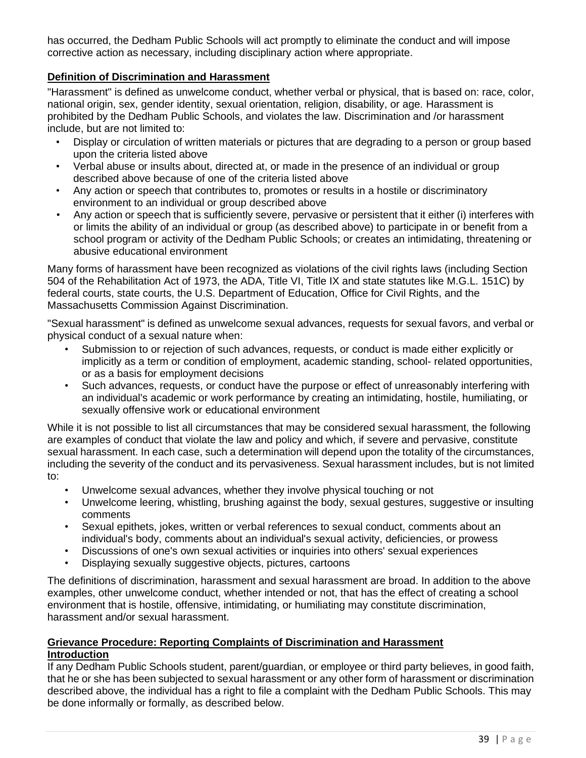has occurred, the Dedham Public Schools will act promptly to eliminate the conduct and will impose corrective action as necessary, including disciplinary action where appropriate.

**Definition of Discrimination and Harassment**

"Harassment" is defined as unwelcome conduct, whether verbal or physical, that is based on: race, color, national origin, sex, gender identity, sexual orientation, religion, disability, or age. Harassment is prohibited by the Dedham Public Schools, and violates the law. Discrimination and /or harassment include, but are not limited to:

- Display or circulation of written materials or pictures that are degrading to a person or group based upon the criteria listed above
- Verbal abuse or insults about, directed at, or made in the presence of an individual or group described above because of one of the criteria listed above
- Any action or speech that contributes to, promotes or results in a hostile or discriminatory environment to an individual or group described above
- Any action or speech that is sufficiently severe, pervasive or persistent that it either (i) interferes with or limits the ability of an individual or group (as described above) to participate in or benefit from a school program or activity of the Dedham Public Schools; or creates an intimidating, threatening or abusive educational environment

Many forms of harassment have been recognized as violations of the civil rights laws (including Section 504 of the Rehabilitation Act of 1973, the ADA, Title VI, Title IX and state statutes like M.G.L. 151C) by federal courts, state courts, the U.S. Department of Education, Office for Civil Rights, and the Massachusetts Commission Against Discrimination.

"Sexual harassment" is defined as unwelcome sexual advances, requests for sexual favors, and verbal or physical conduct of a sexual nature when:

- Submission to or rejection of such advances, requests, or conduct is made either explicitly or implicitly as a term or condition of employment, academic standing, school- related opportunities, or as a basis for employment decisions
- Such advances, requests, or conduct have the purpose or effect of unreasonably interfering with an individual's academic or work performance by creating an intimidating, hostile, humiliating, or sexually offensive work or educational environment

While it is not possible to list all circumstances that may be considered sexual harassment, the following are examples of conduct that violate the law and policy and which, if severe and pervasive, constitute sexual harassment. In each case, such a determination will depend upon the totality of the circumstances, including the severity of the conduct and its pervasiveness. Sexual harassment includes, but is not limited to:

- Unwelcome sexual advances, whether they involve physical touching or not
- Unwelcome leering, whistling, brushing against the body, sexual gestures, suggestive or insulting comments
- Sexual epithets, jokes, written or verbal references to sexual conduct, comments about an individual's body, comments about an individual's sexual activity, deficiencies, or prowess
- Discussions of one's own sexual activities or inquiries into others' sexual experiences
- Displaying sexually suggestive objects, pictures, cartoons

The definitions of discrimination, harassment and sexual harassment are broad. In addition to the above examples, other unwelcome conduct, whether intended or not, that has the effect of creating a school environment that is hostile, offensive, intimidating, or humiliating may constitute discrimination, harassment and/or sexual harassment.

**Grievance Procedure: Reporting Complaints of Discrimination and Harassment**

**Introduction**

If any Dedham Public Schools student, parent/guardian, or employee or third party believes, in good faith, that he or she has been subjected to sexual harassment or any other form of harassment or discrimination described above, the individual has a right to file a complaint with the Dedham Public Schools. This may be done informally or formally, as described below.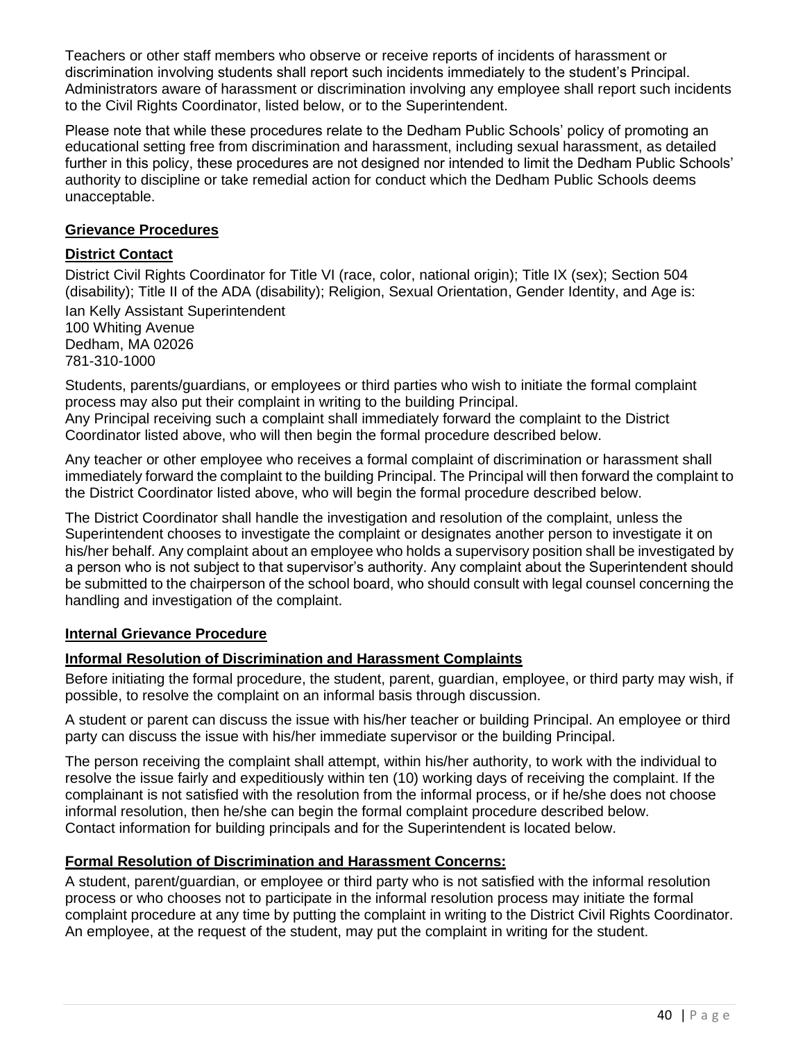Teachers or other staff members who observe or receive reports of incidents of harassment or discrimination involving students shall report such incidents immediately to the student's Principal. Administrators aware of harassment or discrimination involving any employee shall report such incidents to the Civil Rights Coordinator, listed below, or to the Superintendent.

Please note that while these procedures relate to the Dedham Public Schools' policy of promoting an educational setting free from discrimination and harassment, including sexual harassment, as detailed further in this policy, these procedures are not designed nor intended to limit the Dedham Public Schools' authority to discipline or take remedial action for conduct which the Dedham Public Schools deems unacceptable.

**Grievance Procedures**

**District Contact**

District Civil Rights Coordinator for Title VI (race, color, national origin); Title IX (sex); Section 504 (disability); Title II of the ADA (disability); Religion, Sexual Orientation, Gender Identity, and Age is:

Ian Kelly Assistant Superintendent
100 Whiting Avenue
Dedham, MA 02026
781-310-1000

Students, parents/guardians, or employees or third parties who wish to initiate the formal complaint process may also put their complaint in writing to the building Principal.
Any Principal receiving such a complaint shall immediately forward the complaint to the District Coordinator listed above, who will then begin the formal procedure described below.

Any teacher or other employee who receives a formal complaint of discrimination or harassment shall immediately forward the complaint to the building Principal. The Principal will then forward the complaint to the District Coordinator listed above, who will begin the formal procedure described below.

The District Coordinator shall handle the investigation and resolution of the complaint, unless the Superintendent chooses to investigate the complaint or designates another person to investigate it on his/her behalf. Any complaint about an employee who holds a supervisory position shall be investigated by a person who is not subject to that supervisor's authority. Any complaint about the Superintendent should be submitted to the chairperson of the school board, who should consult with legal counsel concerning the handling and investigation of the complaint.

**Internal Grievance Procedure**

**Informal Resolution of Discrimination and Harassment Complaints**

Before initiating the formal procedure, the student, parent, guardian, employee, or third party may wish, if possible, to resolve the complaint on an informal basis through discussion.

A student or parent can discuss the issue with his/her teacher or building Principal. An employee or third party can discuss the issue with his/her immediate supervisor or the building Principal.

The person receiving the complaint shall attempt, within his/her authority, to work with the individual to resolve the issue fairly and expeditiously within ten (10) working days of receiving the complaint. If the complainant is not satisfied with the resolution from the informal process, or if he/she does not choose informal resolution, then he/she can begin the formal complaint procedure described below.
Contact information for building principals and for the Superintendent is located below.

**Formal Resolution of Discrimination and Harassment Concerns:**

A student, parent/guardian, or employee or third party who is not satisfied with the informal resolution process or who chooses not to participate in the informal resolution process may initiate the formal complaint procedure at any time by putting the complaint in writing to the District Civil Rights Coordinator. An employee, at the request of the student, may put the complaint in writing for the student.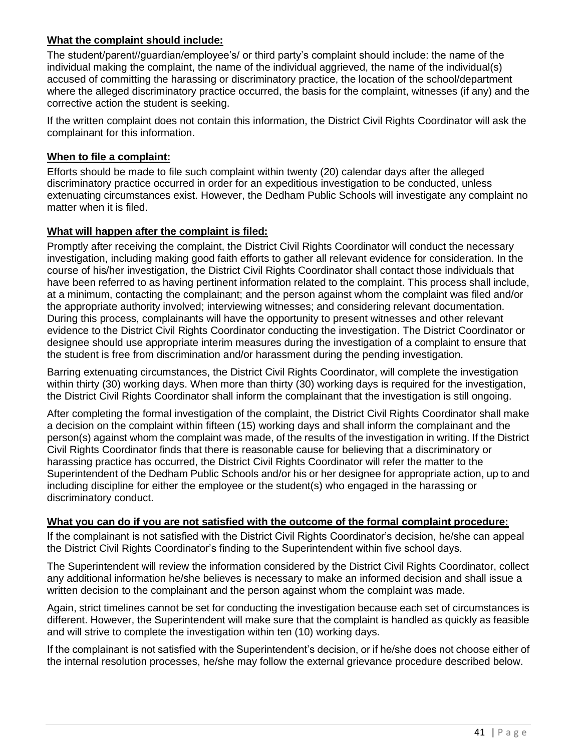**What the complaint should include:**

The student/parent//guardian/employee's/ or third party's complaint should include: the name of the individual making the complaint, the name of the individual aggrieved, the name of the individual(s) accused of committing the harassing or discriminatory practice, the location of the school/department where the alleged discriminatory practice occurred, the basis for the complaint, witnesses (if any) and the corrective action the student is seeking.

If the written complaint does not contain this information, the District Civil Rights Coordinator will ask the complainant for this information.

**When to file a complaint:**

Efforts should be made to file such complaint within twenty (20) calendar days after the alleged discriminatory practice occurred in order for an expeditious investigation to be conducted, unless extenuating circumstances exist. However, the Dedham Public Schools will investigate any complaint no matter when it is filed.

**What will happen after the complaint is filed:**

Promptly after receiving the complaint, the District Civil Rights Coordinator will conduct the necessary investigation, including making good faith efforts to gather all relevant evidence for consideration. In the course of his/her investigation, the District Civil Rights Coordinator shall contact those individuals that have been referred to as having pertinent information related to the complaint. This process shall include, at a minimum, contacting the complainant; and the person against whom the complaint was filed and/or the appropriate authority involved; interviewing witnesses; and considering relevant documentation. During this process, complainants will have the opportunity to present witnesses and other relevant evidence to the District Civil Rights Coordinator conducting the investigation. The District Coordinator or designee should use appropriate interim measures during the investigation of a complaint to ensure that the student is free from discrimination and/or harassment during the pending investigation.

Barring extenuating circumstances, the District Civil Rights Coordinator, will complete the investigation within thirty (30) working days. When more than thirty (30) working days is required for the investigation, the District Civil Rights Coordinator shall inform the complainant that the investigation is still ongoing.

After completing the formal investigation of the complaint, the District Civil Rights Coordinator shall make a decision on the complaint within fifteen (15) working days and shall inform the complainant and the person(s) against whom the complaint was made, of the results of the investigation in writing. If the District Civil Rights Coordinator finds that there is reasonable cause for believing that a discriminatory or harassing practice has occurred, the District Civil Rights Coordinator will refer the matter to the Superintendent of the Dedham Public Schools and/or his or her designee for appropriate action, up to and including discipline for either the employee or the student(s) who engaged in the harassing or discriminatory conduct.

**What you can do if you are not satisfied with the outcome of the formal complaint procedure:**

If the complainant is not satisfied with the District Civil Rights Coordinator's decision, he/she can appeal the District Civil Rights Coordinator's finding to the Superintendent within five school days.

The Superintendent will review the information considered by the District Civil Rights Coordinator, collect any additional information he/she believes is necessary to make an informed decision and shall issue a written decision to the complainant and the person against whom the complaint was made.

Again, strict timelines cannot be set for conducting the investigation because each set of circumstances is different. However, the Superintendent will make sure that the complaint is handled as quickly as feasible and will strive to complete the investigation within ten (10) working days.

If the complainant is not satisfied with the Superintendent's decision, or if he/she does not choose either of the internal resolution processes, he/she may follow the external grievance procedure described below.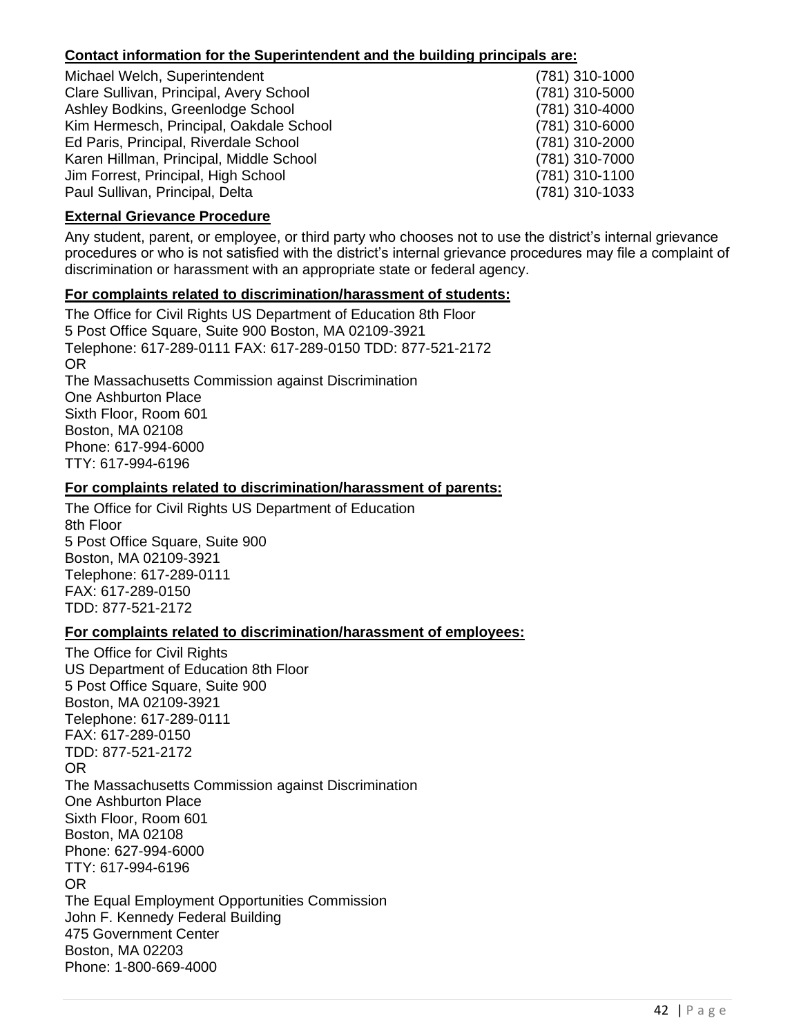**Contact information for the Superintendent and the building principals are:**

| | |
|---|---|
| Michael Welch, Superintendent | (781) 310-1000 |
| Clare Sullivan, Principal, Avery School | (781) 310-5000 |
| Ashley Bodkins, Greenlodge School | (781) 310-4000 |
| Kim Hermesch, Principal, Oakdale School | (781) 310-6000 |
| Ed Paris, Principal, Riverdale School | (781) 310-2000 |
| Karen Hillman, Principal, Middle School | (781) 310-7000 |
| Jim Forrest, Principal, High School | (781) 310-1100 |
| Paul Sullivan, Principal, Delta | (781) 310-1033 |

**External Grievance Procedure**

Any student, parent, or employee, or third party who chooses not to use the district's internal grievance procedures or who is not satisfied with the district's internal grievance procedures may file a complaint of discrimination or harassment with an appropriate state or federal agency.

**For complaints related to discrimination/harassment of students:**

The Office for Civil Rights US Department of Education 8th Floor
5 Post Office Square, Suite 900 Boston, MA 02109-3921
Telephone: 617-289-0111 FAX: 617-289-0150 TDD: 877-521-2172
OR
The Massachusetts Commission against Discrimination
One Ashburton Place
Sixth Floor, Room 601
Boston, MA 02108
Phone: 617-994-6000
TTY: 617-994-6196

**For complaints related to discrimination/harassment of parents:**

The Office for Civil Rights US Department of Education
8th Floor
5 Post Office Square, Suite 900
Boston, MA 02109-3921
Telephone: 617-289-0111
FAX: 617-289-0150
TDD: 877-521-2172

**For complaints related to discrimination/harassment of employees:**

The Office for Civil Rights
US Department of Education 8th Floor
5 Post Office Square, Suite 900
Boston, MA 02109-3921
Telephone: 617-289-0111
FAX: 617-289-0150
TDD: 877-521-2172
OR
The Massachusetts Commission against Discrimination
One Ashburton Place
Sixth Floor, Room 601
Boston, MA 02108
Phone: 627-994-6000
TTY: 617-994-6196
OR
The Equal Employment Opportunities Commission
John F. Kennedy Federal Building
475 Government Center
Boston, MA 02203
Phone: 1-800-669-4000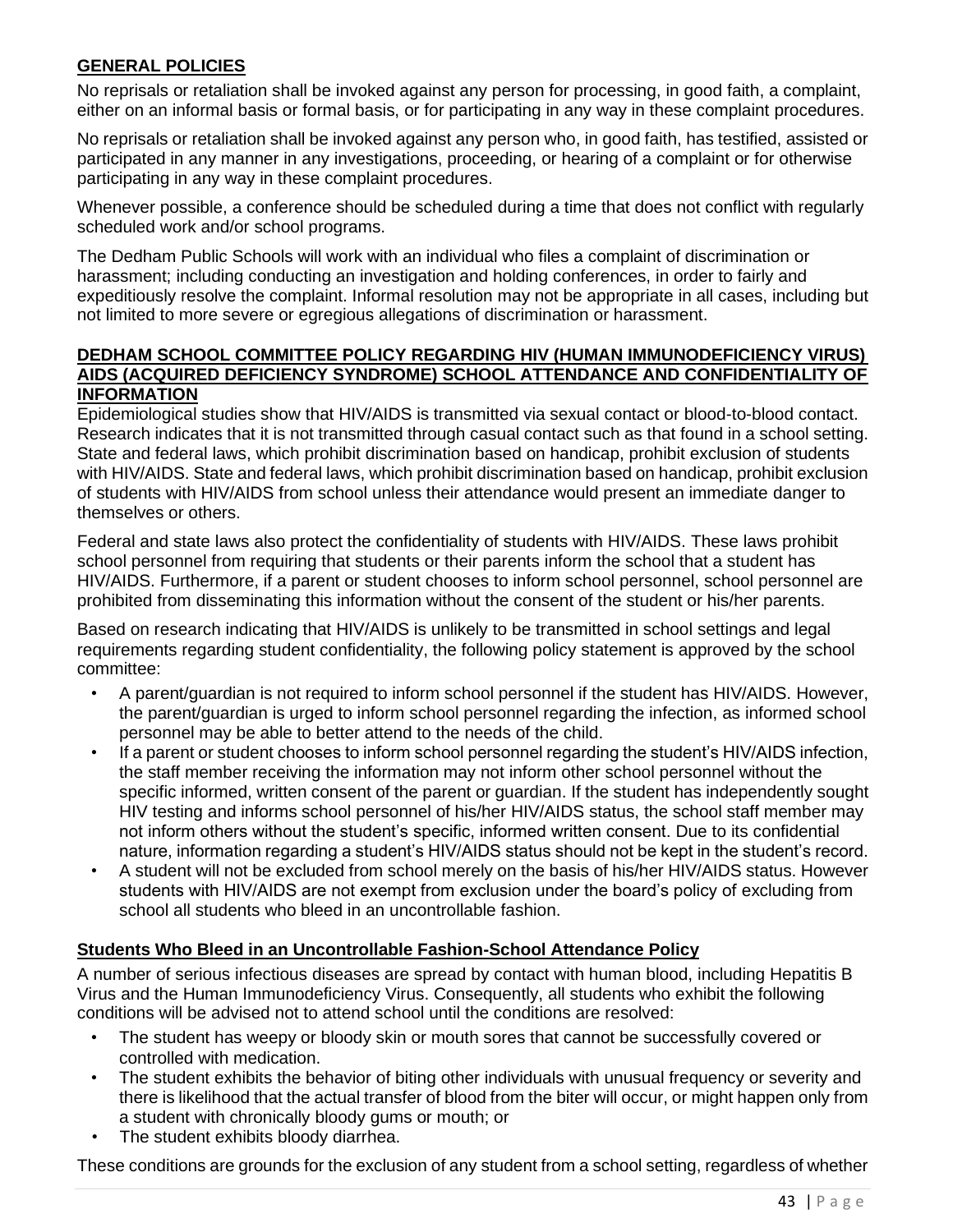## GENERAL POLICIES

No reprisals or retaliation shall be invoked against any person for processing, in good faith, a complaint, either on an informal basis or formal basis, or for participating in any way in these complaint procedures.

No reprisals or retaliation shall be invoked against any person who, in good faith, has testified, assisted or participated in any manner in any investigations, proceeding, or hearing of a complaint or for otherwise participating in any way in these complaint procedures.

Whenever possible, a conference should be scheduled during a time that does not conflict with regularly scheduled work and/or school programs.

The Dedham Public Schools will work with an individual who files a complaint of discrimination or harassment; including conducting an investigation and holding conferences, in order to fairly and expeditiously resolve the complaint. Informal resolution may not be appropriate in all cases, including but not limited to more severe or egregious allegations of discrimination or harassment.

## DEDHAM SCHOOL COMMITTEE POLICY REGARDING HIV (HUMAN IMMUNODEFICIENCY VIRUS) AIDS (ACQUIRED DEFICIENCY SYNDROME) SCHOOL ATTENDANCE AND CONFIDENTIALITY OF INFORMATION

Epidemiological studies show that HIV/AIDS is transmitted via sexual contact or blood-to-blood contact. Research indicates that it is not transmitted through casual contact such as that found in a school setting. State and federal laws, which prohibit discrimination based on handicap, prohibit exclusion of students with HIV/AIDS. State and federal laws, which prohibit discrimination based on handicap, prohibit exclusion of students with HIV/AIDS from school unless their attendance would present an immediate danger to themselves or others.

Federal and state laws also protect the confidentiality of students with HIV/AIDS. These laws prohibit school personnel from requiring that students or their parents inform the school that a student has HIV/AIDS. Furthermore, if a parent or student chooses to inform school personnel, school personnel are prohibited from disseminating this information without the consent of the student or his/her parents.

Based on research indicating that HIV/AIDS is unlikely to be transmitted in school settings and legal requirements regarding student confidentiality, the following policy statement is approved by the school committee:

- A parent/guardian is not required to inform school personnel if the student has HIV/AIDS. However, the parent/guardian is urged to inform school personnel regarding the infection, as informed school personnel may be able to better attend to the needs of the child.
- If a parent or student chooses to inform school personnel regarding the student's HIV/AIDS infection, the staff member receiving the information may not inform other school personnel without the specific informed, written consent of the parent or guardian. If the student has independently sought HIV testing and informs school personnel of his/her HIV/AIDS status, the school staff member may not inform others without the student's specific, informed written consent. Due to its confidential nature, information regarding a student's HIV/AIDS status should not be kept in the student's record.
- A student will not be excluded from school merely on the basis of his/her HIV/AIDS status. However students with HIV/AIDS are not exempt from exclusion under the board's policy of excluding from school all students who bleed in an uncontrollable fashion.

### Students Who Bleed in an Uncontrollable Fashion-School Attendance Policy

A number of serious infectious diseases are spread by contact with human blood, including Hepatitis B Virus and the Human Immunodeficiency Virus. Consequently, all students who exhibit the following conditions will be advised not to attend school until the conditions are resolved:

- The student has weepy or bloody skin or mouth sores that cannot be successfully covered or controlled with medication.
- The student exhibits the behavior of biting other individuals with unusual frequency or severity and there is likelihood that the actual transfer of blood from the biter will occur, or might happen only from a student with chronically bloody gums or mouth; or
- The student exhibits bloody diarrhea.

These conditions are grounds for the exclusion of any student from a school setting, regardless of whether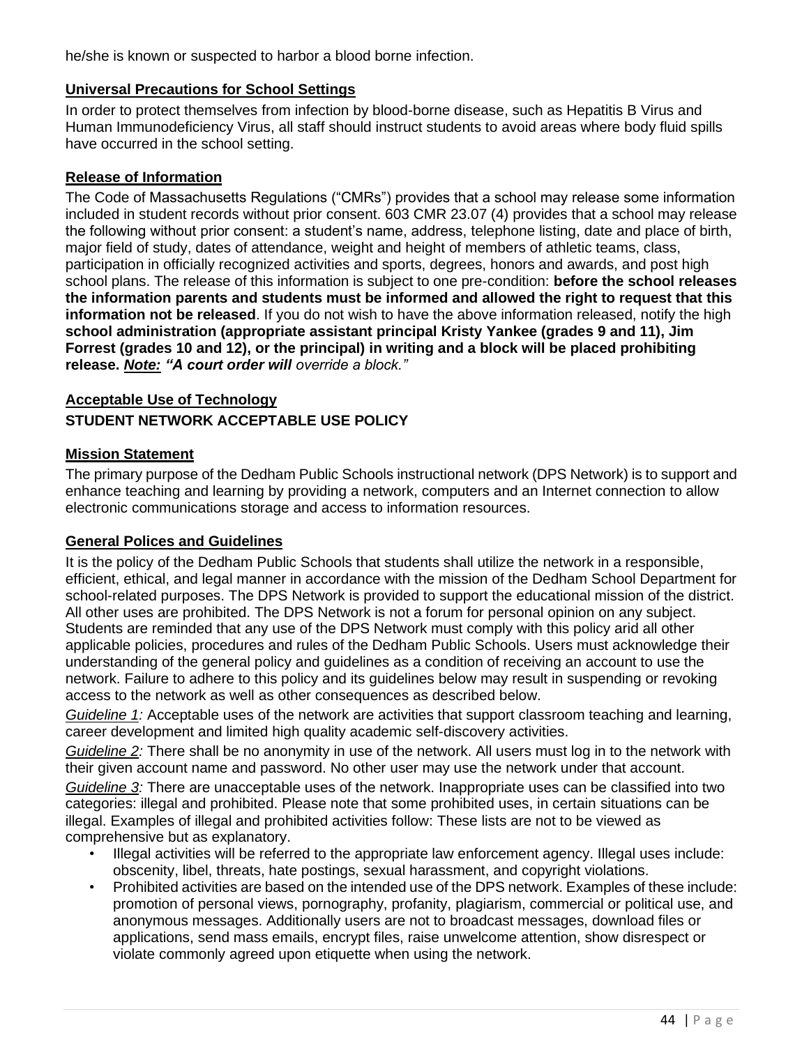he/she is known or suspected to harbor a blood borne infection.

**Universal Precautions for School Settings**

In order to protect themselves from infection by blood-borne disease, such as Hepatitis B Virus and Human Immunodeficiency Virus, all staff should instruct students to avoid areas where body fluid spills have occurred in the school setting.

**Release of Information**

The Code of Massachusetts Regulations ("CMRs") provides that a school may release some information included in student records without prior consent. 603 CMR 23.07 (4) provides that a school may release the following without prior consent: a student's name, address, telephone listing, date and place of birth, major field of study, dates of attendance, weight and height of members of athletic teams, class, participation in officially recognized activities and sports, degrees, honors and awards, and post high school plans. The release of this information is subject to one pre-condition: **before the school releases the information parents and students must be informed and allowed the right to request that this information not be released**. If you do not wish to have the above information released, notify the high **school administration (appropriate assistant principal Kristy Yankee (grades 9 and 11), Jim Forrest (grades 10 and 12), or the principal) in writing and a block will be placed prohibiting release.** ***Note:*** ***"A court order will*** *override a block."*

**Acceptable Use of Technology**

**STUDENT NETWORK ACCEPTABLE USE POLICY**

**Mission Statement**

The primary purpose of the Dedham Public Schools instructional network (DPS Network) is to support and enhance teaching and learning by providing a network, computers and an Internet connection to allow electronic communications storage and access to information resources.

**General Polices and Guidelines**

It is the policy of the Dedham Public Schools that students shall utilize the network in a responsible, efficient, ethical, and legal manner in accordance with the mission of the Dedham School Department for school-related purposes. The DPS Network is provided to support the educational mission of the district. All other uses are prohibited. The DPS Network is not a forum for personal opinion on any subject. Students are reminded that any use of the DPS Network must comply with this policy arid all other applicable policies, procedures and rules of the Dedham Public Schools. Users must acknowledge their understanding of the general policy and guidelines as a condition of receiving an account to use the network. Failure to adhere to this policy and its guidelines below may result in suspending or revoking access to the network as well as other consequences as described below.

*Guideline 1:* Acceptable uses of the network are activities that support classroom teaching and learning, career development and limited high quality academic self-discovery activities.

*Guideline 2:* There shall be no anonymity in use of the network. All users must log in to the network with their given account name and password. No other user may use the network under that account.

*Guideline 3:* There are unacceptable uses of the network. Inappropriate uses can be classified into two categories: illegal and prohibited. Please note that some prohibited uses, in certain situations can be illegal. Examples of illegal and prohibited activities follow: These lists are not to be viewed as comprehensive but as explanatory.

- Illegal activities will be referred to the appropriate law enforcement agency. Illegal uses include: obscenity, libel, threats, hate postings, sexual harassment, and copyright violations.
- Prohibited activities are based on the intended use of the DPS network. Examples of these include: promotion of personal views, pornography, profanity, plagiarism, commercial or political use, and anonymous messages. Additionally users are not to broadcast messages, download files or applications, send mass emails, encrypt files, raise unwelcome attention, show disrespect or violate commonly agreed upon etiquette when using the network.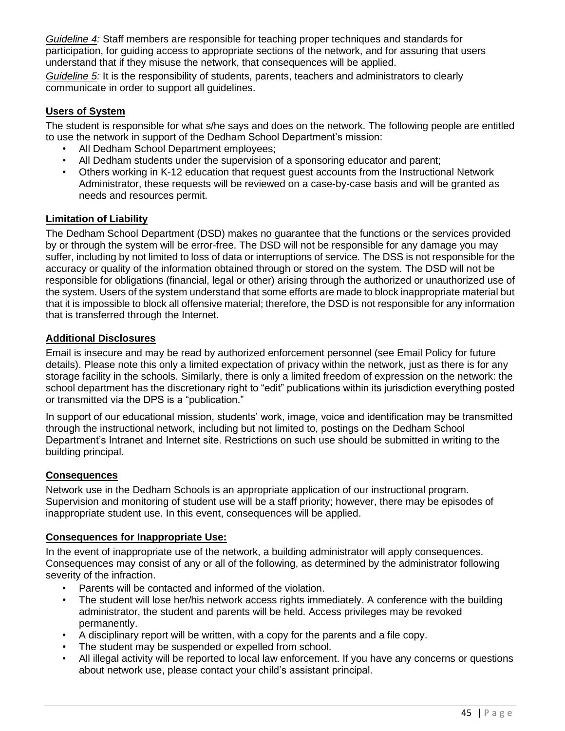*Guideline 4:* Staff members are responsible for teaching proper techniques and standards for participation, for guiding access to appropriate sections of the network, and for assuring that users understand that if they misuse the network, that consequences will be applied.

*Guideline 5:* It is the responsibility of students, parents, teachers and administrators to clearly communicate in order to support all guidelines.

**Users of System**

The student is responsible for what s/he says and does on the network. The following people are entitled to use the network in support of the Dedham School Department's mission:

- All Dedham School Department employees;
- All Dedham students under the supervision of a sponsoring educator and parent;
- Others working in K-12 education that request guest accounts from the Instructional Network Administrator, these requests will be reviewed on a case-by-case basis and will be granted as needs and resources permit.

**Limitation of Liability**

The Dedham School Department (DSD) makes no guarantee that the functions or the services provided by or through the system will be error-free. The DSD will not be responsible for any damage you may suffer, including by not limited to loss of data or interruptions of service. The DSS is not responsible for the accuracy or quality of the information obtained through or stored on the system. The DSD will not be responsible for obligations (financial, legal or other) arising through the authorized or unauthorized use of the system. Users of the system understand that some efforts are made to block inappropriate material but that it is impossible to block all offensive material; therefore, the DSD is not responsible for any information that is transferred through the Internet.

**Additional Disclosures**

Email is insecure and may be read by authorized enforcement personnel (see Email Policy for future details). Please note this only a limited expectation of privacy within the network, just as there is for any storage facility in the schools. Similarly, there is only a limited freedom of expression on the network: the school department has the discretionary right to "edit" publications within its jurisdiction everything posted or transmitted via the DPS is a "publication."

In support of our educational mission, students' work, image, voice and identification may be transmitted through the instructional network, including but not limited to, postings on the Dedham School Department's Intranet and Internet site. Restrictions on such use should be submitted in writing to the building principal.

**Consequences**

Network use in the Dedham Schools is an appropriate application of our instructional program. Supervision and monitoring of student use will be a staff priority; however, there may be episodes of inappropriate student use. In this event, consequences will be applied.

**Consequences for Inappropriate Use:**

In the event of inappropriate use of the network, a building administrator will apply consequences. Consequences may consist of any or all of the following, as determined by the administrator following severity of the infraction.

- Parents will be contacted and informed of the violation.
- The student will lose her/his network access rights immediately. A conference with the building administrator, the student and parents will be held. Access privileges may be revoked permanently.
- A disciplinary report will be written, with a copy for the parents and a file copy.
- The student may be suspended or expelled from school.
- All illegal activity will be reported to local law enforcement. If you have any concerns or questions about network use, please contact your child's assistant principal.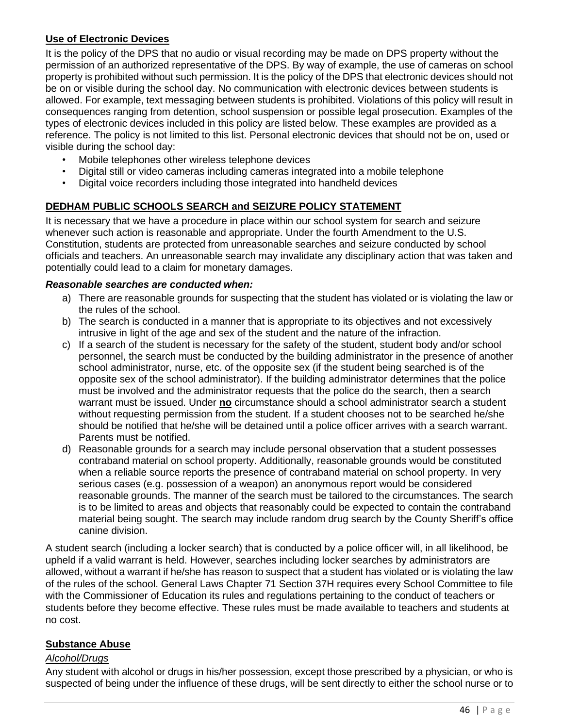## Use of Electronic Devices

It is the policy of the DPS that no audio or visual recording may be made on DPS property without the permission of an authorized representative of the DPS. By way of example, the use of cameras on school property is prohibited without such permission. It is the policy of the DPS that electronic devices should not be on or visible during the school day. No communication with electronic devices between students is allowed. For example, text messaging between students is prohibited. Violations of this policy will result in consequences ranging from detention, school suspension or possible legal prosecution. Examples of the types of electronic devices included in this policy are listed below. These examples are provided as a reference. The policy is not limited to this list. Personal electronic devices that should not be on, used or visible during the school day:

- Mobile telephones other wireless telephone devices
- Digital still or video cameras including cameras integrated into a mobile telephone
- Digital voice recorders including those integrated into handheld devices

## DEDHAM PUBLIC SCHOOLS SEARCH and SEIZURE POLICY STATEMENT

It is necessary that we have a procedure in place within our school system for search and seizure whenever such action is reasonable and appropriate. Under the fourth Amendment to the U.S. Constitution, students are protected from unreasonable searches and seizure conducted by school officials and teachers. An unreasonable search may invalidate any disciplinary action that was taken and potentially could lead to a claim for monetary damages.

***Reasonable searches are conducted when:***

a) There are reasonable grounds for suspecting that the student has violated or is violating the law or the rules of the school.
b) The search is conducted in a manner that is appropriate to its objectives and not excessively intrusive in light of the age and sex of the student and the nature of the infraction.
c) If a search of the student is necessary for the safety of the student, student body and/or school personnel, the search must be conducted by the building administrator in the presence of another school administrator, nurse, etc. of the opposite sex (if the student being searched is of the opposite sex of the school administrator). If the building administrator determines that the police must be involved and the administrator requests that the police do the search, then a search warrant must be issued. Under **no** circumstance should a school administrator search a student without requesting permission from the student. If a student chooses not to be searched he/she should be notified that he/she will be detained until a police officer arrives with a search warrant. Parents must be notified.
d) Reasonable grounds for a search may include personal observation that a student possesses contraband material on school property. Additionally, reasonable grounds would be constituted when a reliable source reports the presence of contraband material on school property. In very serious cases (e.g. possession of a weapon) an anonymous report would be considered reasonable grounds. The manner of the search must be tailored to the circumstances. The search is to be limited to areas and objects that reasonably could be expected to contain the contraband material being sought. The search may include random drug search by the County Sheriff's office canine division.

A student search (including a locker search) that is conducted by a police officer will, in all likelihood, be upheld if a valid warrant is held. However, searches including locker searches by administrators are allowed, without a warrant if he/she has reason to suspect that a student has violated or is violating the law of the rules of the school. General Laws Chapter 71 Section 37H requires every School Committee to file with the Commissioner of Education its rules and regulations pertaining to the conduct of teachers or students before they become effective. These rules must be made available to teachers and students at no cost.

## Substance Abuse

*Alcohol/Drugs*

Any student with alcohol or drugs in his/her possession, except those prescribed by a physician, or who is suspected of being under the influence of these drugs, will be sent directly to either the school nurse or to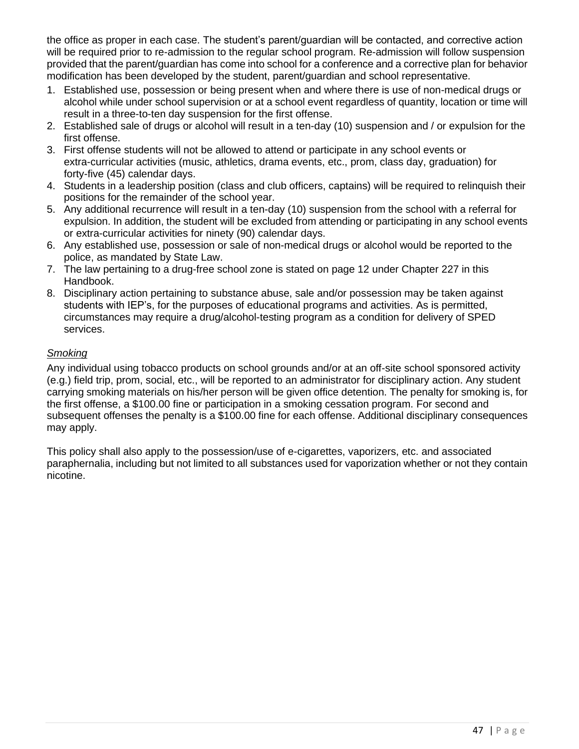the office as proper in each case. The student's parent/guardian will be contacted, and corrective action will be required prior to re-admission to the regular school program. Re-admission will follow suspension provided that the parent/guardian has come into school for a conference and a corrective plan for behavior modification has been developed by the student, parent/guardian and school representative.

1. Established use, possession or being present when and where there is use of non-medical drugs or alcohol while under school supervision or at a school event regardless of quantity, location or time will result in a three-to-ten day suspension for the first offense.
2. Established sale of drugs or alcohol will result in a ten-day (10) suspension and / or expulsion for the first offense.
3. First offense students will not be allowed to attend or participate in any school events or extra-curricular activities (music, athletics, drama events, etc., prom, class day, graduation) for forty-five (45) calendar days.
4. Students in a leadership position (class and club officers, captains) will be required to relinquish their positions for the remainder of the school year.
5. Any additional recurrence will result in a ten-day (10) suspension from the school with a referral for expulsion. In addition, the student will be excluded from attending or participating in any school events or extra-curricular activities for ninety (90) calendar days.
6. Any established use, possession or sale of non-medical drugs or alcohol would be reported to the police, as mandated by State Law.
7. The law pertaining to a drug-free school zone is stated on page 12 under Chapter 227 in this Handbook.
8. Disciplinary action pertaining to substance abuse, sale and/or possession may be taken against students with IEP's, for the purposes of educational programs and activities. As is permitted, circumstances may require a drug/alcohol-testing program as a condition for delivery of SPED services.

*Smoking*

Any individual using tobacco products on school grounds and/or at an off-site school sponsored activity (e.g.) field trip, prom, social, etc., will be reported to an administrator for disciplinary action. Any student carrying smoking materials on his/her person will be given office detention. The penalty for smoking is, for the first offense, a $100.00 fine or participation in a smoking cessation program. For second and subsequent offenses the penalty is a $100.00 fine for each offense. Additional disciplinary consequences may apply.

This policy shall also apply to the possession/use of e-cigarettes, vaporizers, etc. and associated paraphernalia, including but not limited to all substances used for vaporization whether or not they contain nicotine.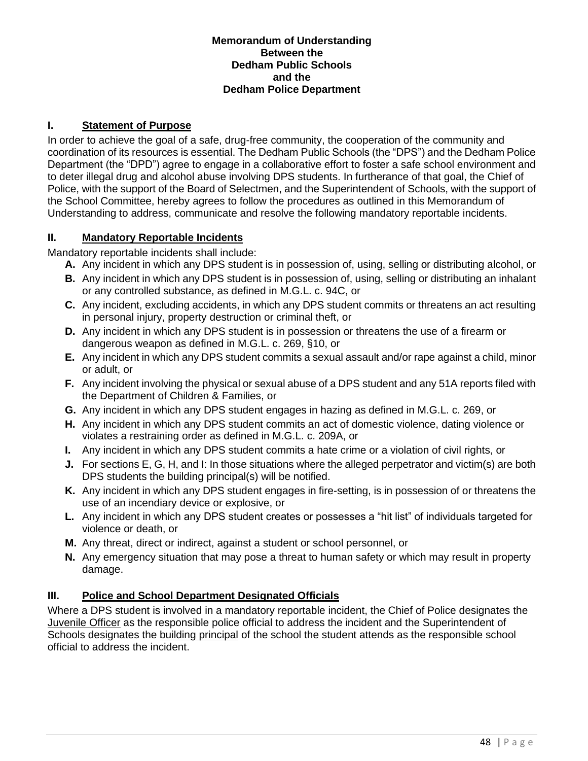**Memorandum of Understanding**
**Between the**
**Dedham Public Schools**
**and the**
**Dedham Police Department**

## I. Statement of Purpose

In order to achieve the goal of a safe, drug-free community, the cooperation of the community and coordination of its resources is essential. The Dedham Public Schools (the "DPS") and the Dedham Police Department (the "DPD") agree to engage in a collaborative effort to foster a safe school environment and to deter illegal drug and alcohol abuse involving DPS students. In furtherance of that goal, the Chief of Police, with the support of the Board of Selectmen, and the Superintendent of Schools, with the support of the School Committee, hereby agrees to follow the procedures as outlined in this Memorandum of Understanding to address, communicate and resolve the following mandatory reportable incidents.

## II. Mandatory Reportable Incidents

Mandatory reportable incidents shall include:

- **A.** Any incident in which any DPS student is in possession of, using, selling or distributing alcohol, or
- **B.** Any incident in which any DPS student is in possession of, using, selling or distributing an inhalant or any controlled substance, as defined in M.G.L. c. 94C, or
- **C.** Any incident, excluding accidents, in which any DPS student commits or threatens an act resulting in personal injury, property destruction or criminal theft, or
- **D.** Any incident in which any DPS student is in possession or threatens the use of a firearm or dangerous weapon as defined in M.G.L. c. 269, §10, or
- **E.** Any incident in which any DPS student commits a sexual assault and/or rape against a child, minor or adult, or
- **F.** Any incident involving the physical or sexual abuse of a DPS student and any 51A reports filed with the Department of Children & Families, or
- **G.** Any incident in which any DPS student engages in hazing as defined in M.G.L. c. 269, or
- **H.** Any incident in which any DPS student commits an act of domestic violence, dating violence or violates a restraining order as defined in M.G.L. c. 209A, or
- **I.** Any incident in which any DPS student commits a hate crime or a violation of civil rights, or
- **J.** For sections E, G, H, and I: In those situations where the alleged perpetrator and victim(s) are both DPS students the building principal(s) will be notified.
- **K.** Any incident in which any DPS student engages in fire-setting, is in possession of or threatens the use of an incendiary device or explosive, or
- **L.** Any incident in which any DPS student creates or possesses a "hit list" of individuals targeted for violence or death, or
- **M.** Any threat, direct or indirect, against a student or school personnel, or
- **N.** Any emergency situation that may pose a threat to human safety or which may result in property damage.

## III. Police and School Department Designated Officials

Where a DPS student is involved in a mandatory reportable incident, the Chief of Police designates the Juvenile Officer as the responsible police official to address the incident and the Superintendent of Schools designates the building principal of the school the student attends as the responsible school official to address the incident.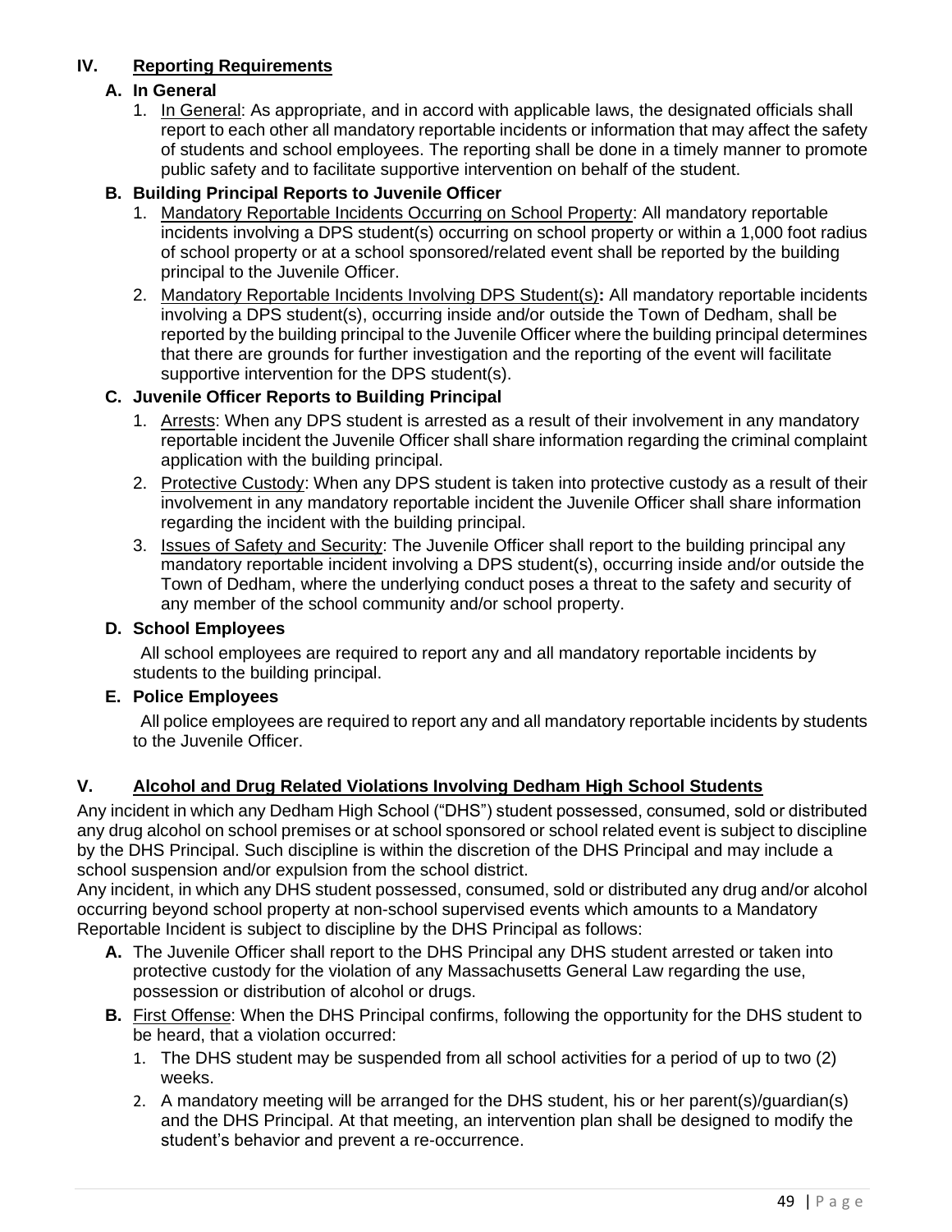## IV. Reporting Requirements

### A. In General

1. In General: As appropriate, and in accord with applicable laws, the designated officials shall report to each other all mandatory reportable incidents or information that may affect the safety of students and school employees. The reporting shall be done in a timely manner to promote public safety and to facilitate supportive intervention on behalf of the student.

### B. Building Principal Reports to Juvenile Officer

1. Mandatory Reportable Incidents Occurring on School Property: All mandatory reportable incidents involving a DPS student(s) occurring on school property or within a 1,000 foot radius of school property or at a school sponsored/related event shall be reported by the building principal to the Juvenile Officer.
2. Mandatory Reportable Incidents Involving DPS Student(s)**:** All mandatory reportable incidents involving a DPS student(s), occurring inside and/or outside the Town of Dedham, shall be reported by the building principal to the Juvenile Officer where the building principal determines that there are grounds for further investigation and the reporting of the event will facilitate supportive intervention for the DPS student(s).

### C. Juvenile Officer Reports to Building Principal

1. Arrests: When any DPS student is arrested as a result of their involvement in any mandatory reportable incident the Juvenile Officer shall share information regarding the criminal complaint application with the building principal.
2. Protective Custody: When any DPS student is taken into protective custody as a result of their involvement in any mandatory reportable incident the Juvenile Officer shall share information regarding the incident with the building principal.
3. Issues of Safety and Security: The Juvenile Officer shall report to the building principal any mandatory reportable incident involving a DPS student(s), occurring inside and/or outside the Town of Dedham, where the underlying conduct poses a threat to the safety and security of any member of the school community and/or school property.

### D. School Employees

All school employees are required to report any and all mandatory reportable incidents by students to the building principal.

### E. Police Employees

All police employees are required to report any and all mandatory reportable incidents by students to the Juvenile Officer.

## V. Alcohol and Drug Related Violations Involving Dedham High School Students

Any incident in which any Dedham High School ("DHS") student possessed, consumed, sold or distributed any drug alcohol on school premises or at school sponsored or school related event is subject to discipline by the DHS Principal. Such discipline is within the discretion of the DHS Principal and may include a school suspension and/or expulsion from the school district.

Any incident, in which any DHS student possessed, consumed, sold or distributed any drug and/or alcohol occurring beyond school property at non-school supervised events which amounts to a Mandatory Reportable Incident is subject to discipline by the DHS Principal as follows:

**A.** The Juvenile Officer shall report to the DHS Principal any DHS student arrested or taken into protective custody for the violation of any Massachusetts General Law regarding the use, possession or distribution of alcohol or drugs.

**B.** First Offense: When the DHS Principal confirms, following the opportunity for the DHS student to be heard, that a violation occurred:

1. The DHS student may be suspended from all school activities for a period of up to two (2) weeks.
2. A mandatory meeting will be arranged for the DHS student, his or her parent(s)/guardian(s) and the DHS Principal. At that meeting, an intervention plan shall be designed to modify the student's behavior and prevent a re-occurrence.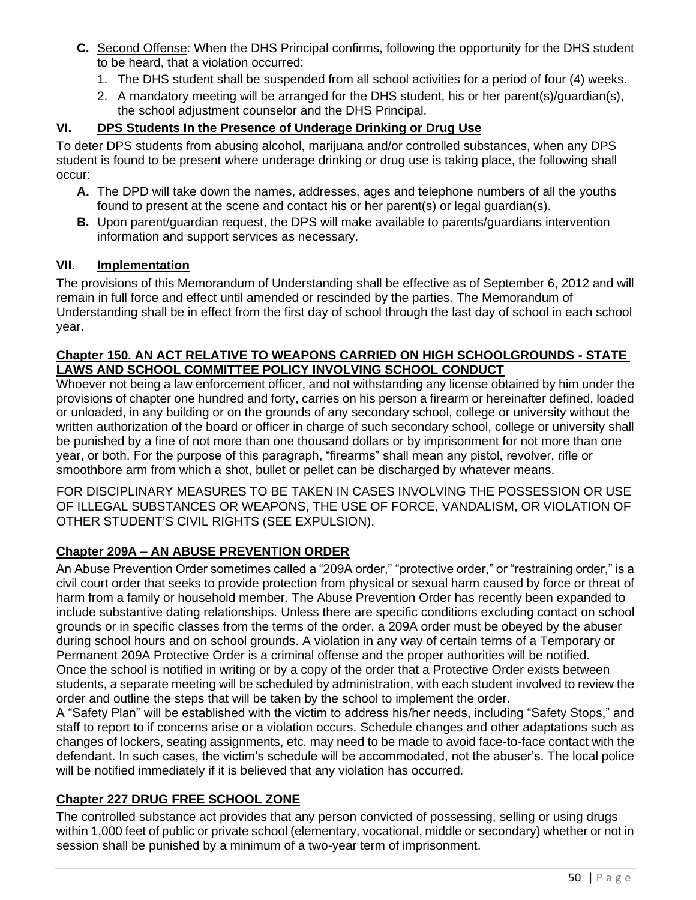**C.** Second Offense: When the DHS Principal confirms, following the opportunity for the DHS student to be heard, that a violation occurred:

1. The DHS student shall be suspended from all school activities for a period of four (4) weeks.
2. A mandatory meeting will be arranged for the DHS student, his or her parent(s)/guardian(s), the school adjustment counselor and the DHS Principal.

## VI. DPS Students In the Presence of Underage Drinking or Drug Use

To deter DPS students from abusing alcohol, marijuana and/or controlled substances, when any DPS student is found to be present where underage drinking or drug use is taking place, the following shall occur:

**A.** The DPD will take down the names, addresses, ages and telephone numbers of all the youths found to present at the scene and contact his or her parent(s) or legal guardian(s).

**B.** Upon parent/guardian request, the DPS will make available to parents/guardians intervention information and support services as necessary.

## VII. Implementation

The provisions of this Memorandum of Understanding shall be effective as of September 6, 2012 and will remain in full force and effect until amended or rescinded by the parties. The Memorandum of Understanding shall be in effect from the first day of school through the last day of school in each school year.

## Chapter 150. AN ACT RELATIVE TO WEAPONS CARRIED ON HIGH SCHOOLGROUNDS - STATE LAWS AND SCHOOL COMMITTEE POLICY INVOLVING SCHOOL CONDUCT

Whoever not being a law enforcement officer, and not withstanding any license obtained by him under the provisions of chapter one hundred and forty, carries on his person a firearm or hereinafter defined, loaded or unloaded, in any building or on the grounds of any secondary school, college or university without the written authorization of the board or officer in charge of such secondary school, college or university shall be punished by a fine of not more than one thousand dollars or by imprisonment for not more than one year, or both. For the purpose of this paragraph, "firearms" shall mean any pistol, revolver, rifle or smoothbore arm from which a shot, bullet or pellet can be discharged by whatever means.

FOR DISCIPLINARY MEASURES TO BE TAKEN IN CASES INVOLVING THE POSSESSION OR USE OF ILLEGAL SUBSTANCES OR WEAPONS, THE USE OF FORCE, VANDALISM, OR VIOLATION OF OTHER STUDENT'S CIVIL RIGHTS (SEE EXPULSION).

## Chapter 209A – AN ABUSE PREVENTION ORDER

An Abuse Prevention Order sometimes called a "209A order," "protective order," or "restraining order," is a civil court order that seeks to provide protection from physical or sexual harm caused by force or threat of harm from a family or household member. The Abuse Prevention Order has recently been expanded to include substantive dating relationships. Unless there are specific conditions excluding contact on school grounds or in specific classes from the terms of the order, a 209A order must be obeyed by the abuser during school hours and on school grounds. A violation in any way of certain terms of a Temporary or Permanent 209A Protective Order is a criminal offense and the proper authorities will be notified.
Once the school is notified in writing or by a copy of the order that a Protective Order exists between students, a separate meeting will be scheduled by administration, with each student involved to review the order and outline the steps that will be taken by the school to implement the order.
A "Safety Plan" will be established with the victim to address his/her needs, including "Safety Stops," and staff to report to if concerns arise or a violation occurs. Schedule changes and other adaptations such as changes of lockers, seating assignments, etc. may need to be made to avoid face-to-face contact with the defendant. In such cases, the victim's schedule will be accommodated, not the abuser's. The local police will be notified immediately if it is believed that any violation has occurred.

## Chapter 227 DRUG FREE SCHOOL ZONE

The controlled substance act provides that any person convicted of possessing, selling or using drugs within 1,000 feet of public or private school (elementary, vocational, middle or secondary) whether or not in session shall be punished by a minimum of a two-year term of imprisonment.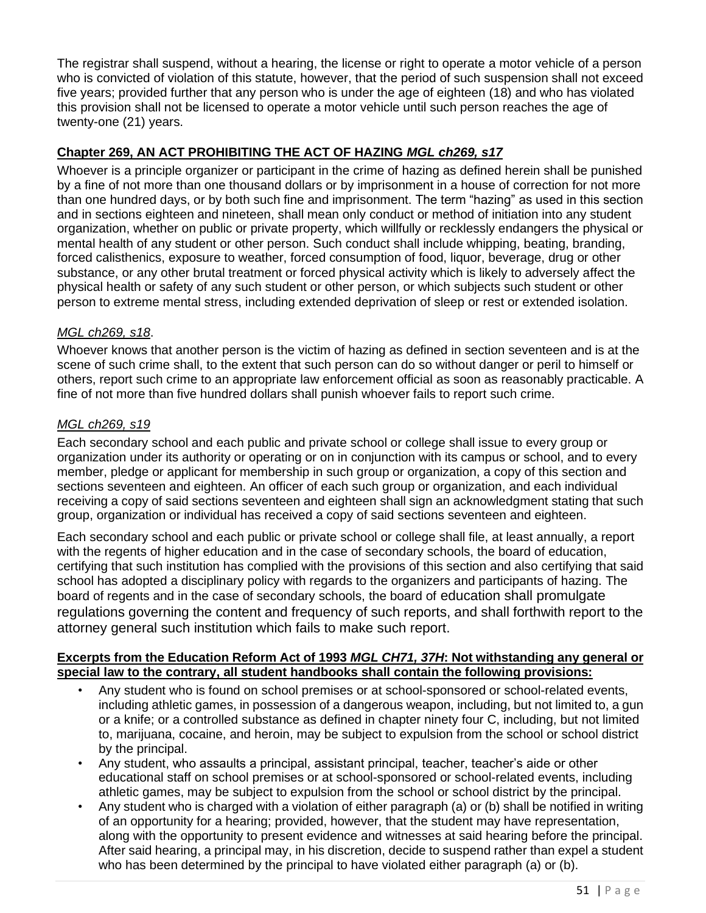The registrar shall suspend, without a hearing, the license or right to operate a motor vehicle of a person who is convicted of violation of this statute, however, that the period of such suspension shall not exceed five years; provided further that any person who is under the age of eighteen (18) and who has violated this provision shall not be licensed to operate a motor vehicle until such person reaches the age of twenty-one (21) years.

### **Chapter 269, AN ACT PROHIBITING THE ACT OF HAZING *MGL ch269, s17***

Whoever is a principle organizer or participant in the crime of hazing as defined herein shall be punished by a fine of not more than one thousand dollars or by imprisonment in a house of correction for not more than one hundred days, or by both such fine and imprisonment. The term “hazing” as used in this section and in sections eighteen and nineteen, shall mean only conduct or method of initiation into any student organization, whether on public or private property, which willfully or recklessly endangers the physical or mental health of any student or other person. Such conduct shall include whipping, beating, branding, forced calisthenics, exposure to weather, forced consumption of food, liquor, beverage, drug or other substance, or any other brutal treatment or forced physical activity which is likely to adversely affect the physical health or safety of any such student or other person, or which subjects such student or other person to extreme mental stress, including extended deprivation of sleep or rest or extended isolation.

### *MGL ch269, s18*.

Whoever knows that another person is the victim of hazing as defined in section seventeen and is at the scene of such crime shall, to the extent that such person can do so without danger or peril to himself or others, report such crime to an appropriate law enforcement official as soon as reasonably practicable. A fine of not more than five hundred dollars shall punish whoever fails to report such crime.

### *MGL ch269, s19*

Each secondary school and each public and private school or college shall issue to every group or organization under its authority or operating or on in conjunction with its campus or school, and to every member, pledge or applicant for membership in such group or organization, a copy of this section and sections seventeen and eighteen. An officer of each such group or organization, and each individual receiving a copy of said sections seventeen and eighteen shall sign an acknowledgment stating that such group, organization or individual has received a copy of said sections seventeen and eighteen.

Each secondary school and each public or private school or college shall file, at least annually, a report with the regents of higher education and in the case of secondary schools, the board of education, certifying that such institution has complied with the provisions of this section and also certifying that said school has adopted a disciplinary policy with regards to the organizers and participants of hazing. The board of regents and in the case of secondary schools, the board of education shall promulgate regulations governing the content and frequency of such reports, and shall forthwith report to the attorney general such institution which fails to make such report.

### **Excerpts from the Education Reform Act of 1993 *MGL CH71, 37H*: Not withstanding any general or special law to the contrary, all student handbooks shall contain the following provisions:**

- Any student who is found on school premises or at school-sponsored or school-related events, including athletic games, in possession of a dangerous weapon, including, but not limited to, a gun or a knife; or a controlled substance as defined in chapter ninety four C, including, but not limited to, marijuana, cocaine, and heroin, may be subject to expulsion from the school or school district by the principal.
- Any student, who assaults a principal, assistant principal, teacher, teacher’s aide or other educational staff on school premises or at school-sponsored or school-related events, including athletic games, may be subject to expulsion from the school or school district by the principal.
- Any student who is charged with a violation of either paragraph (a) or (b) shall be notified in writing of an opportunity for a hearing; provided, however, that the student may have representation, along with the opportunity to present evidence and witnesses at said hearing before the principal. After said hearing, a principal may, in his discretion, decide to suspend rather than expel a student who has been determined by the principal to have violated either paragraph (a) or (b).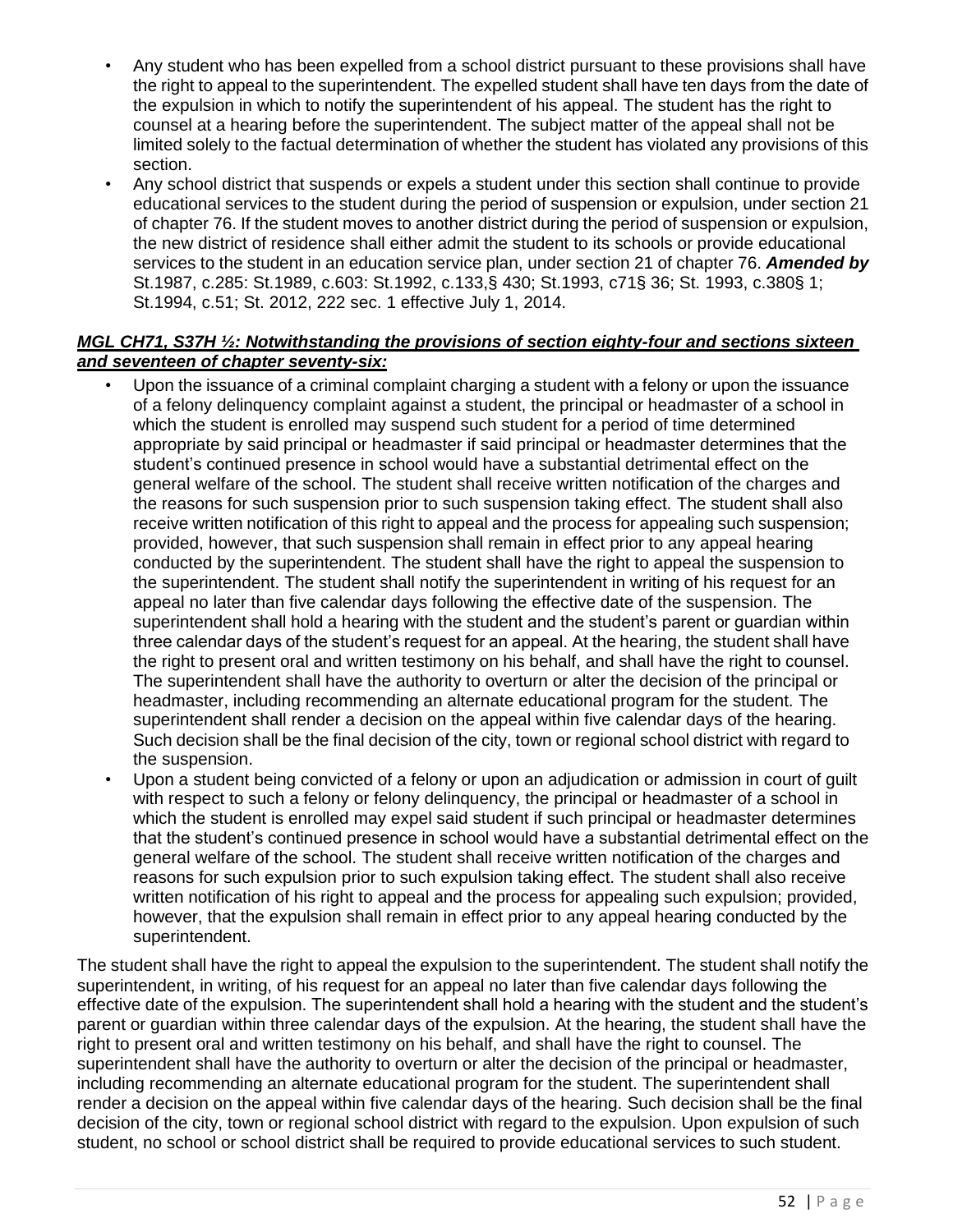- Any student who has been expelled from a school district pursuant to these provisions shall have the right to appeal to the superintendent. The expelled student shall have ten days from the date of the expulsion in which to notify the superintendent of his appeal. The student has the right to counsel at a hearing before the superintendent. The subject matter of the appeal shall not be limited solely to the factual determination of whether the student has violated any provisions of this section.
- Any school district that suspends or expels a student under this section shall continue to provide educational services to the student during the period of suspension or expulsion, under section 21 of chapter 76. If the student moves to another district during the period of suspension or expulsion, the new district of residence shall either admit the student to its schools or provide educational services to the student in an education service plan, under section 21 of chapter 76. ***Amended by*** St.1987, c.285: St.1989, c.603: St.1992, c.133,§ 430; St.1993, c71§ 36; St. 1993, c.380§ 1; St.1994, c.51; St. 2012, 222 sec. 1 effective July 1, 2014.

***MGL CH71, S37H ½: Notwithstanding the provisions of section eighty-four and sections sixteen and seventeen of chapter seventy-six:***

- Upon the issuance of a criminal complaint charging a student with a felony or upon the issuance of a felony delinquency complaint against a student, the principal or headmaster of a school in which the student is enrolled may suspend such student for a period of time determined appropriate by said principal or headmaster if said principal or headmaster determines that the student's continued presence in school would have a substantial detrimental effect on the general welfare of the school. The student shall receive written notification of the charges and the reasons for such suspension prior to such suspension taking effect. The student shall also receive written notification of this right to appeal and the process for appealing such suspension; provided, however, that such suspension shall remain in effect prior to any appeal hearing conducted by the superintendent. The student shall have the right to appeal the suspension to the superintendent. The student shall notify the superintendent in writing of his request for an appeal no later than five calendar days following the effective date of the suspension. The superintendent shall hold a hearing with the student and the student's parent or guardian within three calendar days of the student's request for an appeal. At the hearing, the student shall have the right to present oral and written testimony on his behalf, and shall have the right to counsel. The superintendent shall have the authority to overturn or alter the decision of the principal or headmaster, including recommending an alternate educational program for the student. The superintendent shall render a decision on the appeal within five calendar days of the hearing. Such decision shall be the final decision of the city, town or regional school district with regard to the suspension.
- Upon a student being convicted of a felony or upon an adjudication or admission in court of guilt with respect to such a felony or felony delinquency, the principal or headmaster of a school in which the student is enrolled may expel said student if such principal or headmaster determines that the student's continued presence in school would have a substantial detrimental effect on the general welfare of the school. The student shall receive written notification of the charges and reasons for such expulsion prior to such expulsion taking effect. The student shall also receive written notification of his right to appeal and the process for appealing such expulsion; provided, however, that the expulsion shall remain in effect prior to any appeal hearing conducted by the superintendent.

The student shall have the right to appeal the expulsion to the superintendent. The student shall notify the superintendent, in writing, of his request for an appeal no later than five calendar days following the effective date of the expulsion. The superintendent shall hold a hearing with the student and the student's parent or guardian within three calendar days of the expulsion. At the hearing, the student shall have the right to present oral and written testimony on his behalf, and shall have the right to counsel. The superintendent shall have the authority to overturn or alter the decision of the principal or headmaster, including recommending an alternate educational program for the student. The superintendent shall render a decision on the appeal within five calendar days of the hearing. Such decision shall be the final decision of the city, town or regional school district with regard to the expulsion. Upon expulsion of such student, no school or school district shall be required to provide educational services to such student.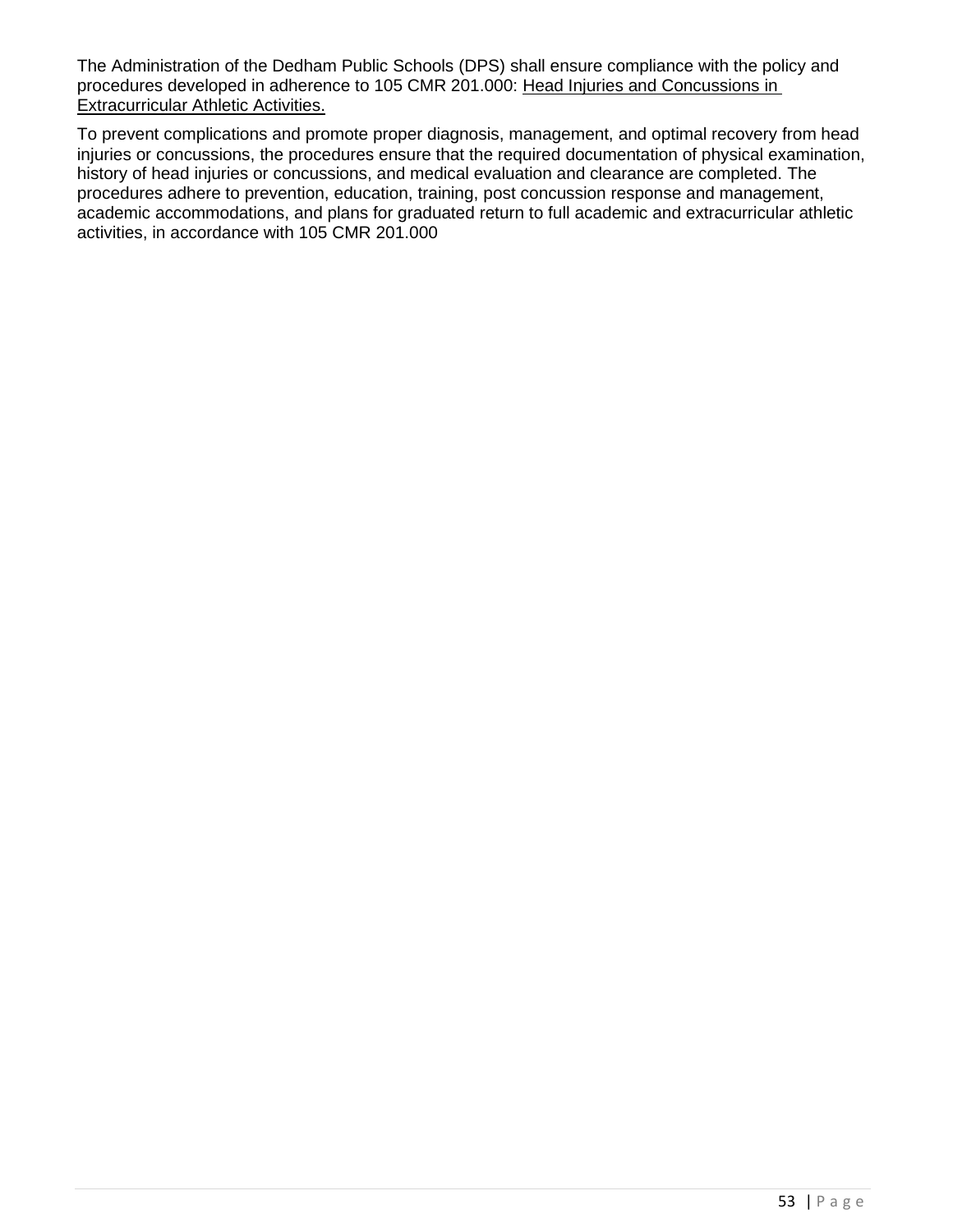The Administration of the Dedham Public Schools (DPS) shall ensure compliance with the policy and procedures developed in adherence to 105 CMR 201.000: <u>Head Injuries and Concussions in Extracurricular Athletic Activities.</u>

To prevent complications and promote proper diagnosis, management, and optimal recovery from head injuries or concussions, the procedures ensure that the required documentation of physical examination, history of head injuries or concussions, and medical evaluation and clearance are completed. The procedures adhere to prevention, education, training, post concussion response and management, academic accommodations, and plans for graduated return to full academic and extracurricular athletic activities, in accordance with 105 CMR 201.000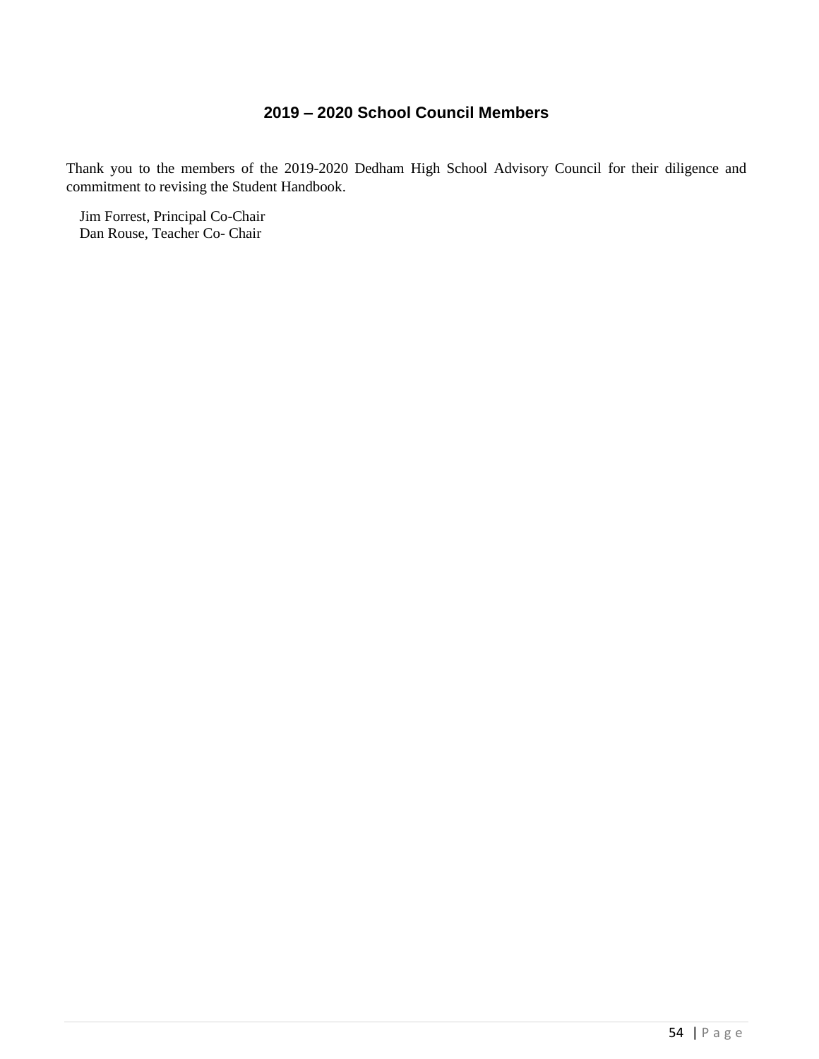## 2019 – 2020 School Council Members

Thank you to the members of the 2019-2020 Dedham High School Advisory Council for their diligence and commitment to revising the Student Handbook.

Jim Forrest, Principal Co-Chair
Dan Rouse, Teacher Co- Chair